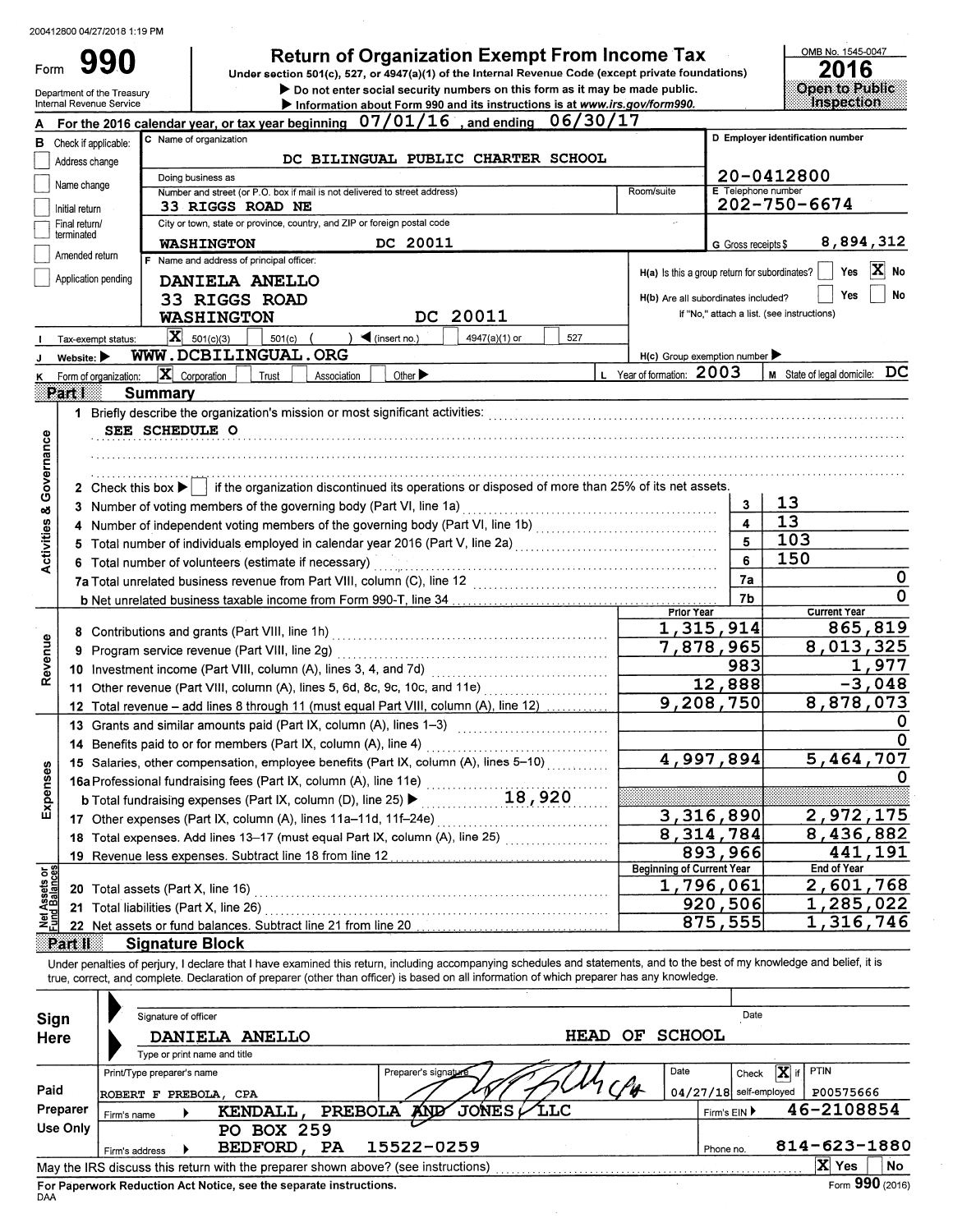200412800 04/27/2018 1:19 PM

# Form 990 — Return of Organization Exempt From Income Tax

Under section 501(c), 527, or 4947(a)(1) of the Internal Revenue Code (except private foundations)

▶ Do not enter social security numbers on this form as it may be made public.

▶ Information about Form 990 and its instructions is at www.irs.gov/form990.

Department of the Treasury
Internal Revenue Service

OMB No. 1545-0047

**2016**

**Open to Public Inspection**

**A** For the 2016 calendar year, or tax year beginning 07/01/16, and ending 06/30/17

**B** Check if applicable:
- ☐ Address change
- ☐ Name change
- ☐ Initial return
- ☐ Final return/terminated
- ☐ Amended return
- ☐ Application pending

**C** Name of organization: DC BILINGUAL PUBLIC CHARTER SCHOOL

Doing business as:

Number and street (or P.O. box if mail is not delivered to street address): 33 RIGGS ROAD NE | Room/suite:

City or town, state or province, country, and ZIP or foreign postal code: WASHINGTON DC 20011

**D** Employer identification number: 20-0412800

**E** Telephone number: 202-750-6674

**G** Gross receipts $ 8,894,312

**F** Name and address of principal officer:
DANIELA ANELLO
33 RIGGS ROAD
WASHINGTON DC 20011

H(a) Is this a group return for subordinates? ☐ Yes ☒ No

H(b) Are all subordinates included? ☐ Yes ☐ No
If "No," attach a list. (see instructions)

**I** Tax-exempt status: ☒ 501(c)(3) ☐ 501(c) ( ) ◀ (insert no.) ☐ 4947(a)(1) or ☐ 527

**J** Website: ▶ WWW.DCBILINGUAL.ORG

H(c) Group exemption number ▶

**K** Form of organization: ☒ Corporation ☐ Trust ☐ Association ☐ Other ▶

**L** Year of formation: 2003

**M** State of legal domicile: DC

## Part I Summary

**Activities & Governance**

1 Briefly describe the organization's mission or most significant activities:
SEE SCHEDULE O

2 Check this box ▶ ☐ if the organization discontinued its operations or disposed of more than 25% of its net assets.

| | Line | Value |
|---|---|---|
| 3 Number of voting members of the governing body (Part VI, line 1a) | 3 | 13 |
| 4 Number of independent voting members of the governing body (Part VI, line 1b) | 4 | 13 |
| 5 Total number of individuals employed in calendar year 2016 (Part V, line 2a) | 5 | 103 |
| 6 Total number of volunteers (estimate if necessary) | 6 | 150 |
| 7a Total unrelated business revenue from Part VIII, column (C), line 12 | 7a | 0 |
| b Net unrelated business taxable income from Form 990-T, line 34 | 7b | 0 |

| | Prior Year | Current Year |
|---|---|---|
| **Revenue** | | |
| 8 Contributions and grants (Part VIII, line 1h) | 1,315,914 | 865,819 |
| 9 Program service revenue (Part VIII, line 2g) | 7,878,965 | 8,013,325 |
| 10 Investment income (Part VIII, column (A), lines 3, 4, and 7d) | 983 | 1,977 |
| 11 Other revenue (Part VIII, column (A), lines 5, 6d, 8c, 9c, 10c, and 11e) | 12,888 | -3,048 |
| 12 Total revenue – add lines 8 through 11 (must equal Part VIII, column (A), line 12) | 9,208,750 | 8,878,073 |
| **Expenses** | | |
| 13 Grants and similar amounts paid (Part IX, column (A), lines 1–3) | | 0 |
| 14 Benefits paid to or for members (Part IX, column (A), line 4) | | 0 |
| 15 Salaries, other compensation, employee benefits (Part IX, column (A), lines 5–10) | 4,997,894 | 5,464,707 |
| 16a Professional fundraising fees (Part IX, column (A), line 11e) | | 0 |
| b Total fundraising expenses (Part IX, column (D), line 25) ▶ 18,920 | | |
| 17 Other expenses (Part IX, column (A), lines 11a–11d, 11f–24e) | 3,316,890 | 2,972,175 |
| 18 Total expenses. Add lines 13–17 (must equal Part IX, column (A), line 25) | 8,314,784 | 8,436,882 |
| 19 Revenue less expenses. Subtract line 18 from line 12 | 893,966 | 441,191 |

| **Net Assets or Fund Balances** | Beginning of Current Year | End of Year |
|---|---|---|
| 20 Total assets (Part X, line 16) | 1,796,061 | 2,601,768 |
| 21 Total liabilities (Part X, line 26) | 920,506 | 1,285,022 |
| 22 Net assets or fund balances. Subtract line 21 from line 20 | 875,555 | 1,316,746 |

## Part II Signature Block

Under penalties of perjury, I declare that I have examined this return, including accompanying schedules and statements, and to the best of my knowledge and belief, it is true, correct, and complete. Declaration of preparer (other than officer) is based on all information of which preparer has any knowledge.

**Sign Here**

Signature of officer | Date

DANIELA ANELLO — HEAD OF SCHOOL

Type or print name and title

**Paid Preparer Use Only**

| Print/Type preparer's name | Preparer's signature | Date | Check ☒ if self-employed | PTIN |
|---|---|---|---|---|
| ROBERT F PREBOLA, CPA | [signature] | 04/27/18 | ☒ | P00575666 |

Firm's name ▶ KENDALL, PREBOLA AND JONES, LLC — Firm's EIN ▶ 46-2108854

Firm's address ▶ PO BOX 259, BEDFORD, PA 15522-0259 — Phone no. 814-623-1880

May the IRS discuss this return with the preparer shown above? (see instructions) ☒ Yes ☐ No

For Paperwork Reduction Act Notice, see the separate instructions.

DAA — Form 990 (2016)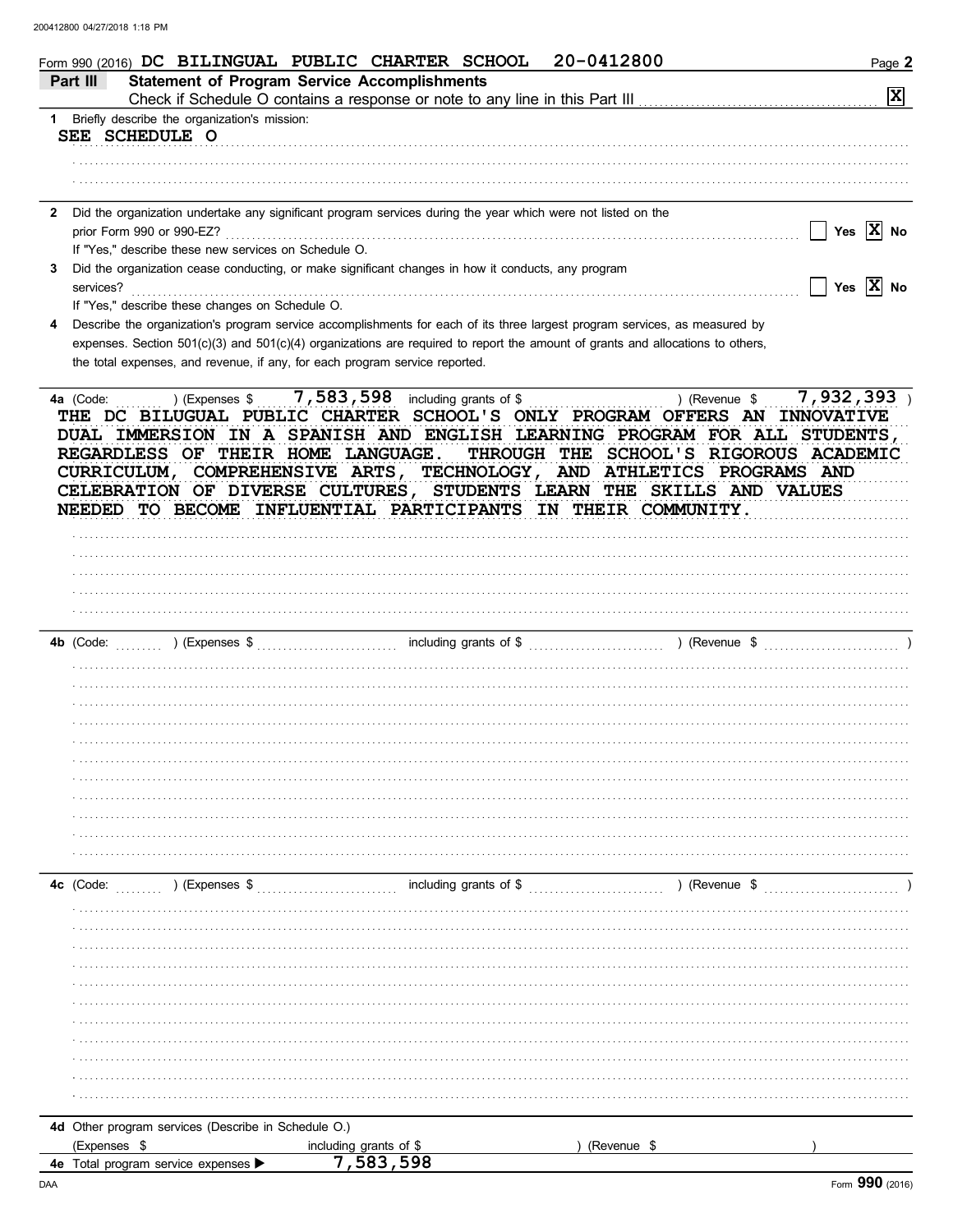Form 990 (2016) DC BILINGUAL PUBLIC CHARTER SCHOOL 20-0412800

## Part III Statement of Program Service Accomplishments

Check if Schedule O contains a response or note to any line in this Part III [X]

1 Briefly describe the organization's mission:

SEE SCHEDULE O

2 Did the organization undertake any significant program services during the year which were not listed on the prior Form 990 or 990-EZ? Yes [ ] No [X]

If "Yes," describe these new services on Schedule O.

3 Did the organization cease conducting, or make significant changes in how it conducts, any program services? Yes [ ] No [X]

If "Yes," describe these changes on Schedule O.

4 Describe the organization's program service accomplishments for each of its three largest program services, as measured by expenses. Section 501(c)(3) and 501(c)(4) organizations are required to report the amount of grants and allocations to others, the total expenses, and revenue, if any, for each program service reported.

4a (Code: ) (Expenses $ 7,583,598 including grants of $ ) (Revenue $ 7,932,393 )

THE DC BILUGUAL PUBLIC CHARTER SCHOOL'S ONLY PROGRAM OFFERS AN INNOVATIVE DUAL IMMERSION IN A SPANISH AND ENGLISH LEARNING PROGRAM FOR ALL STUDENTS, REGARDLESS OF THEIR HOME LANGUAGE. THROUGH THE SCHOOL'S RIGOROUS ACADEMIC CURRICULUM, COMPREHENSIVE ARTS, TECHNOLOGY, AND ATHLETICS PROGRAMS AND CELEBRATION OF DIVERSE CULTURES, STUDENTS LEARN THE SKILLS AND VALUES NEEDED TO BECOME INFLUENTIAL PARTICIPANTS IN THEIR COMMUNITY.

4b (Code: ) (Expenses $ including grants of $ ) (Revenue $ )

4c (Code: ) (Expenses $ including grants of $ ) (Revenue $ )

4d Other program services (Describe in Schedule O.)

(Expenses $ including grants of $ ) (Revenue $ )

4e Total program service expenses ▶ 7,583,598

Form 990 (2016)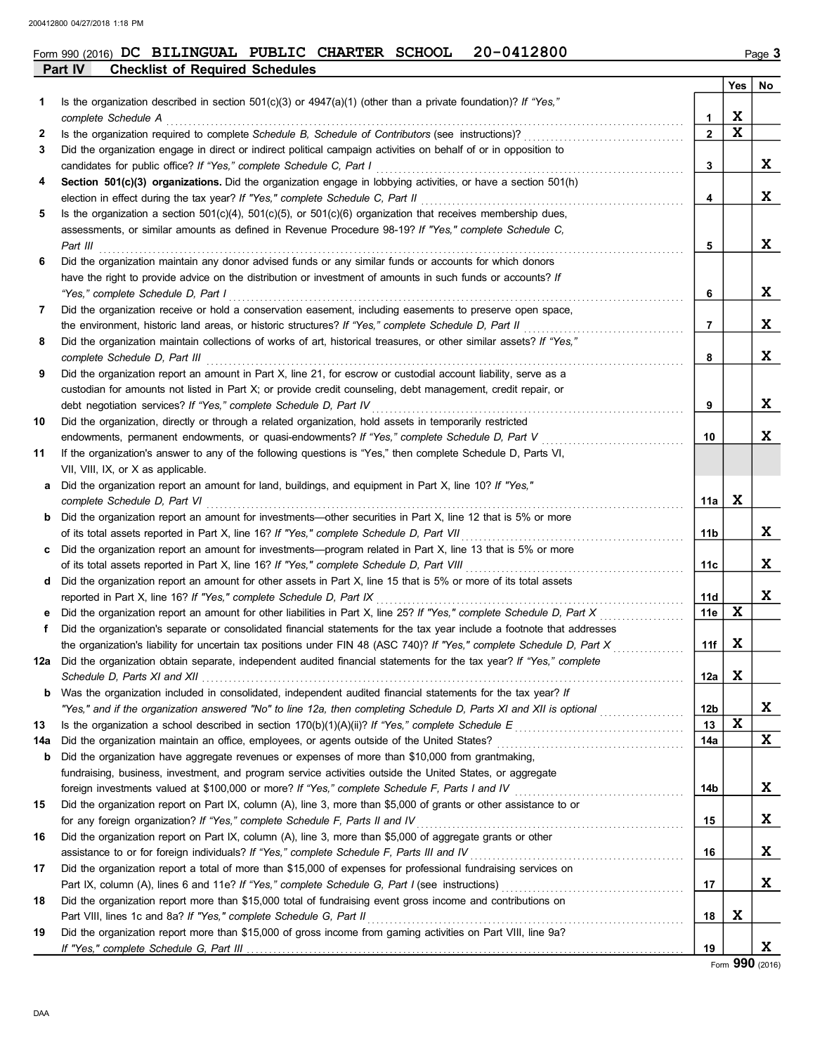Form 990 (2016) DC BILINGUAL PUBLIC CHARTER SCHOOL 20-0412800 Page 3

**Part IV Checklist of Required Schedules**

| | | | Yes | No |
|---|---|---|---|---|
| 1 | Is the organization described in section 501(c)(3) or 4947(a)(1) (other than a private foundation)? *If "Yes," complete Schedule A* | 1 | X | |
| 2 | Is the organization required to complete *Schedule B, Schedule of Contributors* (see instructions)? | 2 | X | |
| 3 | Did the organization engage in direct or indirect political campaign activities on behalf of or in opposition to candidates for public office? *If "Yes," complete Schedule C, Part I* | 3 | | X |
| 4 | **Section 501(c)(3) organizations.** Did the organization engage in lobbying activities, or have a section 501(h) election in effect during the tax year? *If "Yes," complete Schedule C, Part II* | 4 | | X |
| 5 | Is the organization a section 501(c)(4), 501(c)(5), or 501(c)(6) organization that receives membership dues, assessments, or similar amounts as defined in Revenue Procedure 98-19? *If "Yes," complete Schedule C, Part III* | 5 | | X |
| 6 | Did the organization maintain any donor advised funds or any similar funds or accounts for which donors have the right to provide advice on the distribution or investment of amounts in such funds or accounts? *If "Yes," complete Schedule D, Part I* | 6 | | X |
| 7 | Did the organization receive or hold a conservation easement, including easements to preserve open space, the environment, historic land areas, or historic structures? *If "Yes," complete Schedule D, Part II* | 7 | | X |
| 8 | Did the organization maintain collections of works of art, historical treasures, or other similar assets? *If "Yes," complete Schedule D, Part III* | 8 | | X |
| 9 | Did the organization report an amount in Part X, line 21, for escrow or custodial account liability, serve as a custodian for amounts not listed in Part X; or provide credit counseling, debt management, credit repair, or debt negotiation services? *If "Yes," complete Schedule D, Part IV* | 9 | | X |
| 10 | Did the organization, directly or through a related organization, hold assets in temporarily restricted endowments, permanent endowments, or quasi-endowments? *If "Yes," complete Schedule D, Part V* | 10 | | X |
| 11 | If the organization's answer to any of the following questions is "Yes," then complete Schedule D, Parts VI, VII, VIII, IX, or X as applicable. | | | |
| a | Did the organization report an amount for land, buildings, and equipment in Part X, line 10? *If "Yes," complete Schedule D, Part VI* | 11a | X | |
| b | Did the organization report an amount for investments—other securities in Part X, line 12 that is 5% or more of its total assets reported in Part X, line 16? *If "Yes," complete Schedule D, Part VII* | 11b | | X |
| c | Did the organization report an amount for investments—program related in Part X, line 13 that is 5% or more of its total assets reported in Part X, line 16? *If "Yes," complete Schedule D, Part VIII* | 11c | | X |
| d | Did the organization report an amount for other assets in Part X, line 15 that is 5% or more of its total assets reported in Part X, line 16? *If "Yes," complete Schedule D, Part IX* | 11d | | X |
| e | Did the organization report an amount for other liabilities in Part X, line 25? *If "Yes," complete Schedule D, Part X* | 11e | X | |
| f | Did the organization's separate or consolidated financial statements for the tax year include a footnote that addresses the organization's liability for uncertain tax positions under FIN 48 (ASC 740)? *If "Yes," complete Schedule D, Part X* | 11f | X | |
| 12a | Did the organization obtain separate, independent audited financial statements for the tax year? *If "Yes," complete Schedule D, Parts XI and XII* | 12a | X | |
| b | Was the organization included in consolidated, independent audited financial statements for the tax year? *If "Yes," and if the organization answered "No" to line 12a, then completing Schedule D, Parts XI and XII is optional* | 12b | | X |
| 13 | Is the organization a school described in section 170(b)(1)(A)(ii)? *If "Yes," complete Schedule E* | 13 | X | |
| 14a | Did the organization maintain an office, employees, or agents outside of the United States? | 14a | | X |
| b | Did the organization have aggregate revenues or expenses of more than $10,000 from grantmaking, fundraising, business, investment, and program service activities outside the United States, or aggregate foreign investments valued at $100,000 or more? *If "Yes," complete Schedule F, Parts I and IV* | 14b | | X |
| 15 | Did the organization report on Part IX, column (A), line 3, more than $5,000 of grants or other assistance to or for any foreign organization? *If "Yes," complete Schedule F, Parts II and IV* | 15 | | X |
| 16 | Did the organization report on Part IX, column (A), line 3, more than $5,000 of aggregate grants or other assistance to or for foreign individuals? *If "Yes," complete Schedule F, Parts III and IV* | 16 | | X |
| 17 | Did the organization report a total of more than $15,000 of expenses for professional fundraising services on Part IX, column (A), lines 6 and 11e? *If "Yes," complete Schedule G, Part I* (see instructions) | 17 | | X |
| 18 | Did the organization report more than $15,000 total of fundraising event gross income and contributions on Part VIII, lines 1c and 8a? *If "Yes," complete Schedule G, Part II* | 18 | X | |
| 19 | Did the organization report more than $15,000 of gross income from gaming activities on Part VIII, line 9a? *If "Yes," complete Schedule G, Part III* | 19 | | X |

Form **990** (2016)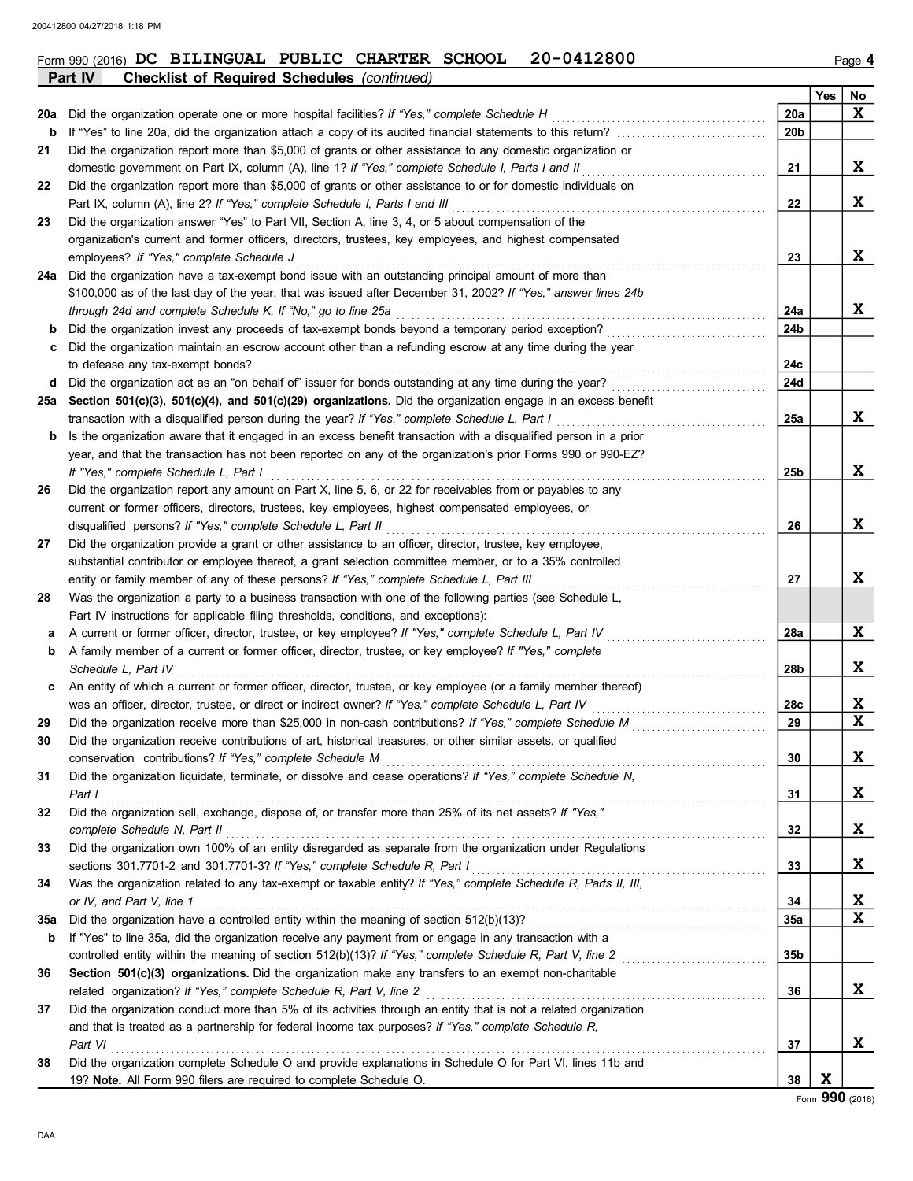Form 990 (2016) **DC BILINGUAL PUBLIC CHARTER SCHOOL 20-0412800** Page 4

**Part IV Checklist of Required Schedules** *(continued)*

| | | | Yes | No |
|---|---|---|---|---|
| **20a** | Did the organization operate one or more hospital facilities? *If "Yes," complete Schedule H* | 20a | | X |
| **b** | If "Yes" to line 20a, did the organization attach a copy of its audited financial statements to this return? | 20b | | |
| **21** | Did the organization report more than $5,000 of grants or other assistance to any domestic organization or domestic government on Part IX, column (A), line 1? *If "Yes," complete Schedule I, Parts I and II* | 21 | | X |
| **22** | Did the organization report more than $5,000 of grants or other assistance to or for domestic individuals on Part IX, column (A), line 2? *If "Yes," complete Schedule I, Parts I and III* | 22 | | X |
| **23** | Did the organization answer "Yes" to Part VII, Section A, line 3, 4, or 5 about compensation of the organization's current and former officers, directors, trustees, key employees, and highest compensated employees? *If "Yes," complete Schedule J* | 23 | | X |
| **24a** | Did the organization have a tax-exempt bond issue with an outstanding principal amount of more than $100,000 as of the last day of the year, that was issued after December 31, 2002? *If "Yes," answer lines 24b through 24d and complete Schedule K. If "No," go to line 25a* | 24a | | X |
| **b** | Did the organization invest any proceeds of tax-exempt bonds beyond a temporary period exception? | 24b | | |
| **c** | Did the organization maintain an escrow account other than a refunding escrow at any time during the year to defease any tax-exempt bonds? | 24c | | |
| **d** | Did the organization act as an "on behalf of" issuer for bonds outstanding at any time during the year? | 24d | | |
| **25a** | **Section 501(c)(3), 501(c)(4), and 501(c)(29) organizations.** Did the organization engage in an excess benefit transaction with a disqualified person during the year? *If "Yes," complete Schedule L, Part I* | 25a | | X |
| **b** | Is the organization aware that it engaged in an excess benefit transaction with a disqualified person in a prior year, and that the transaction has not been reported on any of the organization's prior Forms 990 or 990-EZ? *If "Yes," complete Schedule L, Part I* | 25b | | X |
| **26** | Did the organization report any amount on Part X, line 5, 6, or 22 for receivables from or payables to any current or former officers, directors, trustees, key employees, highest compensated employees, or disqualified persons? *If "Yes," complete Schedule L, Part II* | 26 | | X |
| **27** | Did the organization provide a grant or other assistance to an officer, director, trustee, key employee, substantial contributor or employee thereof, a grant selection committee member, or to a 35% controlled entity or family member of any of these persons? *If "Yes," complete Schedule L, Part III* | 27 | | X |
| **28** | Was the organization a party to a business transaction with one of the following parties (see Schedule L, Part IV instructions for applicable filing thresholds, conditions, and exceptions): | | | |
| **a** | A current or former officer, director, trustee, or key employee? *If "Yes," complete Schedule L, Part IV* | 28a | | X |
| **b** | A family member of a current or former officer, director, trustee, or key employee? *If "Yes," complete Schedule L, Part IV* | 28b | | X |
| **c** | An entity of which a current or former officer, director, trustee, or key employee (or a family member thereof) was an officer, director, trustee, or direct or indirect owner? *If "Yes," complete Schedule L, Part IV* | 28c | | X |
| **29** | Did the organization receive more than $25,000 in non-cash contributions? *If "Yes," complete Schedule M* | 29 | | X |
| **30** | Did the organization receive contributions of art, historical treasures, or other similar assets, or qualified conservation contributions? *If "Yes," complete Schedule M* | 30 | | X |
| **31** | Did the organization liquidate, terminate, or dissolve and cease operations? *If "Yes," complete Schedule N, Part I* | 31 | | X |
| **32** | Did the organization sell, exchange, dispose of, or transfer more than 25% of its net assets? *If "Yes," complete Schedule N, Part II* | 32 | | X |
| **33** | Did the organization own 100% of an entity disregarded as separate from the organization under Regulations sections 301.7701-2 and 301.7701-3? *If "Yes," complete Schedule R, Part I* | 33 | | X |
| **34** | Was the organization related to any tax-exempt or taxable entity? *If "Yes," complete Schedule R, Parts II, III, or IV, and Part V, line 1* | 34 | | X |
| **35a** | Did the organization have a controlled entity within the meaning of section 512(b)(13)? | 35a | | X |
| **b** | If "Yes" to line 35a, did the organization receive any payment from or engage in any transaction with a controlled entity within the meaning of section 512(b)(13)? *If "Yes," complete Schedule R, Part V, line 2* | 35b | | |
| **36** | **Section 501(c)(3) organizations.** Did the organization make any transfers to an exempt non-charitable related organization? *If "Yes," complete Schedule R, Part V, line 2* | 36 | | X |
| **37** | Did the organization conduct more than 5% of its activities through an entity that is not a related organization and that is treated as a partnership for federal income tax purposes? *If "Yes," complete Schedule R, Part VI* | 37 | | X |
| **38** | Did the organization complete Schedule O and provide explanations in Schedule O for Part VI, lines 11b and 19? **Note.** All Form 990 filers are required to complete Schedule O. | 38 | X | |

Form **990** (2016)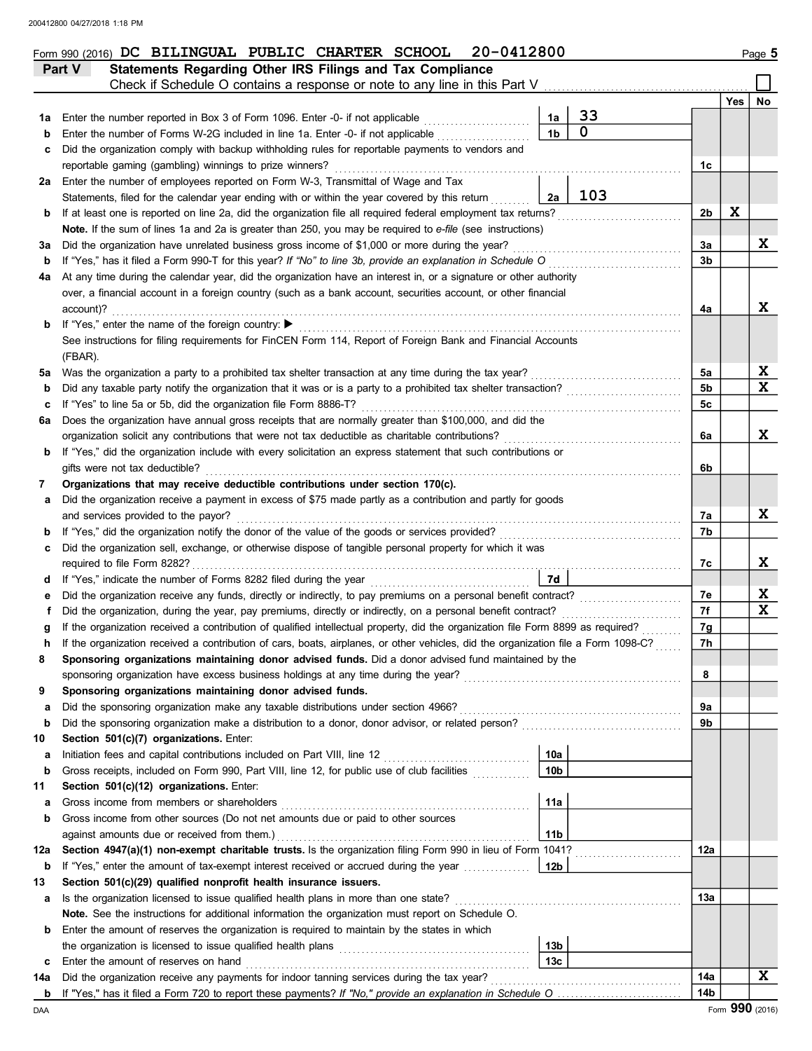Form 990 (2016) DC BILINGUAL PUBLIC CHARTER SCHOOL 20-0412800

## Part V Statements Regarding Other IRS Filings and Tax Compliance

Check if Schedule O contains a response or note to any line in this Part V

| | | | | | Yes | No |
|---|---|---|---|---|---|---|
| 1a | Enter the number reported in Box 3 of Form 1096. Enter -0- if not applicable | 1a | 33 | | | |
| b | Enter the number of Forms W-2G included in line 1a. Enter -0- if not applicable | 1b | 0 | | | |
| c | Did the organization comply with backup withholding rules for reportable payments to vendors and reportable gaming (gambling) winnings to prize winners? | | | 1c | | |
| 2a | Enter the number of employees reported on Form W-3, Transmittal of Wage and Tax Statements, filed for the calendar year ending with or within the year covered by this return | 2a | 103 | | | |
| b | If at least one is reported on line 2a, did the organization file all required federal employment tax returns? | | | 2b | X | |
| | **Note.** If the sum of lines 1a and 2a is greater than 250, you may be required to *e-file* (see instructions) | | | | | |
| 3a | Did the organization have unrelated business gross income of $1,000 or more during the year? | | | 3a | | X |
| b | If "Yes," has it filed a Form 990-T for this year? *If "No" to line 3b, provide an explanation in Schedule O* | | | 3b | | |
| 4a | At any time during the calendar year, did the organization have an interest in, or a signature or other authority over, a financial account in a foreign country (such as a bank account, securities account, or other financial account)? | | | 4a | | X |
| b | If "Yes," enter the name of the foreign country: ▶ | | | | | |
| | See instructions for filing requirements for FinCEN Form 114, Report of Foreign Bank and Financial Accounts (FBAR). | | | | | |
| 5a | Was the organization a party to a prohibited tax shelter transaction at any time during the tax year? | | | 5a | | X |
| b | Did any taxable party notify the organization that it was or is a party to a prohibited tax shelter transaction? | | | 5b | | X |
| c | If "Yes" to line 5a or 5b, did the organization file Form 8886-T? | | | 5c | | |
| 6a | Does the organization have annual gross receipts that are normally greater than $100,000, and did the organization solicit any contributions that were not tax deductible as charitable contributions? | | | 6a | | X |
| b | If "Yes," did the organization include with every solicitation an express statement that such contributions or gifts were not tax deductible? | | | 6b | | |
| 7 | **Organizations that may receive deductible contributions under section 170(c).** | | | | | |
| a | Did the organization receive a payment in excess of $75 made partly as a contribution and partly for goods and services provided to the payor? | | | 7a | | X |
| b | If "Yes," did the organization notify the donor of the value of the goods or services provided? | | | 7b | | |
| c | Did the organization sell, exchange, or otherwise dispose of tangible personal property for which it was required to file Form 8282? | | | 7c | | X |
| d | If "Yes," indicate the number of Forms 8282 filed during the year | 7d | | | | |
| e | Did the organization receive any funds, directly or indirectly, to pay premiums on a personal benefit contract? | | | 7e | | X |
| f | Did the organization, during the year, pay premiums, directly or indirectly, on a personal benefit contract? | | | 7f | | X |
| g | If the organization received a contribution of qualified intellectual property, did the organization file Form 8899 as required? | | | 7g | | |
| h | If the organization received a contribution of cars, boats, airplanes, or other vehicles, did the organization file a Form 1098-C? | | | 7h | | |
| 8 | **Sponsoring organizations maintaining donor advised funds.** Did a donor advised fund maintained by the sponsoring organization have excess business holdings at any time during the year? | | | 8 | | |
| 9 | **Sponsoring organizations maintaining donor advised funds.** | | | | | |
| a | Did the sponsoring organization make any taxable distributions under section 4966? | | | 9a | | |
| b | Did the sponsoring organization make a distribution to a donor, donor advisor, or related person? | | | 9b | | |
| 10 | **Section 501(c)(7) organizations.** Enter: | | | | | |
| a | Initiation fees and capital contributions included on Part VIII, line 12 | 10a | | | | |
| b | Gross receipts, included on Form 990, Part VIII, line 12, for public use of club facilities | 10b | | | | |
| 11 | **Section 501(c)(12) organizations.** Enter: | | | | | |
| a | Gross income from members or shareholders | 11a | | | | |
| b | Gross income from other sources (Do not net amounts due or paid to other sources against amounts due or received from them.) | 11b | | | | |
| 12a | **Section 4947(a)(1) non-exempt charitable trusts.** Is the organization filing Form 990 in lieu of Form 1041? | | | 12a | | |
| b | If "Yes," enter the amount of tax-exempt interest received or accrued during the year | 12b | | | | |
| 13 | **Section 501(c)(29) qualified nonprofit health insurance issuers.** | | | | | |
| a | Is the organization licensed to issue qualified health plans in more than one state? | | | 13a | | |
| | **Note.** See the instructions for additional information the organization must report on Schedule O. | | | | | |
| b | Enter the amount of reserves the organization is required to maintain by the states in which the organization is licensed to issue qualified health plans | 13b | | | | |
| c | Enter the amount of reserves on hand | 13c | | | | |
| 14a | Did the organization receive any payments for indoor tanning services during the tax year? | | | 14a | | X |
| b | If "Yes," has it filed a Form 720 to report these payments? *If "No," provide an explanation in Schedule O* | | | 14b | | |

Form **990** (2016)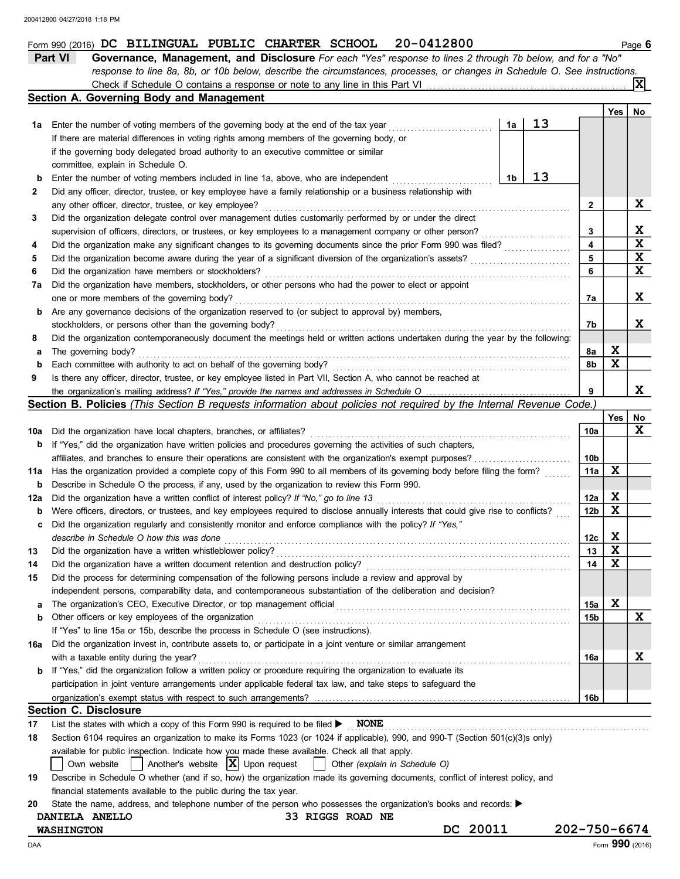Form 990 (2016) DC BILINGUAL PUBLIC CHARTER SCHOOL 20-0412800 Page 6

**Part VI Governance, Management, and Disclosure** *For each "Yes" response to lines 2 through 7b below, and for a "No" response to line 8a, 8b, or 10b below, describe the circumstances, processes, or changes in Schedule O. See instructions.*

Check if Schedule O contains a response or note to any line in this Part VI .......... [X]

## Section A. Governing Body and Management

| | | | | Yes | No |
|---|---|---|---|---|---|
| 1a | Enter the number of voting members of the governing body at the end of the tax year | 1a | 13 | | |
| | If there are material differences in voting rights among members of the governing body, or if the governing body delegated broad authority to an executive committee or similar committee, explain in Schedule O. | | | | |
| b | Enter the number of voting members included in line 1a, above, who are independent | 1b | 13 | | |
| 2 | Did any officer, director, trustee, or key employee have a family relationship or a business relationship with any other officer, director, trustee, or key employee? | 2 | | | X |
| 3 | Did the organization delegate control over management duties customarily performed by or under the direct supervision of officers, directors, or trustees, or key employees to a management company or other person? | 3 | | | X |
| 4 | Did the organization make any significant changes to its governing documents since the prior Form 990 was filed? | 4 | | | X |
| 5 | Did the organization become aware during the year of a significant diversion of the organization's assets? | 5 | | | X |
| 6 | Did the organization have members or stockholders? | 6 | | | X |
| 7a | Did the organization have members, stockholders, or other persons who had the power to elect or appoint one or more members of the governing body? | 7a | | | X |
| b | Are any governance decisions of the organization reserved to (or subject to approval by) members, stockholders, or persons other than the governing body? | 7b | | | X |
| 8 | Did the organization contemporaneously document the meetings held or written actions undertaken during the year by the following: | | | | |
| a | The governing body? | 8a | | X | |
| b | Each committee with authority to act on behalf of the governing body? | 8b | | X | |
| 9 | Is there any officer, director, trustee, or key employee listed in Part VII, Section A, who cannot be reached at the organization's mailing address? *If "Yes," provide the names and addresses in Schedule O* | 9 | | | X |

## Section B. Policies *(This Section B requests information about policies not required by the Internal Revenue Code.)*

| | | | Yes | No |
|---|---|---|---|---|
| 10a | Did the organization have local chapters, branches, or affiliates? | 10a | | X |
| b | If "Yes," did the organization have written policies and procedures governing the activities of such chapters, affiliates, and branches to ensure their operations are consistent with the organization's exempt purposes? | 10b | | |
| 11a | Has the organization provided a complete copy of this Form 990 to all members of its governing body before filing the form? | 11a | X | |
| b | Describe in Schedule O the process, if any, used by the organization to review this Form 990. | | | |
| 12a | Did the organization have a written conflict of interest policy? *If "No," go to line 13* | 12a | X | |
| b | Were officers, directors, or trustees, and key employees required to disclose annually interests that could give rise to conflicts? | 12b | X | |
| c | Did the organization regularly and consistently monitor and enforce compliance with the policy? *If "Yes," describe in Schedule O how this was done* | 12c | X | |
| 13 | Did the organization have a written whistleblower policy? | 13 | X | |
| 14 | Did the organization have a written document retention and destruction policy? | 14 | X | |
| 15 | Did the process for determining compensation of the following persons include a review and approval by independent persons, comparability data, and contemporaneous substantiation of the deliberation and decision? | | | |
| a | The organization's CEO, Executive Director, or top management official | 15a | X | |
| b | Other officers or key employees of the organization | 15b | | X |
| | If "Yes" to line 15a or 15b, describe the process in Schedule O (see instructions). | | | |
| 16a | Did the organization invest in, contribute assets to, or participate in a joint venture or similar arrangement with a taxable entity during the year? | 16a | | X |
| b | If "Yes," did the organization follow a written policy or procedure requiring the organization to evaluate its participation in joint venture arrangements under applicable federal tax law, and take steps to safeguard the organization's exempt status with respect to such arrangements? | 16b | | |

## Section C. Disclosure

17 List the states with which a copy of this Form 990 is required to be filed ▶ NONE

18 Section 6104 requires an organization to make its Forms 1023 (or 1024 if applicable), 990, and 990-T (Section 501(c)(3)s only) available for public inspection. Indicate how you made these available. Check all that apply.

[ ] Own website [ ] Another's website [X] Upon request [ ] Other *(explain in Schedule O)*

19 Describe in Schedule O whether (and if so, how) the organization made its governing documents, conflict of interest policy, and financial statements available to the public during the tax year.

20 State the name, address, and telephone number of the person who possesses the organization's books and records: ▶

DANIELA ANELLO 33 RIGGS ROAD NE
WASHINGTON DC 20011 202-750-6674

Form **990** (2016)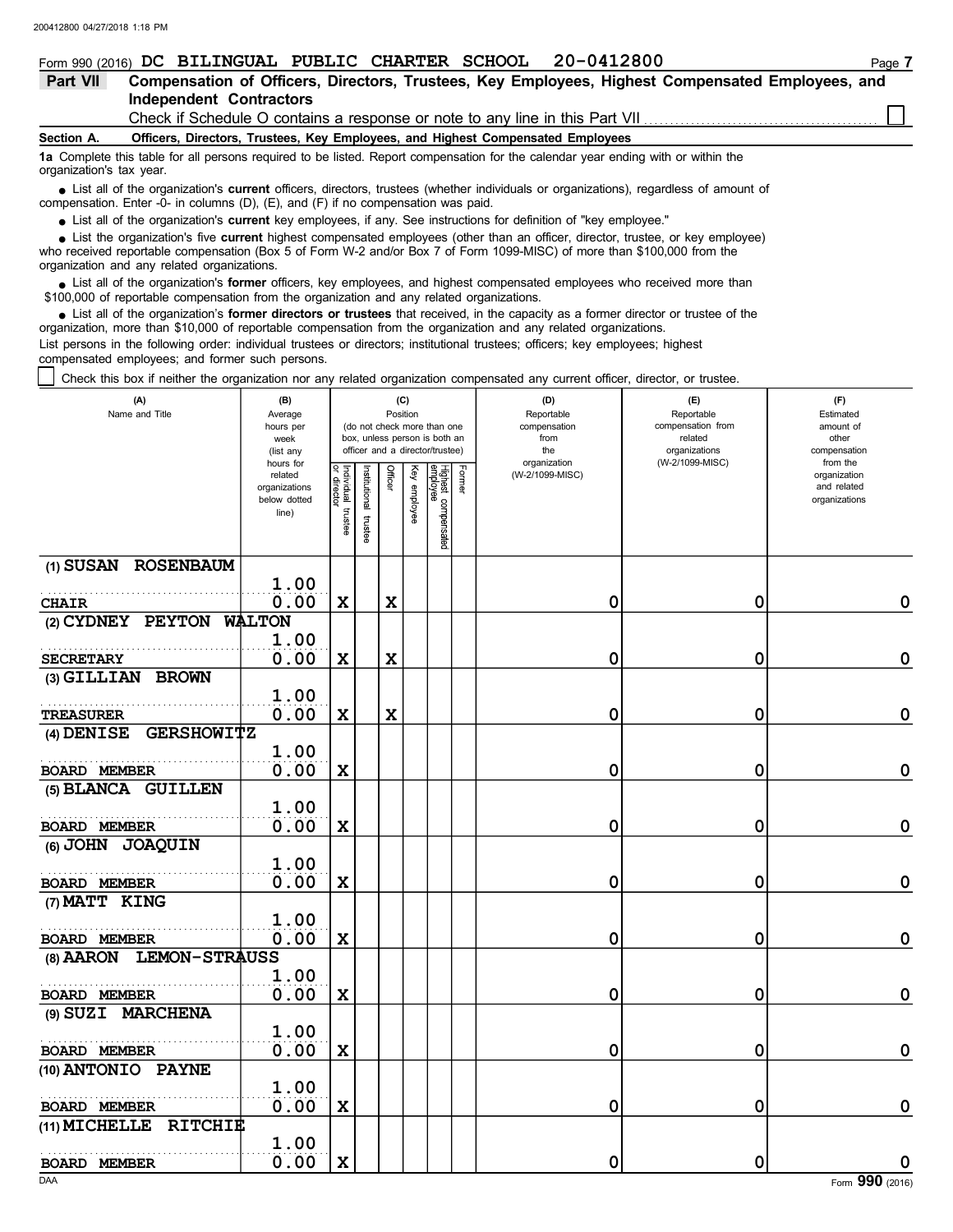Form 990 (2016) DC BILINGUAL PUBLIC CHARTER SCHOOL 20-0412800

## Part VII Compensation of Officers, Directors, Trustees, Key Employees, Highest Compensated Employees, and Independent Contractors

Check if Schedule O contains a response or note to any line in this Part VII ☐

**Section A. Officers, Directors, Trustees, Key Employees, and Highest Compensated Employees**

**1a** Complete this table for all persons required to be listed. Report compensation for the calendar year ending with or within the organization's tax year.

- List all of the organization's **current** officers, directors, trustees (whether individuals or organizations), regardless of amount of compensation. Enter -0- in columns (D), (E), and (F) if no compensation was paid.
- List all of the organization's **current** key employees, if any. See instructions for definition of "key employee."
- List the organization's five **current** highest compensated employees (other than an officer, director, trustee, or key employee) who received reportable compensation (Box 5 of Form W-2 and/or Box 7 of Form 1099-MISC) of more than $100,000 from the organization and any related organizations.
- List all of the organization's **former** officers, key employees, and highest compensated employees who received more than $100,000 of reportable compensation from the organization and any related organizations.
- List all of the organization's **former directors or trustees** that received, in the capacity as a former director or trustee of the organization, more than $10,000 of reportable compensation from the organization and any related organizations.

List persons in the following order: individual trustees or directors; institutional trustees; officers; key employees; highest compensated employees; and former such persons.

☐ Check this box if neither the organization nor any related organization compensated any current officer, director, or trustee.

| (A) Name and Title | (B) Average hours per week (list any hours for related organizations below dotted line) | (C) Position: Individual trustee or director | Institutional trustee | Officer | Key employee | Highest compensated employee | Former | (D) Reportable compensation from the organization (W-2/1099-MISC) | (E) Reportable compensation from related organizations (W-2/1099-MISC) | (F) Estimated amount of other compensation from the organization and related organizations |
|---|---|---|---|---|---|---|---|---|---|---|
| (1) SUSAN ROSENBAUM<br>CHAIR | 1.00<br>0.00 | X | | X | | | | 0 | 0 | 0 |
| (2) CYDNEY PEYTON WALTON<br>SECRETARY | 1.00<br>0.00 | X | | X | | | | 0 | 0 | 0 |
| (3) GILLIAN BROWN<br>TREASURER | 1.00<br>0.00 | X | | X | | | | 0 | 0 | 0 |
| (4) DENISE GERSHOWITZ<br>BOARD MEMBER | 1.00<br>0.00 | X | | | | | | 0 | 0 | 0 |
| (5) BLANCA GUILLEN<br>BOARD MEMBER | 1.00<br>0.00 | X | | | | | | 0 | 0 | 0 |
| (6) JOHN JOAQUIN<br>BOARD MEMBER | 1.00<br>0.00 | X | | | | | | 0 | 0 | 0 |
| (7) MATT KING<br>BOARD MEMBER | 1.00<br>0.00 | X | | | | | | 0 | 0 | 0 |
| (8) AARON LEMON-STRAUSS<br>BOARD MEMBER | 1.00<br>0.00 | X | | | | | | 0 | 0 | 0 |
| (9) SUZI MARCHENA<br>BOARD MEMBER | 1.00<br>0.00 | X | | | | | | 0 | 0 | 0 |
| (10) ANTONIO PAYNE<br>BOARD MEMBER | 1.00<br>0.00 | X | | | | | | 0 | 0 | 0 |
| (11) MICHELLE RITCHIE<br>BOARD MEMBER | 1.00<br>0.00 | X | | | | | | 0 | 0 | 0 |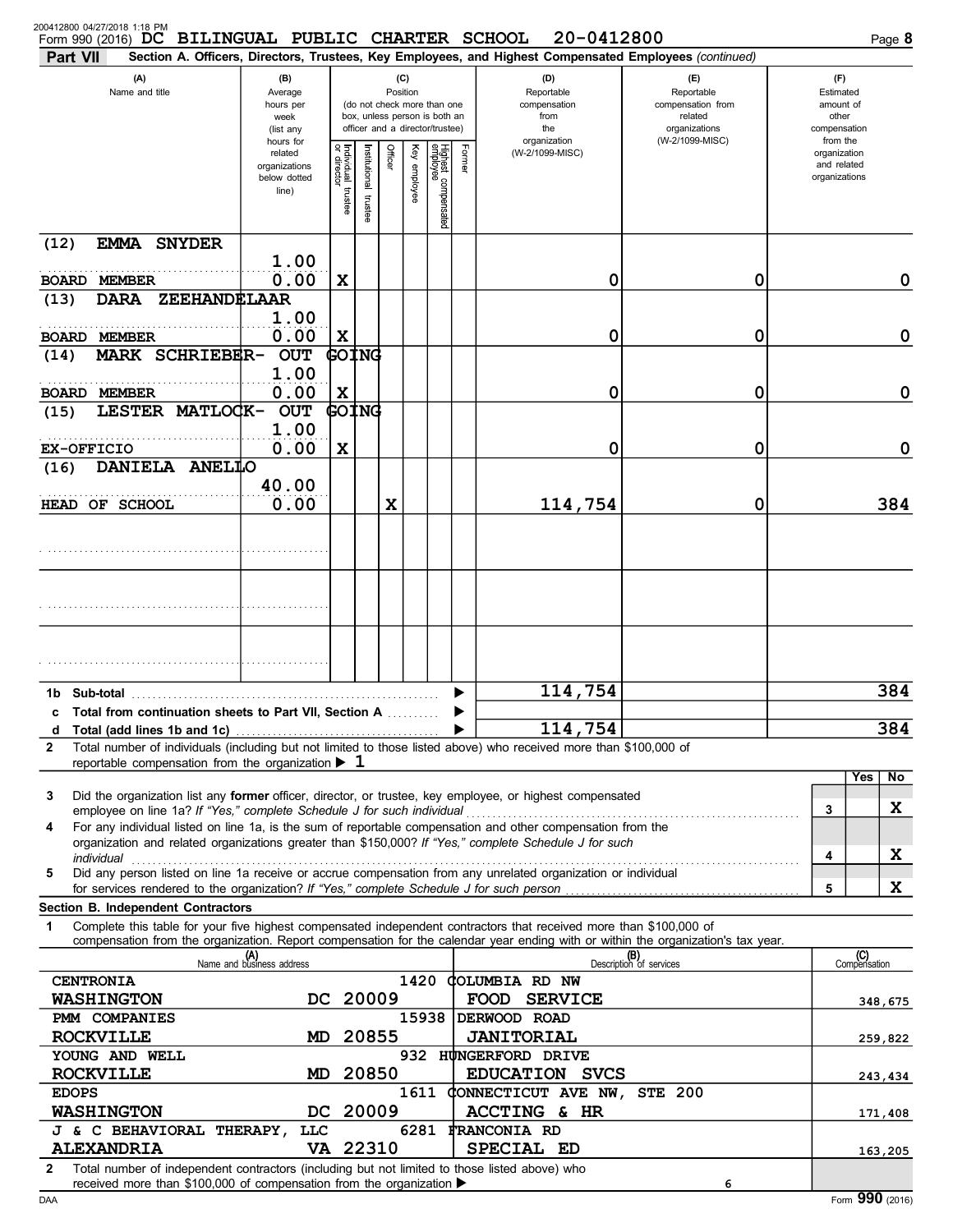200412800 04/27/2018 1:18 PM
Form 990 (2016) DC BILINGUAL PUBLIC CHARTER SCHOOL 20-0412800 Page **8**

**Part VII — Section A. Officers, Directors, Trustees, Key Employees, and Highest Compensated Employees** *(continued)*

| (A) Name and title | (B) Average hours per week (list any hours for related organizations below dotted line) | Individual trustee or director | Institutional trustee | Officer | Key employee | Highest compensated employee | Former | (D) Reportable compensation from the organization (W-2/1099-MISC) | (E) Reportable compensation from related organizations (W-2/1099-MISC) | (F) Estimated amount of other compensation from the organization and related organizations |
|---|---|---|---|---|---|---|---|---|---|---|
| (12) EMMA SNYDER<br>BOARD MEMBER | 1.00<br>0.00 | X | | | | | | 0 | 0 | 0 |
| (13) DARA ZEEHANDELAAR<br>BOARD MEMBER | 1.00<br>0.00 | X | | | | | | 0 | 0 | 0 |
| (14) MARK SCHRIEBER- OUT GOING<br>BOARD MEMBER | 1.00<br>0.00 | X | | | | | | 0 | 0 | 0 |
| (15) LESTER MATLOCK- OUT GOING<br>EX-OFFICIO | 1.00<br>0.00 | X | | | | | | 0 | 0 | 0 |
| (16) DANIELA ANELLO<br>HEAD OF SCHOOL | 40.00<br>0.00 | | | X | | | | 114,754 | 0 | 384 |
| | | | | | | | | | | |
| | | | | | | | | | | |
| | | | | | | | | | | |

| | (D) | (E) | (F) |
|---|---|---|---|
| **1b Sub-total** | 114,754 | | 384 |
| **c Total from continuation sheets to Part VII, Section A** | | | |
| **d Total (add lines 1b and 1c)** | 114,754 | | 384 |

**2** Total number of individuals (including but not limited to those listed above) who received more than $100,000 of reportable compensation from the organization ▶ 1

| | | Yes | No |
|---|---|---|---|
| **3** Did the organization list any **former** officer, director, or trustee, key employee, or highest compensated employee on line 1a? *If "Yes," complete Schedule J for such individual* | 3 | | X |
| **4** For any individual listed on line 1a, is the sum of reportable compensation and other compensation from the organization and related organizations greater than $150,000? *If "Yes," complete Schedule J for such individual* | 4 | | X |
| **5** Did any person listed on line 1a receive or accrue compensation from any unrelated organization or individual for services rendered to the organization? *If "Yes," complete Schedule J for such person* | 5 | | X |

**Section B. Independent Contractors**

**1** Complete this table for your five highest compensated independent contractors that received more than $100,000 of compensation from the organization. Report compensation for the calendar year ending with or within the organization's tax year.

| (A) Name and business address | (B) Description of services | (C) Compensation |
|---|---|---|
| CENTRONIA<br>1420 COLUMBIA RD NW<br>WASHINGTON DC 20009 | FOOD SERVICE | 348,675 |
| PMM COMPANIES<br>15938 DERWOOD ROAD<br>ROCKVILLE MD 20855 | JANITORIAL | 259,822 |
| YOUNG AND WELL<br>932 HUNGERFORD DRIVE<br>ROCKVILLE MD 20850 | EDUCATION SVCS | 243,434 |
| EDOPS<br>1611 CONNECTICUT AVE NW, STE 200<br>WASHINGTON DC 20009 | ACCTING & HR | 171,408 |
| J & C BEHAVIORAL THERAPY, LLC<br>6281 FRANCONIA RD<br>ALEXANDRIA VA 22310 | SPECIAL ED | 163,205 |

**2** Total number of independent contractors (including but not limited to those listed above) who received more than $100,000 of compensation from the organization ▶ 6

DAA Form **990** (2016)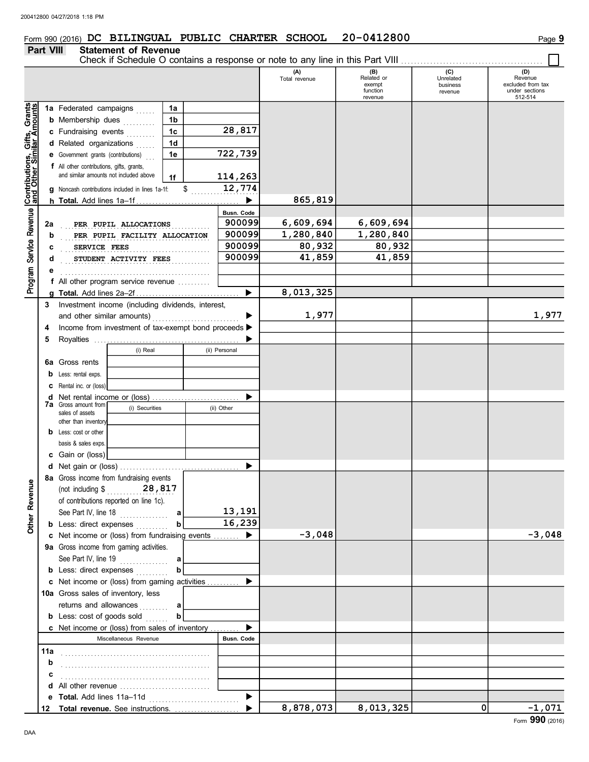Form 990 (2016) **DC BILINGUAL PUBLIC CHARTER SCHOOL 20-0412800**

## Part VIII Statement of Revenue

Check if Schedule O contains a response or note to any line in this Part VIII ☐

| | | | (A) Total revenue | (B) Related or exempt function revenue | (C) Unrelated business revenue | (D) Revenue excluded from tax under sections 512-514 |
|---|---|---|---|---|---|---|
| **Contributions, Gifts, Grants and Other Similar Amounts** | | | | | | |
| 1a | Federated campaigns | 1a | | | | |
| b | Membership dues | 1b | | | | |
| c | Fundraising events | 1c 28,817 | | | | |
| d | Related organizations | 1d | | | | |
| e | Government grants (contributions) | 1e 722,739 | | | | |
| f | All other contributions, gifts, grants, and similar amounts not included above | 1f 114,263 | | | | |
| g | Noncash contributions included in lines 1a-1f: $ 12,774 | | | | | |
| h | **Total.** Add lines 1a–1f | ▶ | 865,819 | | | |
| **Program Service Revenue** | | Busn. Code | | | | |
| 2a | PER PUPIL ALLOCATIONS | 900099 | 6,609,694 | 6,609,694 | | |
| b | PER PUPIL FACILITY ALLOCATION | 900099 | 1,280,840 | 1,280,840 | | |
| c | SERVICE FEES | 900099 | 80,932 | 80,932 | | |
| d | STUDENT ACTIVITY FEES | 900099 | 41,859 | 41,859 | | |
| e | | | | | | |
| f | All other program service revenue | | | | | |
| g | **Total.** Add lines 2a–2f | ▶ | 8,013,325 | | | |
| 3 | Investment income (including dividends, interest, and other similar amounts) | ▶ | 1,977 | | | 1,977 |
| 4 | Income from investment of tax-exempt bond proceeds | ▶ | | | | |
| 5 | Royalties | ▶ | | | | |
| | | (i) Real / (ii) Personal | | | | |
| 6a | Gross rents | | | | | |
| b | Less: rental exps. | | | | | |
| c | Rental inc. or (loss) | | | | | |
| d | Net rental income or (loss) | ▶ | | | | |
| | | (i) Securities / (ii) Other | | | | |
| 7a | Gross amount from sales of assets other than inventory | | | | | |
| b | Less: cost or other basis & sales exps. | | | | | |
| c | Gain or (loss) | | | | | |
| d | Net gain or (loss) | ▶ | | | | |
| **Other Revenue** | | | | | | |
| 8a | Gross income from fundraising events (not including $ 28,817 of contributions reported on line 1c). See Part IV, line 18 | a 13,191 | | | | |
| b | Less: direct expenses | b 16,239 | | | | |
| c | Net income or (loss) from fundraising events | ▶ | -3,048 | | | -3,048 |
| 9a | Gross income from gaming activities. See Part IV, line 19 | a | | | | |
| b | Less: direct expenses | b | | | | |
| c | Net income or (loss) from gaming activities | ▶ | | | | |
| 10a | Gross sales of inventory, less returns and allowances | a | | | | |
| b | Less: cost of goods sold | b | | | | |
| c | Net income or (loss) from sales of inventory | ▶ | | | | |
| | Miscellaneous Revenue | Busn. Code | | | | |
| 11a | | | | | | |
| b | | | | | | |
| c | | | | | | |
| d | All other revenue | | | | | |
| e | **Total.** Add lines 11a–11d | ▶ | | | | |
| 12 | **Total revenue.** See instructions. | ▶ | 8,878,073 | 8,013,325 | 0 | -1,071 |

Form **990** (2016)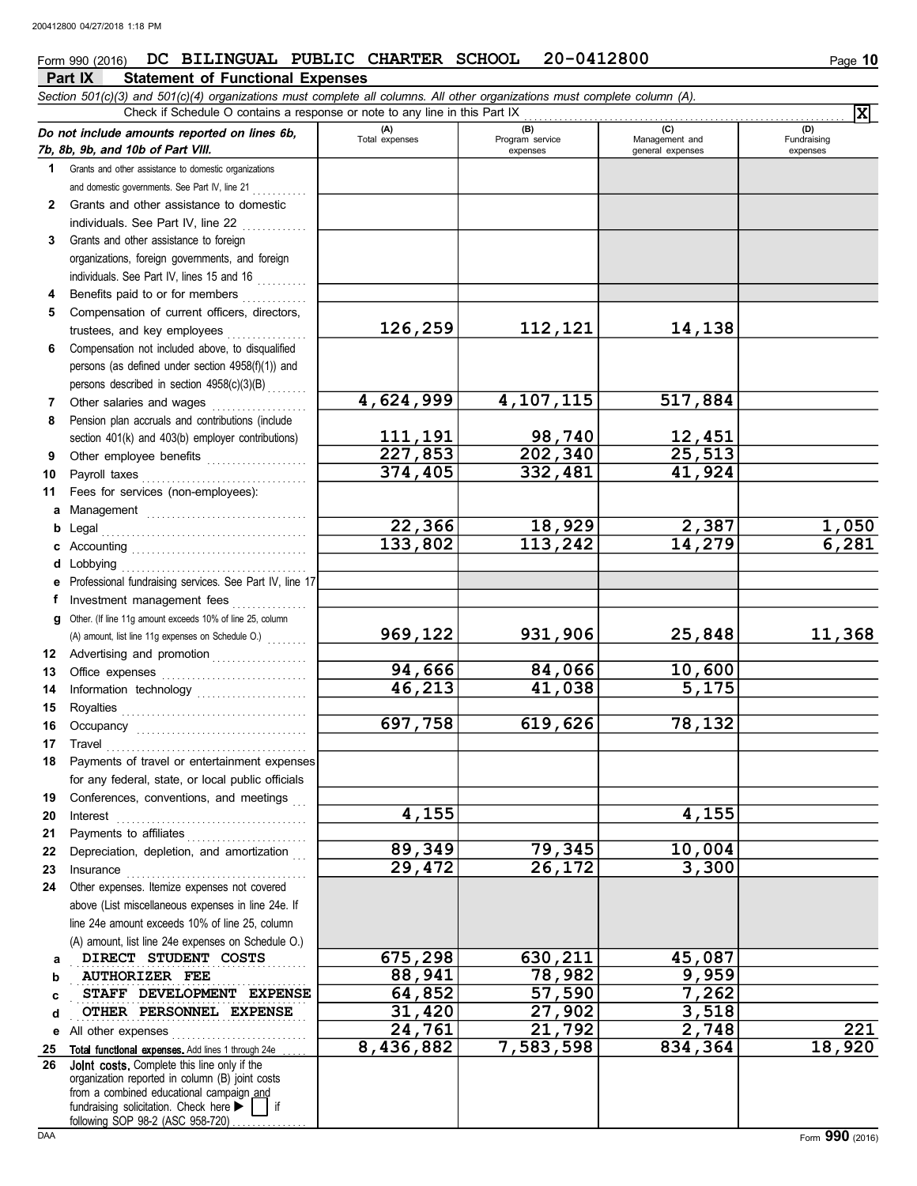Form 990 (2016) DC BILINGUAL PUBLIC CHARTER SCHOOL 20-0412800

## Part IX Statement of Functional Expenses

*Section 501(c)(3) and 501(c)(4) organizations must complete all columns. All other organizations must complete column (A).*

Check if Schedule O contains a response or note to any line in this Part IX [X]

| *Do not include amounts reported on lines 6b, 7b, 8b, 9b, and 10b of Part VIII.* | (A) Total expenses | (B) Program service expenses | (C) Management and general expenses | (D) Fundraising expenses |
|---|---|---|---|---|
| 1 Grants and other assistance to domestic organizations and domestic governments. See Part IV, line 21 | | | | |
| 2 Grants and other assistance to domestic individuals. See Part IV, line 22 | | | | |
| 3 Grants and other assistance to foreign organizations, foreign governments, and foreign individuals. See Part IV, lines 15 and 16 | | | | |
| 4 Benefits paid to or for members | | | | |
| 5 Compensation of current officers, directors, trustees, and key employees | 126,259 | 112,121 | 14,138 | |
| 6 Compensation not included above, to disqualified persons (as defined under section 4958(f)(1)) and persons described in section 4958(c)(3)(B) | | | | |
| 7 Other salaries and wages | 4,624,999 | 4,107,115 | 517,884 | |
| 8 Pension plan accruals and contributions (include section 401(k) and 403(b) employer contributions) | 111,191 | 98,740 | 12,451 | |
| 9 Other employee benefits | 227,853 | 202,340 | 25,513 | |
| 10 Payroll taxes | 374,405 | 332,481 | 41,924 | |
| 11 Fees for services (non-employees): | | | | |
| a Management | | | | |
| b Legal | 22,366 | 18,929 | 2,387 | 1,050 |
| c Accounting | 133,802 | 113,242 | 14,279 | 6,281 |
| d Lobbying | | | | |
| e Professional fundraising services. See Part IV, line 17 | | | | |
| f Investment management fees | | | | |
| g Other. (If line 11g amount exceeds 10% of line 25, column (A) amount, list line 11g expenses on Schedule O.) | 969,122 | 931,906 | 25,848 | 11,368 |
| 12 Advertising and promotion | | | | |
| 13 Office expenses | 94,666 | 84,066 | 10,600 | |
| 14 Information technology | 46,213 | 41,038 | 5,175 | |
| 15 Royalties | | | | |
| 16 Occupancy | 697,758 | 619,626 | 78,132 | |
| 17 Travel | | | | |
| 18 Payments of travel or entertainment expenses for any federal, state, or local public officials | | | | |
| 19 Conferences, conventions, and meetings | | | | |
| 20 Interest | 4,155 | | 4,155 | |
| 21 Payments to affiliates | | | | |
| 22 Depreciation, depletion, and amortization | 89,349 | 79,345 | 10,004 | |
| 23 Insurance | 29,472 | 26,172 | 3,300 | |
| 24 Other expenses. Itemize expenses not covered above (List miscellaneous expenses in line 24e. If line 24e amount exceeds 10% of line 25, column (A) amount, list line 24e expenses on Schedule O.) | | | | |
| a DIRECT STUDENT COSTS | 675,298 | 630,211 | 45,087 | |
| b AUTHORIZER FEE | 88,941 | 78,982 | 9,959 | |
| c STAFF DEVELOPMENT EXPENSE | 64,852 | 57,590 | 7,262 | |
| d OTHER PERSONNEL EXPENSE | 31,420 | 27,902 | 3,518 | |
| e All other expenses | 24,761 | 21,792 | 2,748 | 221 |
| 25 **Total functional expenses.** Add lines 1 through 24e | 8,436,882 | 7,583,598 | 834,364 | 18,920 |
| 26 **Joint costs.** Complete this line only if the organization reported in column (B) joint costs from a combined educational campaign and fundraising solicitation. Check here ▶ [ ] if following SOP 98-2 (ASC 958-720) | | | | |

Form **990** (2016)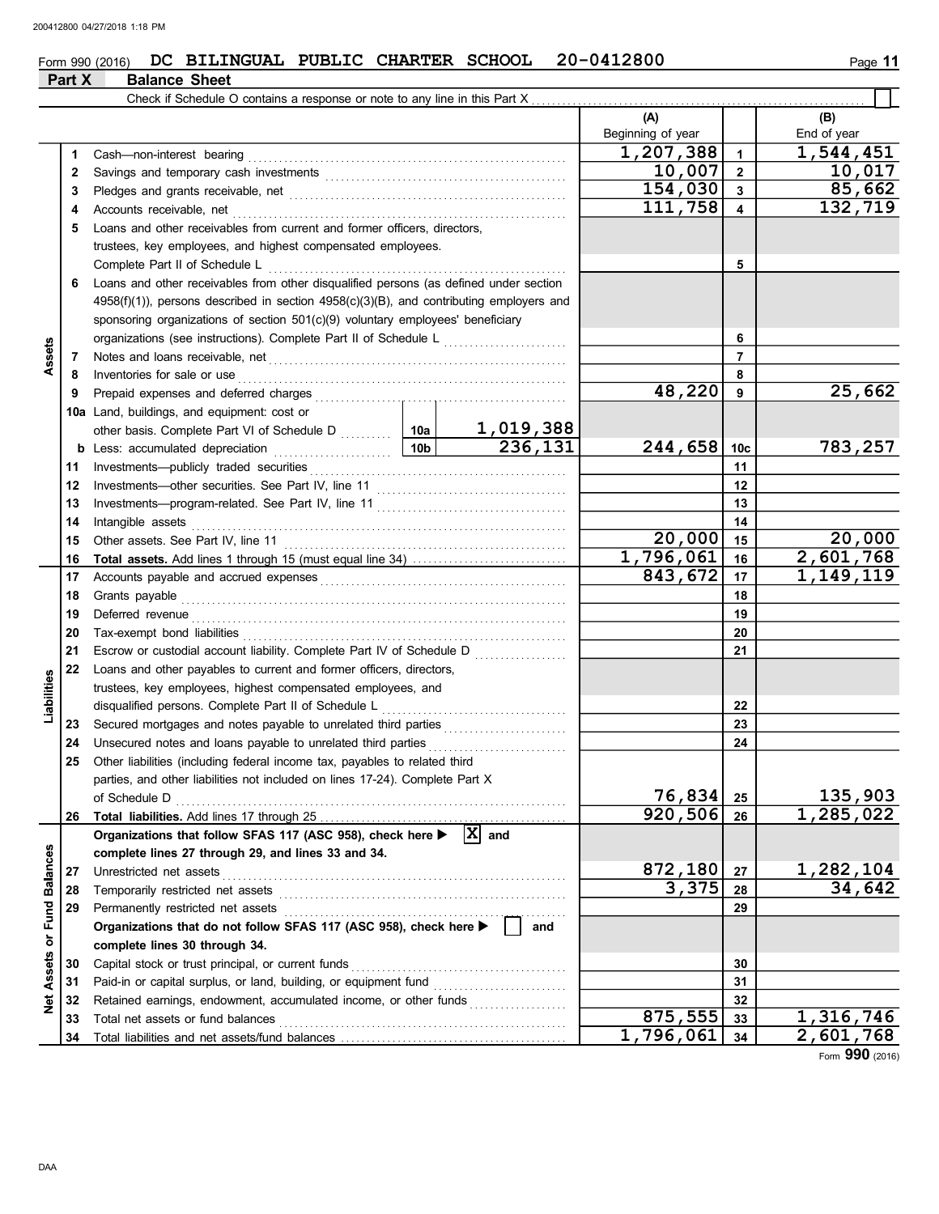Form 990 (2016) DC BILINGUAL PUBLIC CHARTER SCHOOL 20-0412800

## Part X Balance Sheet

Check if Schedule O contains a response or note to any line in this Part X

| Section | Line | Description | | (A) Beginning of year | Line | (B) End of year |
|---|---|---|---|---|---|---|
| Assets | 1 | Cash—non-interest bearing | | 1,207,388 | 1 | 1,544,451 |
| | 2 | Savings and temporary cash investments | | 10,007 | 2 | 10,017 |
| | 3 | Pledges and grants receivable, net | | 154,030 | 3 | 85,662 |
| | 4 | Accounts receivable, net | | 111,758 | 4 | 132,719 |
| | 5 | Loans and other receivables from current and former officers, directors, trustees, key employees, and highest compensated employees. Complete Part II of Schedule L | | | 5 | |
| | 6 | Loans and other receivables from other disqualified persons (as defined under section 4958(f)(1)), persons described in section 4958(c)(3)(B), and contributing employers and sponsoring organizations of section 501(c)(9) voluntary employees' beneficiary organizations (see instructions). Complete Part II of Schedule L | | | 6 | |
| | 7 | Notes and loans receivable, net | | | 7 | |
| | 8 | Inventories for sale or use | | | 8 | |
| | 9 | Prepaid expenses and deferred charges | | 48,220 | 9 | 25,662 |
| | 10a | Land, buildings, and equipment: cost or other basis. Complete Part VI of Schedule D | 10a 1,019,388 | | | |
| | b | Less: accumulated depreciation | 10b 236,131 | 244,658 | 10c | 783,257 |
| | 11 | Investments—publicly traded securities | | | 11 | |
| | 12 | Investments—other securities. See Part IV, line 11 | | | 12 | |
| | 13 | Investments—program-related. See Part IV, line 11 | | | 13 | |
| | 14 | Intangible assets | | | 14 | |
| | 15 | Other assets. See Part IV, line 11 | | 20,000 | 15 | 20,000 |
| | 16 | **Total assets.** Add lines 1 through 15 (must equal line 34) | | 1,796,061 | 16 | 2,601,768 |
| Liabilities | 17 | Accounts payable and accrued expenses | | 843,672 | 17 | 1,149,119 |
| | 18 | Grants payable | | | 18 | |
| | 19 | Deferred revenue | | | 19 | |
| | 20 | Tax-exempt bond liabilities | | | 20 | |
| | 21 | Escrow or custodial account liability. Complete Part IV of Schedule D | | | 21 | |
| | 22 | Loans and other payables to current and former officers, directors, trustees, key employees, highest compensated employees, and disqualified persons. Complete Part II of Schedule L | | | 22 | |
| | 23 | Secured mortgages and notes payable to unrelated third parties | | | 23 | |
| | 24 | Unsecured notes and loans payable to unrelated third parties | | | 24 | |
| | 25 | Other liabilities (including federal income tax, payables to related third parties, and other liabilities not included on lines 17-24). Complete Part X of Schedule D | | 76,834 | 25 | 135,903 |
| | 26 | **Total liabilities.** Add lines 17 through 25 | | 920,506 | 26 | 1,285,022 |
| Net Assets or Fund Balances | | **Organizations that follow SFAS 117 (ASC 958), check here ▶ [X] and complete lines 27 through 29, and lines 33 and 34.** | | | | |
| | 27 | Unrestricted net assets | | 872,180 | 27 | 1,282,104 |
| | 28 | Temporarily restricted net assets | | 3,375 | 28 | 34,642 |
| | 29 | Permanently restricted net assets | | | 29 | |
| | | **Organizations that do not follow SFAS 117 (ASC 958), check here ▶ [ ] and complete lines 30 through 34.** | | | | |
| | 30 | Capital stock or trust principal, or current funds | | | 30 | |
| | 31 | Paid-in or capital surplus, or land, building, or equipment fund | | | 31 | |
| | 32 | Retained earnings, endowment, accumulated income, or other funds | | | 32 | |
| | 33 | Total net assets or fund balances | | 875,555 | 33 | 1,316,746 |
| | 34 | Total liabilities and net assets/fund balances | | 1,796,061 | 34 | 2,601,768 |

Form **990** (2016)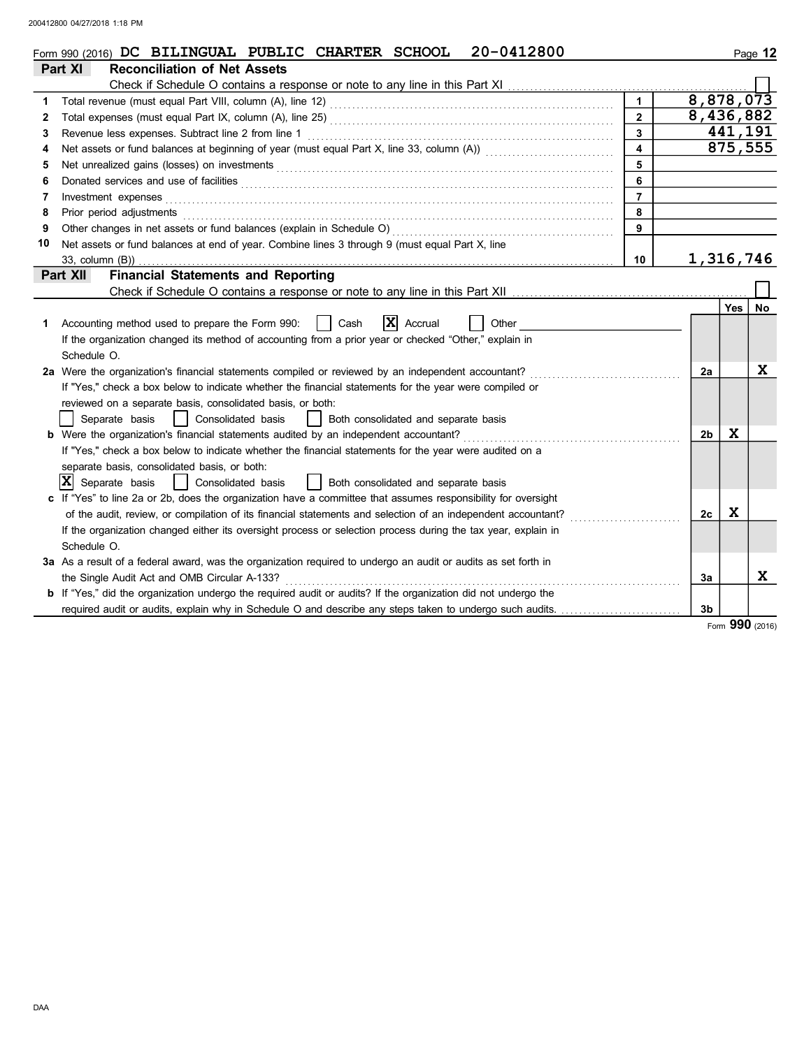Form 990 (2016) DC BILINGUAL PUBLIC CHARTER SCHOOL 20-0412800 Page 12

## Part XI Reconciliation of Net Assets

Check if Schedule O contains a response or note to any line in this Part XI ☐

| | | | |
|---|---|---|---|
| 1 | Total revenue (must equal Part VIII, column (A), line 12) | 1 | 8,878,073 |
| 2 | Total expenses (must equal Part IX, column (A), line 25) | 2 | 8,436,882 |
| 3 | Revenue less expenses. Subtract line 2 from line 1 | 3 | 441,191 |
| 4 | Net assets or fund balances at beginning of year (must equal Part X, line 33, column (A)) | 4 | 875,555 |
| 5 | Net unrealized gains (losses) on investments | 5 | |
| 6 | Donated services and use of facilities | 6 | |
| 7 | Investment expenses | 7 | |
| 8 | Prior period adjustments | 8 | |
| 9 | Other changes in net assets or fund balances (explain in Schedule O) | 9 | |
| 10 | Net assets or fund balances at end of year. Combine lines 3 through 9 (must equal Part X, line 33, column (B)) | 10 | 1,316,746 |

## Part XII Financial Statements and Reporting

Check if Schedule O contains a response or note to any line in this Part XII ☐

| | | | Yes | No |
|---|---|---|---|---|
| 1 | Accounting method used to prepare the Form 990: ☐ Cash ☒ Accrual ☐ Other<br>If the organization changed its method of accounting from a prior year or checked "Other," explain in Schedule O. | | | |
| 2a | Were the organization's financial statements compiled or reviewed by an independent accountant?<br>If "Yes," check a box below to indicate whether the financial statements for the year were compiled or reviewed on a separate basis, consolidated basis, or both:<br>☐ Separate basis ☐ Consolidated basis ☐ Both consolidated and separate basis | 2a | | X |
| b | Were the organization's financial statements audited by an independent accountant?<br>If "Yes," check a box below to indicate whether the financial statements for the year were audited on a separate basis, consolidated basis, or both:<br>☒ Separate basis ☐ Consolidated basis ☐ Both consolidated and separate basis | 2b | X | |
| c | If "Yes" to line 2a or 2b, does the organization have a committee that assumes responsibility for oversight of the audit, review, or compilation of its financial statements and selection of an independent accountant?<br>If the organization changed either its oversight process or selection process during the tax year, explain in Schedule O. | 2c | X | |
| 3a | As a result of a federal award, was the organization required to undergo an audit or audits as set forth in the Single Audit Act and OMB Circular A-133? | 3a | | X |
| b | If "Yes," did the organization undergo the required audit or audits? If the organization did not undergo the required audit or audits, explain why in Schedule O and describe any steps taken to undergo such audits. | 3b | | |

Form **990** (2016)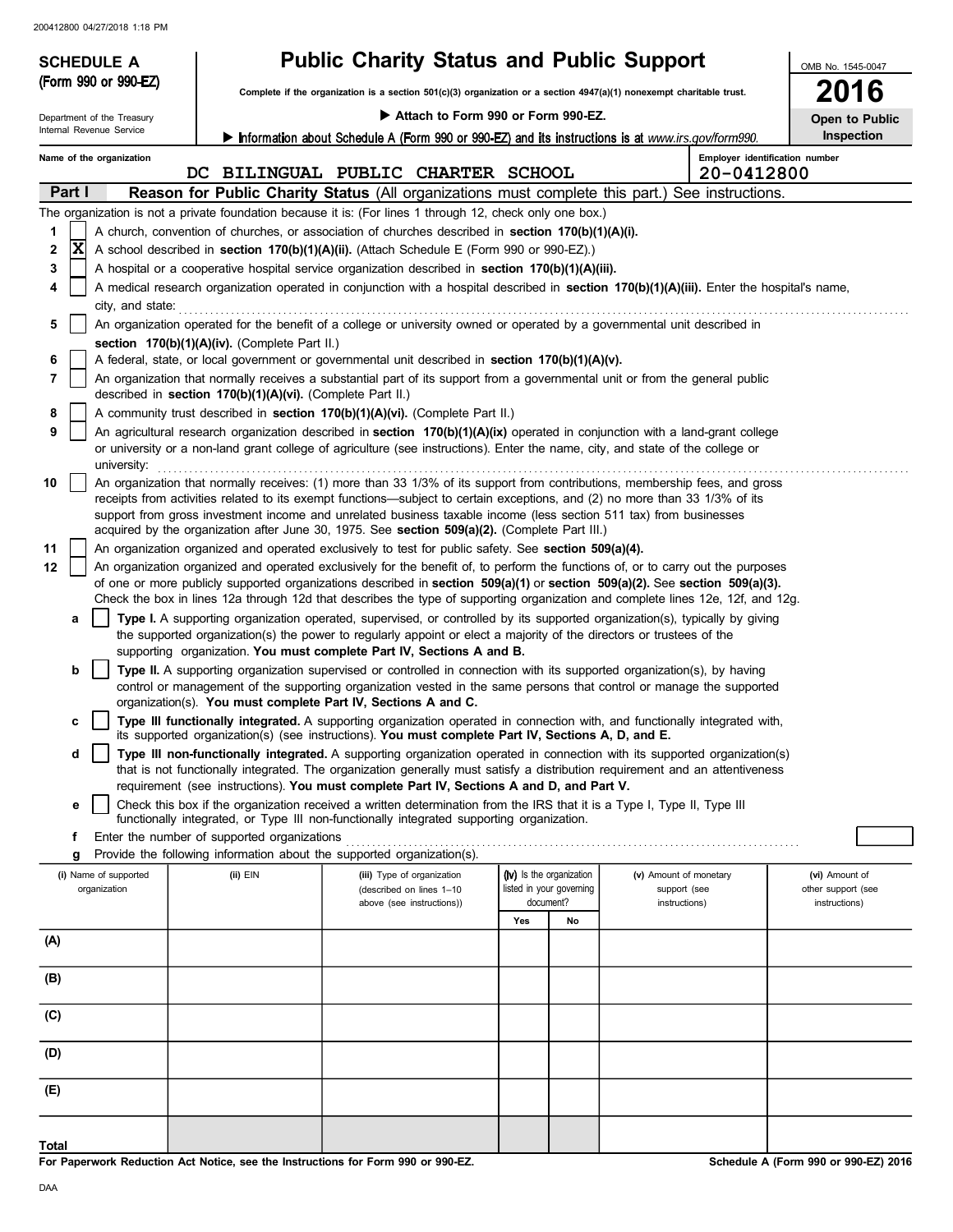200412800 04/27/2018 1:18 PM

**SCHEDULE A**
**(Form 990 or 990-EZ)**

Department of the Treasury
Internal Revenue Service

# Public Charity Status and Public Support

**Complete if the organization is a section 501(c)(3) organization or a section 4947(a)(1) nonexempt charitable trust.**

▶ **Attach to Form 990 or Form 990-EZ.**

▶ **Information about Schedule A (Form 990 or 990-EZ) and its instructions is at** *www.irs.gov/form990.*

OMB No. 1545-0047

**2016**

**Open to Public Inspection**

**Name of the organization**
DC BILINGUAL PUBLIC CHARTER SCHOOL

**Employer identification number**
20-0412800

**Part I** **Reason for Public Charity Status** (All organizations must complete this part.) See instructions.

The organization is not a private foundation because it is: (For lines 1 through 12, check only one box.)

1. [ ] A church, convention of churches, or association of churches described in **section 170(b)(1)(A)(i).**
2. [X] A school described in **section 170(b)(1)(A)(ii).** (Attach Schedule E (Form 990 or 990-EZ).)
3. [ ] A hospital or a cooperative hospital service organization described in **section 170(b)(1)(A)(iii).**
4. [ ] A medical research organization operated in conjunction with a hospital described in **section 170(b)(1)(A)(iii).** Enter the hospital's name, city, and state:
5. [ ] An organization operated for the benefit of a college or university owned or operated by a governmental unit described in **section 170(b)(1)(A)(iv).** (Complete Part II.)
6. [ ] A federal, state, or local government or governmental unit described in **section 170(b)(1)(A)(v).**
7. [ ] An organization that normally receives a substantial part of its support from a governmental unit or from the general public described in **section 170(b)(1)(A)(vi).** (Complete Part II.)
8. [ ] A community trust described in **section 170(b)(1)(A)(vi).** (Complete Part II.)
9. [ ] An agricultural research organization described in **section 170(b)(1)(A)(ix)** operated in conjunction with a land-grant college or university or a non-land grant college of agriculture (see instructions). Enter the name, city, and state of the college or university:
10. [ ] An organization that normally receives: (1) more than 33 1/3% of its support from contributions, membership fees, and gross receipts from activities related to its exempt functions—subject to certain exceptions, and (2) no more than 33 1/3% of its support from gross investment income and unrelated business taxable income (less section 511 tax) from businesses acquired by the organization after June 30, 1975. See **section 509(a)(2).** (Complete Part III.)
11. [ ] An organization organized and operated exclusively to test for public safety. See **section 509(a)(4).**
12. [ ] An organization organized and operated exclusively for the benefit of, to perform the functions of, or to carry out the purposes of one or more publicly supported organizations described in **section 509(a)(1)** or **section 509(a)(2).** See **section 509(a)(3).** Check the box in lines 12a through 12d that describes the type of supporting organization and complete lines 12e, 12f, and 12g.
   - **a** [ ] **Type I.** A supporting organization operated, supervised, or controlled by its supported organization(s), typically by giving the supported organization(s) the power to regularly appoint or elect a majority of the directors or trustees of the supporting organization. **You must complete Part IV, Sections A and B.**
   - **b** [ ] **Type II.** A supporting organization supervised or controlled in connection with its supported organization(s), by having control or management of the supporting organization vested in the same persons that control or manage the supported organization(s). **You must complete Part IV, Sections A and C.**
   - **c** [ ] **Type III functionally integrated.** A supporting organization operated in connection with, and functionally integrated with, its supported organization(s) (see instructions). **You must complete Part IV, Sections A, D, and E.**
   - **d** [ ] **Type III non-functionally integrated.** A supporting organization operated in connection with its supported organization(s) that is not functionally integrated. The organization generally must satisfy a distribution requirement and an attentiveness requirement (see instructions). **You must complete Part IV, Sections A and D, and Part V.**
   - **e** [ ] Check this box if the organization received a written determination from the IRS that it is a Type I, Type II, Type III functionally integrated, or Type III non-functionally integrated supporting organization.
   - **f** Enter the number of supported organizations
   - **g** Provide the following information about the supported organization(s).

| (i) Name of supported organization | (ii) EIN | (iii) Type of organization (described on lines 1–10 above (see instructions)) | (iv) Is the organization listed in your governing document? | | (v) Amount of monetary support (see instructions) | (vi) Amount of other support (see instructions) |
|---|---|---|---|---|---|---|
| | | | Yes | No | | |
| (A) | | | | | | |
| (B) | | | | | | |
| (C) | | | | | | |
| (D) | | | | | | |
| (E) | | | | | | |
| **Total** | | | | | | |

**For Paperwork Reduction Act Notice, see the Instructions for Form 990 or 990-EZ.**

**Schedule A (Form 990 or 990-EZ) 2016**

DAA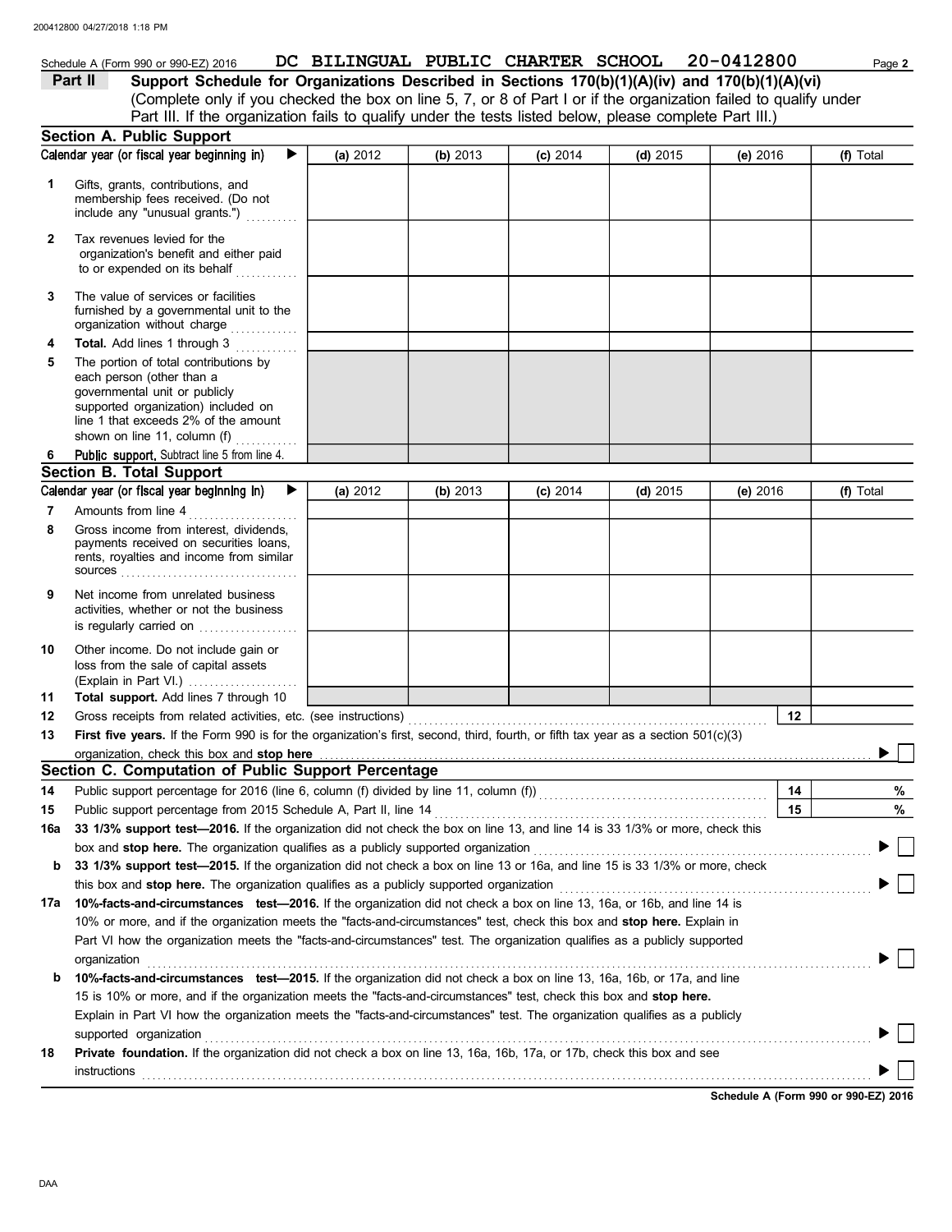Schedule A (Form 990 or 990-EZ) 2016 DC BILINGUAL PUBLIC CHARTER SCHOOL 20-0412800 Page **2**

**Part II** **Support Schedule for Organizations Described in Sections 170(b)(1)(A)(iv) and 170(b)(1)(A)(vi)**
(Complete only if you checked the box on line 5, 7, or 8 of Part I or if the organization failed to qualify under Part III. If the organization fails to qualify under the tests listed below, please complete Part III.)

## Section A. Public Support

| Calendar year (or fiscal year beginning in) ▶ | (a) 2012 | (b) 2013 | (c) 2014 | (d) 2015 | (e) 2016 | (f) Total |
|---|---|---|---|---|---|---|
| **1** Gifts, grants, contributions, and membership fees received. (Do not include any "unusual grants.") | | | | | | |
| **2** Tax revenues levied for the organization's benefit and either paid to or expended on its behalf | | | | | | |
| **3** The value of services or facilities furnished by a governmental unit to the organization without charge | | | | | | |
| **4** **Total.** Add lines 1 through 3 | | | | | | |
| **5** The portion of total contributions by each person (other than a governmental unit or publicly supported organization) included on line 1 that exceeds 2% of the amount shown on line 11, column (f) | | | | | | |
| **6** **Public support.** Subtract line 5 from line 4. | | | | | | |

## Section B. Total Support

| Calendar year (or fiscal year beginning in) ▶ | (a) 2012 | (b) 2013 | (c) 2014 | (d) 2015 | (e) 2016 | (f) Total |
|---|---|---|---|---|---|---|
| **7** Amounts from line 4 | | | | | | |
| **8** Gross income from interest, dividends, payments received on securities loans, rents, royalties and income from similar sources | | | | | | |
| **9** Net income from unrelated business activities, whether or not the business is regularly carried on | | | | | | |
| **10** Other income. Do not include gain or loss from the sale of capital assets (Explain in Part VI.) | | | | | | |
| **11** **Total support.** Add lines 7 through 10 | | | | | | |

**12** Gross receipts from related activities, etc. (see instructions) **12**

**13** **First five years.** If the Form 990 is for the organization's first, second, third, fourth, or fifth tax year as a section 501(c)(3) organization, check this box and **stop here** ▶ ☐

## Section C. Computation of Public Support Percentage

**14** Public support percentage for 2016 (line 6, column (f) divided by line 11, column (f)) **14** %

**15** Public support percentage from 2015 Schedule A, Part II, line 14 **15** %

**16a** **33 1/3% support test—2016.** If the organization did not check the box on line 13, and line 14 is 33 1/3% or more, check this box and **stop here.** The organization qualifies as a publicly supported organization ▶ ☐

**b** **33 1/3% support test—2015.** If the organization did not check a box on line 13 or 16a, and line 15 is 33 1/3% or more, check this box and **stop here.** The organization qualifies as a publicly supported organization ▶ ☐

**17a** **10%-facts-and-circumstances test—2016.** If the organization did not check a box on line 13, 16a, or 16b, and line 14 is 10% or more, and if the organization meets the "facts-and-circumstances" test, check this box and **stop here.** Explain in Part VI how the organization meets the "facts-and-circumstances" test. The organization qualifies as a publicly supported organization ▶ ☐

**b** **10%-facts-and-circumstances test—2015.** If the organization did not check a box on line 13, 16a, 16b, or 17a, and line 15 is 10% or more, and if the organization meets the "facts-and-circumstances" test, check this box and **stop here.** Explain in Part VI how the organization meets the "facts-and-circumstances" test. The organization qualifies as a publicly supported organization ▶ ☐

**18** **Private foundation.** If the organization did not check a box on line 13, 16a, 16b, 17a, or 17b, check this box and see instructions ▶ ☐

**Schedule A (Form 990 or 990-EZ) 2016**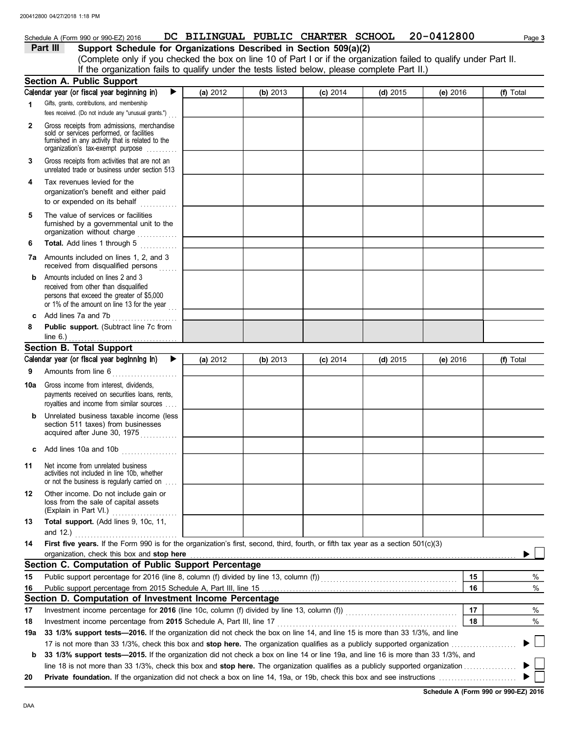Schedule A (Form 990 or 990-EZ) 2016 **DC BILINGUAL PUBLIC CHARTER SCHOOL 20-0412800**

## Part III Support Schedule for Organizations Described in Section 509(a)(2)

(Complete only if you checked the box on line 10 of Part I or if the organization failed to qualify under Part II. If the organization fails to qualify under the tests listed below, please complete Part II.)

### Section A. Public Support

| Calendar year (or fiscal year beginning in) ▶ | (a) 2012 | (b) 2013 | (c) 2014 | (d) 2015 | (e) 2016 | (f) Total |
|---|---|---|---|---|---|---|
| **1** Gifts, grants, contributions, and membership fees received. (Do not include any "unusual grants.") | | | | | | |
| **2** Gross receipts from admissions, merchandise sold or services performed, or facilities furnished in any activity that is related to the organization's tax-exempt purpose | | | | | | |
| **3** Gross receipts from activities that are not an unrelated trade or business under section 513 | | | | | | |
| **4** Tax revenues levied for the organization's benefit and either paid to or expended on its behalf | | | | | | |
| **5** The value of services or facilities furnished by a governmental unit to the organization without charge | | | | | | |
| **6** **Total.** Add lines 1 through 5 | | | | | | |
| **7a** Amounts included on lines 1, 2, and 3 received from disqualified persons | | | | | | |
| **b** Amounts included on lines 2 and 3 received from other than disqualified persons that exceed the greater of $5,000 or 1% of the amount on line 13 for the year | | | | | | |
| **c** Add lines 7a and 7b | | | | | | |
| **8** **Public support.** (Subtract line 7c from line 6.) | | | | | | |

### Section B. Total Support

| Calendar year (or fiscal year beginning in) ▶ | (a) 2012 | (b) 2013 | (c) 2014 | (d) 2015 | (e) 2016 | (f) Total |
|---|---|---|---|---|---|---|
| **9** Amounts from line 6 | | | | | | |
| **10a** Gross income from interest, dividends, payments received on securities loans, rents, royalties and income from similar sources | | | | | | |
| **b** Unrelated business taxable income (less section 511 taxes) from businesses acquired after June 30, 1975 | | | | | | |
| **c** Add lines 10a and 10b | | | | | | |
| **11** Net income from unrelated business activities not included in line 10b, whether or not the business is regularly carried on | | | | | | |
| **12** Other income. Do not include gain or loss from the sale of capital assets (Explain in Part VI.) | | | | | | |
| **13** **Total support.** (Add lines 9, 10c, 11, and 12.) | | | | | | |

**14** **First five years.** If the Form 990 is for the organization's first, second, third, fourth, or fifth tax year as a section 501(c)(3) organization, check this box and **stop here** ▶ ☐

### Section C. Computation of Public Support Percentage

| | | | |
|---|---|---|---|
| **15** | Public support percentage for 2016 (line 8, column (f) divided by line 13, column (f)) | 15 | % |
| **16** | Public support percentage from 2015 Schedule A, Part III, line 15 | 16 | % |

### Section D. Computation of Investment Income Percentage

| | | | |
|---|---|---|---|
| **17** | Investment income percentage for **2016** (line 10c, column (f) divided by line 13, column (f)) | 17 | % |
| **18** | Investment income percentage from **2015** Schedule A, Part III, line 17 | 18 | % |

**19a** **33 1/3% support tests—2016.** If the organization did not check the box on line 14, and line 15 is more than 33 1/3%, and line 17 is not more than 33 1/3%, check this box and **stop here.** The organization qualifies as a publicly supported organization ▶ ☐

**b** **33 1/3% support tests—2015.** If the organization did not check a box on line 14 or line 19a, and line 16 is more than 33 1/3%, and line 18 is not more than 33 1/3%, check this box and **stop here.** The organization qualifies as a publicly supported organization ▶ ☐

**20** **Private foundation.** If the organization did not check a box on line 14, 19a, or 19b, check this box and see instructions ▶ ☐

**Schedule A (Form 990 or 990-EZ) 2016**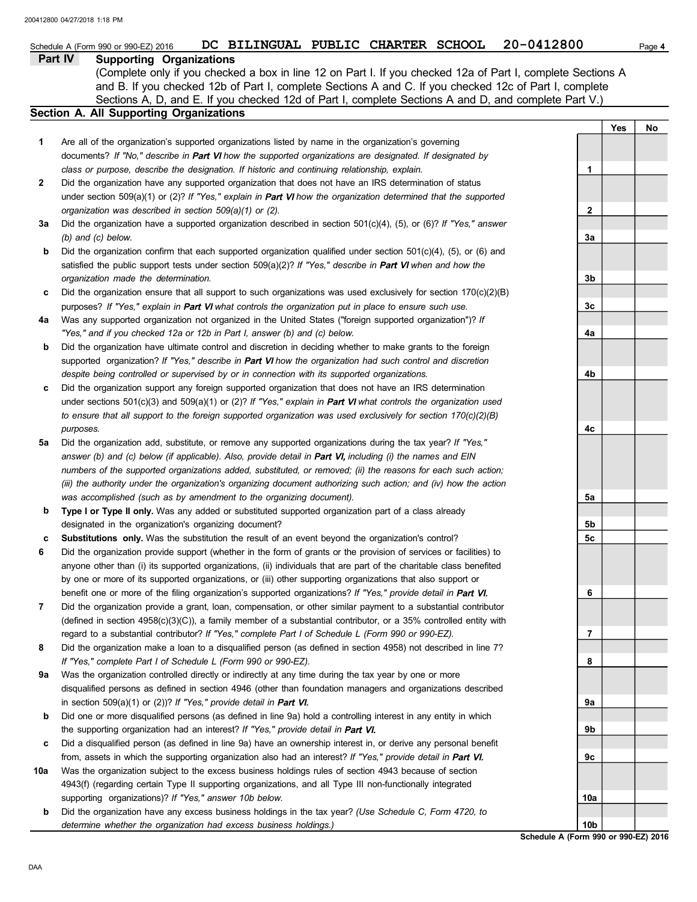Schedule A (Form 990 or 990-EZ) 2016 DC BILINGUAL PUBLIC CHARTER SCHOOL 20-0412800 Page 4

## Part IV Supporting Organizations

(Complete only if you checked a box in line 12 on Part I. If you checked 12a of Part I, complete Sections A and B. If you checked 12b of Part I, complete Sections A and C. If you checked 12c of Part I, complete Sections A, D, and E. If you checked 12d of Part I, complete Sections A and D, and complete Part V.)

### Section A. All Supporting Organizations

| | | | Yes | No |
|---|---|---|---|---|
| **1** | Are all of the organization's supported organizations listed by name in the organization's governing documents? *If "No," describe in **Part VI** how the supported organizations are designated. If designated by class or purpose, describe the designation. If historic and continuing relationship, explain.* | 1 | | |
| **2** | Did the organization have any supported organization that does not have an IRS determination of status under section 509(a)(1) or (2)? *If "Yes," explain in **Part VI** how the organization determined that the supported organization was described in section 509(a)(1) or (2).* | 2 | | |
| **3a** | Did the organization have a supported organization described in section 501(c)(4), (5), or (6)? *If "Yes," answer (b) and (c) below.* | 3a | | |
| **b** | Did the organization confirm that each supported organization qualified under section 501(c)(4), (5), or (6) and satisfied the public support tests under section 509(a)(2)? *If "Yes," describe in **Part VI** when and how the organization made the determination.* | 3b | | |
| **c** | Did the organization ensure that all support to such organizations was used exclusively for section 170(c)(2)(B) purposes? *If "Yes," explain in **Part VI** what controls the organization put in place to ensure such use.* | 3c | | |
| **4a** | Was any supported organization not organized in the United States ("foreign supported organization")? *If "Yes," and if you checked 12a or 12b in Part I, answer (b) and (c) below.* | 4a | | |
| **b** | Did the organization have ultimate control and discretion in deciding whether to make grants to the foreign supported organization? *If "Yes," describe in **Part VI** how the organization had such control and discretion despite being controlled or supervised by or in connection with its supported organizations.* | 4b | | |
| **c** | Did the organization support any foreign supported organization that does not have an IRS determination under sections 501(c)(3) and 509(a)(1) or (2)? *If "Yes," explain in **Part VI** what controls the organization used to ensure that all support to the foreign supported organization was used exclusively for section 170(c)(2)(B) purposes.* | 4c | | |
| **5a** | Did the organization add, substitute, or remove any supported organizations during the tax year? *If "Yes," answer (b) and (c) below (if applicable). Also, provide detail in **Part VI,** including (i) the names and EIN numbers of the supported organizations added, substituted, or removed; (ii) the reasons for each such action; (iii) the authority under the organization's organizing document authorizing such action; and (iv) how the action was accomplished (such as by amendment to the organizing document).* | 5a | | |
| **b** | **Type I or Type II only.** Was any added or substituted supported organization part of a class already designated in the organization's organizing document? | 5b | | |
| **c** | **Substitutions only.** Was the substitution the result of an event beyond the organization's control? | 5c | | |
| **6** | Did the organization provide support (whether in the form of grants or the provision of services or facilities) to anyone other than (i) its supported organizations, (ii) individuals that are part of the charitable class benefited by one or more of its supported organizations, or (iii) other supporting organizations that also support or benefit one or more of the filing organization's supported organizations? *If "Yes," provide detail in **Part VI.*** | 6 | | |
| **7** | Did the organization provide a grant, loan, compensation, or other similar payment to a substantial contributor (defined in section 4958(c)(3)(C)), a family member of a substantial contributor, or a 35% controlled entity with regard to a substantial contributor? *If "Yes," complete Part I of Schedule L (Form 990 or 990-EZ).* | 7 | | |
| **8** | Did the organization make a loan to a disqualified person (as defined in section 4958) not described in line 7? *If "Yes," complete Part I of Schedule L (Form 990 or 990-EZ).* | 8 | | |
| **9a** | Was the organization controlled directly or indirectly at any time during the tax year by one or more disqualified persons as defined in section 4946 (other than foundation managers and organizations described in section 509(a)(1) or (2))? *If "Yes," provide detail in **Part VI.*** | 9a | | |
| **b** | Did one or more disqualified persons (as defined in line 9a) hold a controlling interest in any entity in which the supporting organization had an interest? *If "Yes," provide detail in **Part VI.*** | 9b | | |
| **c** | Did a disqualified person (as defined in line 9a) have an ownership interest in, or derive any personal benefit from, assets in which the supporting organization also had an interest? *If "Yes," provide detail in **Part VI.*** | 9c | | |
| **10a** | Was the organization subject to the excess business holdings rules of section 4943 because of section 4943(f) (regarding certain Type II supporting organizations, and all Type III non-functionally integrated supporting organizations)? *If "Yes," answer 10b below.* | 10a | | |
| **b** | Did the organization have any excess business holdings in the tax year? *(Use Schedule C, Form 4720, to determine whether the organization had excess business holdings.)* | 10b | | |

Schedule A (Form 990 or 990-EZ) 2016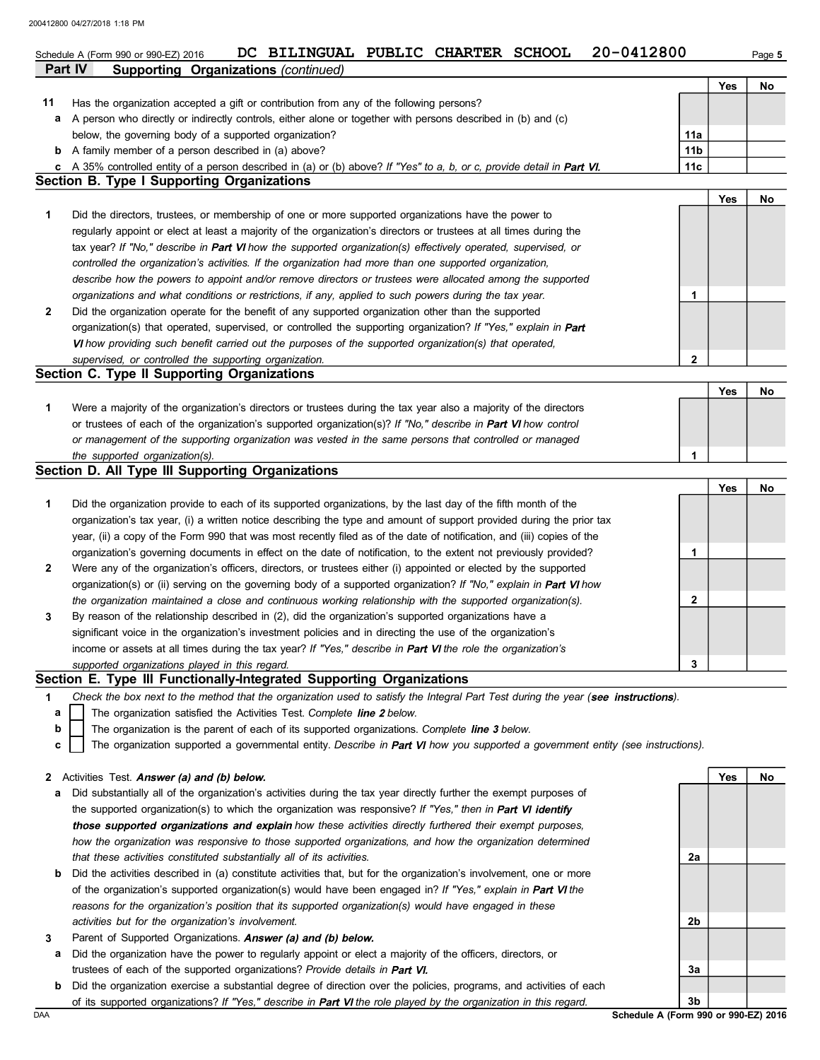Schedule A (Form 990 or 990-EZ) 2016 DC BILINGUAL PUBLIC CHARTER SCHOOL 20-0412800

## Part IV Supporting Organizations *(continued)*

| | | | Yes | No |
|---|---|---|---|---|
| **11** | Has the organization accepted a gift or contribution from any of the following persons? | | | |
| **a** | A person who directly or indirectly controls, either alone or together with persons described in (b) and (c) below, the governing body of a supported organization? | 11a | | |
| **b** | A family member of a person described in (a) above? | 11b | | |
| **c** | A 35% controlled entity of a person described in (a) or (b) above? *If "Yes" to a, b, or c, provide detail in **Part VI**.* | 11c | | |

### Section B. Type I Supporting Organizations

| | | | Yes | No |
|---|---|---|---|---|
| **1** | Did the directors, trustees, or membership of one or more supported organizations have the power to regularly appoint or elect at least a majority of the organization's directors or trustees at all times during the tax year? *If "No," describe in **Part VI** how the supported organization(s) effectively operated, supervised, or controlled the organization's activities. If the organization had more than one supported organization, describe how the powers to appoint and/or remove directors or trustees were allocated among the supported organizations and what conditions or restrictions, if any, applied to such powers during the tax year.* | 1 | | |
| **2** | Did the organization operate for the benefit of any supported organization other than the supported organization(s) that operated, supervised, or controlled the supporting organization? *If "Yes," explain in **Part VI** how providing such benefit carried out the purposes of the supported organization(s) that operated, supervised, or controlled the supporting organization.* | 2 | | |

### Section C. Type II Supporting Organizations

| | | | Yes | No |
|---|---|---|---|---|
| **1** | Were a majority of the organization's directors or trustees during the tax year also a majority of the directors or trustees of each of the organization's supported organization(s)? *If "No," describe in **Part VI** how control or management of the supporting organization was vested in the same persons that controlled or managed the supported organization(s).* | 1 | | |

### Section D. All Type III Supporting Organizations

| | | | Yes | No |
|---|---|---|---|---|
| **1** | Did the organization provide to each of its supported organizations, by the last day of the fifth month of the organization's tax year, (i) a written notice describing the type and amount of support provided during the prior tax year, (ii) a copy of the Form 990 that was most recently filed as of the date of notification, and (iii) copies of the organization's governing documents in effect on the date of notification, to the extent not previously provided? | 1 | | |
| **2** | Were any of the organization's officers, directors, or trustees either (i) appointed or elected by the supported organization(s) or (ii) serving on the governing body of a supported organization? *If "No," explain in **Part VI** how the organization maintained a close and continuous working relationship with the supported organization(s).* | 2 | | |
| **3** | By reason of the relationship described in (2), did the organization's supported organizations have a significant voice in the organization's investment policies and in directing the use of the organization's income or assets at all times during the tax year? *If "Yes," describe in **Part VI** the role the organization's supported organizations played in this regard.* | 3 | | |

### Section E. Type III Functionally-Integrated Supporting Organizations

**1** *Check the box next to the method that the organization used to satisfy the Integral Part Test during the year (**see instructions**).*

- **a** ☐ The organization satisfied the Activities Test. *Complete **line 2** below.*
- **b** ☐ The organization is the parent of each of its supported organizations. *Complete **line 3** below.*
- **c** ☐ The organization supported a governmental entity. *Describe in **Part VI** how you supported a government entity (see instructions).*

| | | | Yes | No |
|---|---|---|---|---|
| **2** | Activities Test. ***Answer (a) and (b) below.*** | | | |
| **a** | Did substantially all of the organization's activities during the tax year directly further the exempt purposes of the supported organization(s) to which the organization was responsive? *If "Yes," then in **Part VI identify those supported organizations and explain** how these activities directly furthered their exempt purposes, how the organization was responsive to those supported organizations, and how the organization determined that these activities constituted substantially all of its activities.* | 2a | | |
| **b** | Did the activities described in (a) constitute activities that, but for the organization's involvement, one or more of the organization's supported organization(s) would have been engaged in? *If "Yes," explain in **Part VI** the reasons for the organization's position that its supported organization(s) would have engaged in these activities but for the organization's involvement.* | 2b | | |
| **3** | Parent of Supported Organizations. ***Answer (a) and (b) below.*** | | | |
| **a** | Did the organization have the power to regularly appoint or elect a majority of the officers, directors, or trustees of each of the supported organizations? *Provide details in **Part VI**.* | 3a | | |
| **b** | Did the organization exercise a substantial degree of direction over the policies, programs, and activities of each of its supported organizations? *If "Yes," describe in **Part VI** the role played by the organization in this regard.* | 3b | | |

Schedule A (Form 990 or 990-EZ) 2016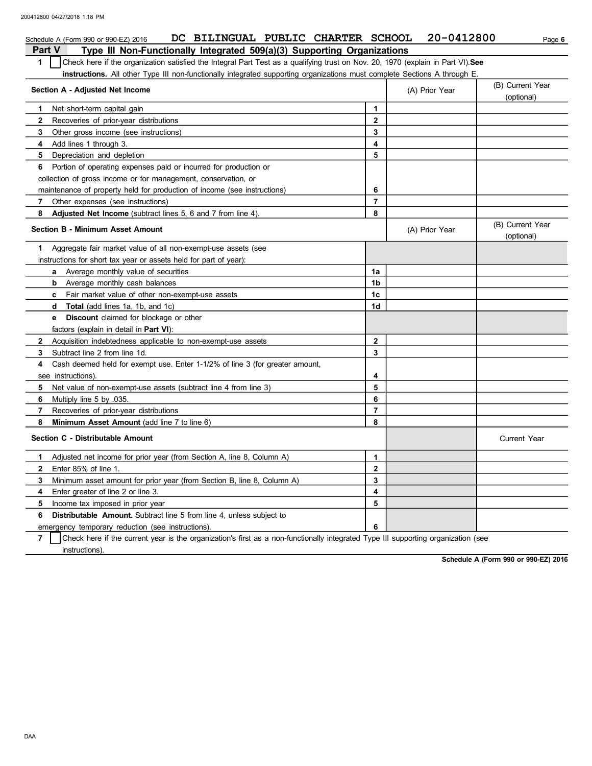Schedule A (Form 990 or 990-EZ) 2016 DC BILINGUAL PUBLIC CHARTER SCHOOL 20-0412800 Page 6

## Part V Type III Non-Functionally Integrated 509(a)(3) Supporting Organizations

1 ☐ Check here if the organization satisfied the Integral Part Test as a qualifying trust on Nov. 20, 1970 (explain in Part VI). **See instructions.** All other Type III non-functionally integrated supporting organizations must complete Sections A through E.

| Section A - Adjusted Net Income | | (A) Prior Year | (B) Current Year (optional) |
|---|---|---|---|
| 1 Net short-term capital gain | 1 | | |
| 2 Recoveries of prior-year distributions | 2 | | |
| 3 Other gross income (see instructions) | 3 | | |
| 4 Add lines 1 through 3. | 4 | | |
| 5 Depreciation and depletion | 5 | | |
| 6 Portion of operating expenses paid or incurred for production or collection of gross income or for management, conservation, or maintenance of property held for production of income (see instructions) | 6 | | |
| 7 Other expenses (see instructions) | 7 | | |
| 8 **Adjusted Net Income** (subtract lines 5, 6 and 7 from line 4). | 8 | | |

| Section B - Minimum Asset Amount | | (A) Prior Year | (B) Current Year (optional) |
|---|---|---|---|
| 1 Aggregate fair market value of all non-exempt-use assets (see instructions for short tax year or assets held for part of year): | | | |
| a Average monthly value of securities | 1a | | |
| b Average monthly cash balances | 1b | | |
| c Fair market value of other non-exempt-use assets | 1c | | |
| d **Total** (add lines 1a, 1b, and 1c) | 1d | | |
| e **Discount** claimed for blockage or other factors (explain in detail in **Part VI**): | | | |
| 2 Acquisition indebtedness applicable to non-exempt-use assets | 2 | | |
| 3 Subtract line 2 from line 1d. | 3 | | |
| 4 Cash deemed held for exempt use. Enter 1-1/2% of line 3 (for greater amount, see instructions). | 4 | | |
| 5 Net value of non-exempt-use assets (subtract line 4 from line 3) | 5 | | |
| 6 Multiply line 5 by .035. | 6 | | |
| 7 Recoveries of prior-year distributions | 7 | | |
| 8 **Minimum Asset Amount** (add line 7 to line 6) | 8 | | |

| Section C - Distributable Amount | | | Current Year |
|---|---|---|---|
| 1 Adjusted net income for prior year (from Section A, line 8, Column A) | 1 | | |
| 2 Enter 85% of line 1. | 2 | | |
| 3 Minimum asset amount for prior year (from Section B, line 8, Column A) | 3 | | |
| 4 Enter greater of line 2 or line 3. | 4 | | |
| 5 Income tax imposed in prior year | 5 | | |
| 6 **Distributable Amount.** Subtract line 5 from line 4, unless subject to emergency temporary reduction (see instructions). | 6 | | |

7 ☐ Check here if the current year is the organization's first as a non-functionally integrated Type III supporting organization (see instructions).

**Schedule A (Form 990 or 990-EZ) 2016**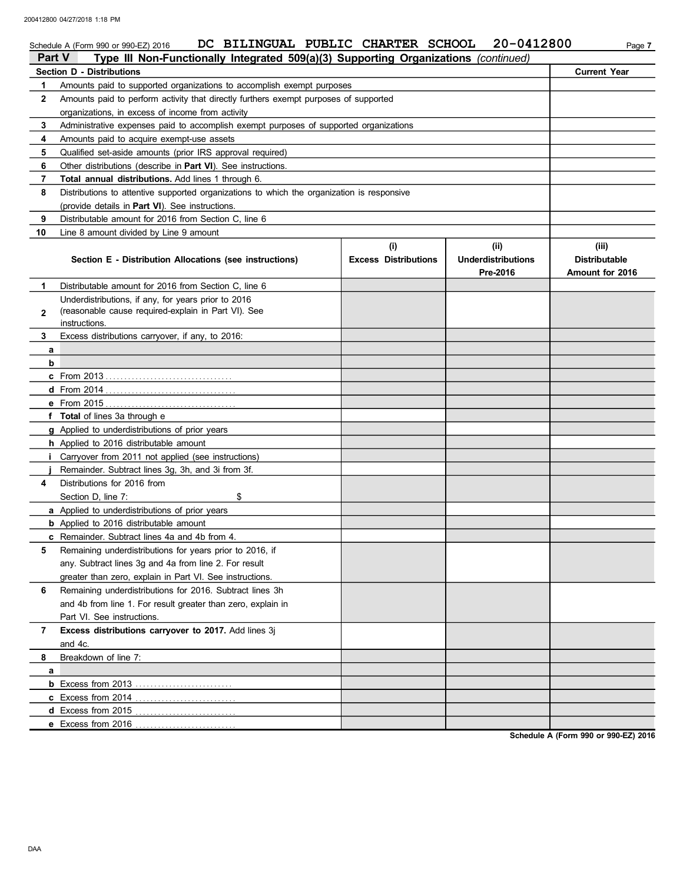Schedule A (Form 990 or 990-EZ) 2016 DC BILINGUAL PUBLIC CHARTER SCHOOL 20-0412800

## Part V Type III Non-Functionally Integrated 509(a)(3) Supporting Organizations *(continued)*

| Section D - Distributions | | Current Year |
|---|---|---|
| **1** | Amounts paid to supported organizations to accomplish exempt purposes | |
| **2** | Amounts paid to perform activity that directly furthers exempt purposes of supported organizations, in excess of income from activity | |
| **3** | Administrative expenses paid to accomplish exempt purposes of supported organizations | |
| **4** | Amounts paid to acquire exempt-use assets | |
| **5** | Qualified set-aside amounts (prior IRS approval required) | |
| **6** | Other distributions (describe in **Part VI**). See instructions. | |
| **7** | **Total annual distributions.** Add lines 1 through 6. | |
| **8** | Distributions to attentive supported organizations to which the organization is responsive (provide details in **Part VI**). See instructions. | |
| **9** | Distributable amount for 2016 from Section C, line 6 | |
| **10** | Line 8 amount divided by Line 9 amount | |

| | Section E - Distribution Allocations (see instructions) | (i) Excess Distributions | (ii) Underdistributions Pre-2016 | (iii) Distributable Amount for 2016 |
|---|---|---|---|---|
| **1** | Distributable amount for 2016 from Section C, line 6 | | | |
| **2** | Underdistributions, if any, for years prior to 2016 (reasonable cause required-explain in Part VI). See instructions. | | | |
| **3** | Excess distributions carryover, if any, to 2016: | | | |
| **a** | | | | |
| **b** | | | | |
| **c** | From 2013 | | | |
| **d** | From 2014 | | | |
| **e** | From 2015 | | | |
| **f** | **Total** of lines 3a through e | | | |
| **g** | Applied to underdistributions of prior years | | | |
| **h** | Applied to 2016 distributable amount | | | |
| **i** | Carryover from 2011 not applied (see instructions) | | | |
| **j** | Remainder. Subtract lines 3g, 3h, and 3i from 3f. | | | |
| **4** | Distributions for 2016 from Section D, line 7: $ | | | |
| **a** | Applied to underdistributions of prior years | | | |
| **b** | Applied to 2016 distributable amount | | | |
| **c** | Remainder. Subtract lines 4a and 4b from 4. | | | |
| **5** | Remaining underdistributions for years prior to 2016, if any. Subtract lines 3g and 4a from line 2. For result greater than zero, explain in Part VI. See instructions. | | | |
| **6** | Remaining underdistributions for 2016. Subtract lines 3h and 4b from line 1. For result greater than zero, explain in Part VI. See instructions. | | | |
| **7** | **Excess distributions carryover to 2017.** Add lines 3j and 4c. | | | |
| **8** | Breakdown of line 7: | | | |
| **a** | | | | |
| **b** | Excess from 2013 | | | |
| **c** | Excess from 2014 | | | |
| **d** | Excess from 2015 | | | |
| **e** | Excess from 2016 | | | |

Schedule A (Form 990 or 990-EZ) 2016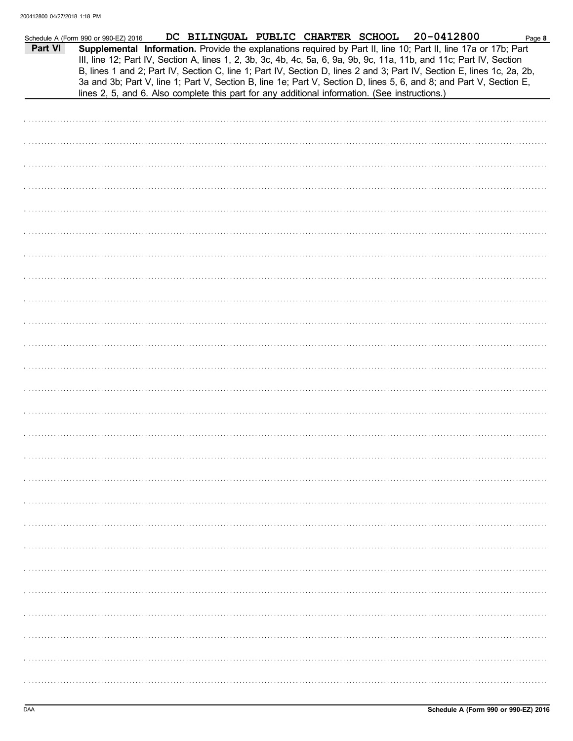Schedule A (Form 990 or 990-EZ) 2016 DC BILINGUAL PUBLIC CHARTER SCHOOL 20-0412800 Page 8

**Part VI** **Supplemental Information.** Provide the explanations required by Part II, line 10; Part II, line 17a or 17b; Part III, line 12; Part IV, Section A, lines 1, 2, 3b, 3c, 4b, 4c, 5a, 6, 9a, 9b, 9c, 11a, 11b, and 11c; Part IV, Section B, lines 1 and 2; Part IV, Section C, line 1; Part IV, Section D, lines 2 and 3; Part IV, Section E, lines 1c, 2a, 2b, 3a and 3b; Part V, line 1; Part V, Section B, line 1e; Part V, Section D, lines 5, 6, and 8; and Part V, Section E, lines 2, 5, and 6. Also complete this part for any additional information. (See instructions.)

Schedule A (Form 990 or 990-EZ) 2016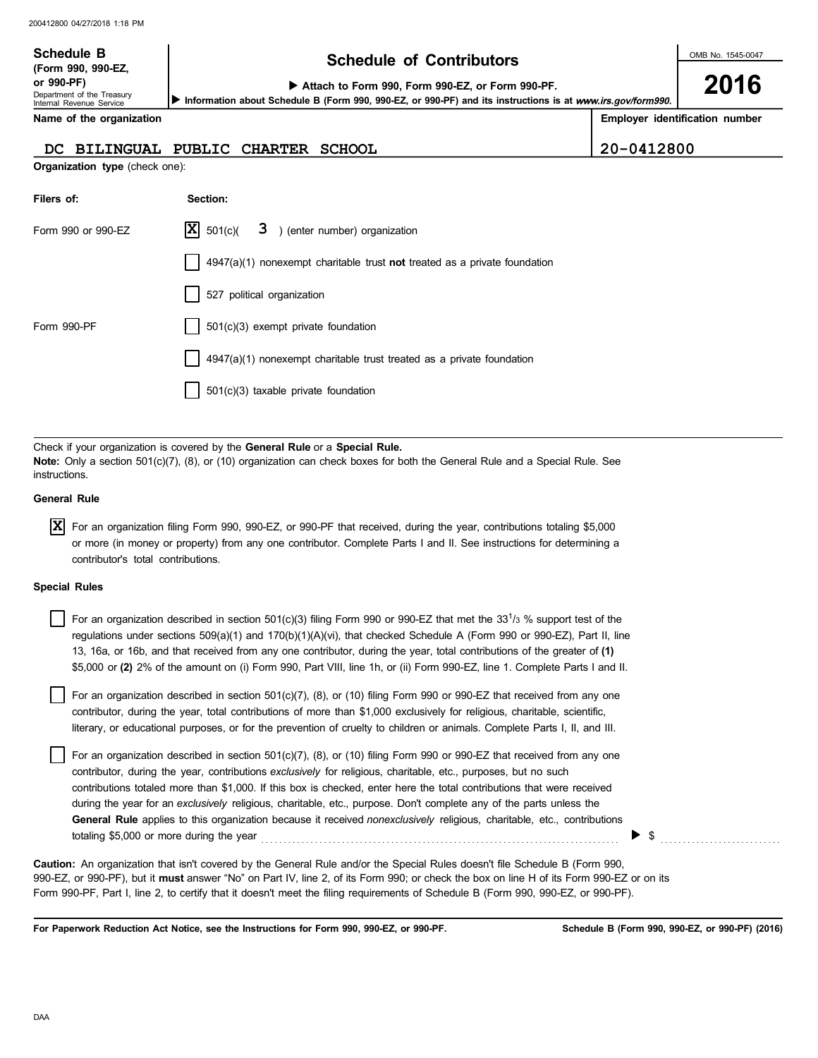**Schedule B** (Form 990, 990-EZ, or 990-PF)
Department of the Treasury
Internal Revenue Service

# Schedule of Contributors

▶ Attach to Form 990, Form 990-EZ, or Form 990-PF.
▶ Information about Schedule B (Form 990, 990-EZ, or 990-PF) and its instructions is at *www.irs.gov/form990.*

OMB No. 1545-0047

**2016**

| Name of the organization | Employer identification number |
|---|---|
| DC BILINGUAL PUBLIC CHARTER SCHOOL | 20-0412800 |

**Organization type** (check one):

| Filers of: | Section: |
|---|---|
| Form 990 or 990-EZ | [X] 501(c)( 3 ) (enter number) organization |
| | [ ] 4947(a)(1) nonexempt charitable trust **not** treated as a private foundation |
| | [ ] 527 political organization |
| Form 990-PF | [ ] 501(c)(3) exempt private foundation |
| | [ ] 4947(a)(1) nonexempt charitable trust treated as a private foundation |
| | [ ] 501(c)(3) taxable private foundation |

Check if your organization is covered by the **General Rule** or a **Special Rule.**

**Note:** Only a section 501(c)(7), (8), or (10) organization can check boxes for both the General Rule and a Special Rule. See instructions.

**General Rule**

[X] For an organization filing Form 990, 990-EZ, or 990-PF that received, during the year, contributions totaling $5,000 or more (in money or property) from any one contributor. Complete Parts I and II. See instructions for determining a contributor's total contributions.

**Special Rules**

[ ] For an organization described in section 501(c)(3) filing Form 990 or 990-EZ that met the $33^1/_3$ % support test of the regulations under sections 509(a)(1) and 170(b)(1)(A)(vi), that checked Schedule A (Form 990 or 990-EZ), Part II, line 13, 16a, or 16b, and that received from any one contributor, during the year, total contributions of the greater of **(1)** $5,000 or **(2)** 2% of the amount on (i) Form 990, Part VIII, line 1h, or (ii) Form 990-EZ, line 1. Complete Parts I and II.

[ ] For an organization described in section 501(c)(7), (8), or (10) filing Form 990 or 990-EZ that received from any one contributor, during the year, total contributions of more than $1,000 exclusively for religious, charitable, scientific, literary, or educational purposes, or for the prevention of cruelty to children or animals. Complete Parts I, II, and III.

[ ] For an organization described in section 501(c)(7), (8), or (10) filing Form 990 or 990-EZ that received from any one contributor, during the year, contributions *exclusively* for religious, charitable, etc., purposes, but no such contributions totaled more than $1,000. If this box is checked, enter here the total contributions that were received during the year for an *exclusively* religious, charitable, etc., purpose. Don't complete any of the parts unless the **General Rule** applies to this organization because it received *nonexclusively* religious, charitable, etc., contributions totaling $5,000 or more during the year ▶ $ ..........

**Caution:** An organization that isn't covered by the General Rule and/or the Special Rules doesn't file Schedule B (Form 990, 990-EZ, or 990-PF), but it **must** answer "No" on Part IV, line 2, of its Form 990; or check the box on line H of its Form 990-EZ or on its Form 990-PF, Part I, line 2, to certify that it doesn't meet the filing requirements of Schedule B (Form 990, 990-EZ, or 990-PF).

**For Paperwork Reduction Act Notice, see the Instructions for Form 990, 990-EZ, or 990-PF.** **Schedule B (Form 990, 990-EZ, or 990-PF) (2016)**

DAA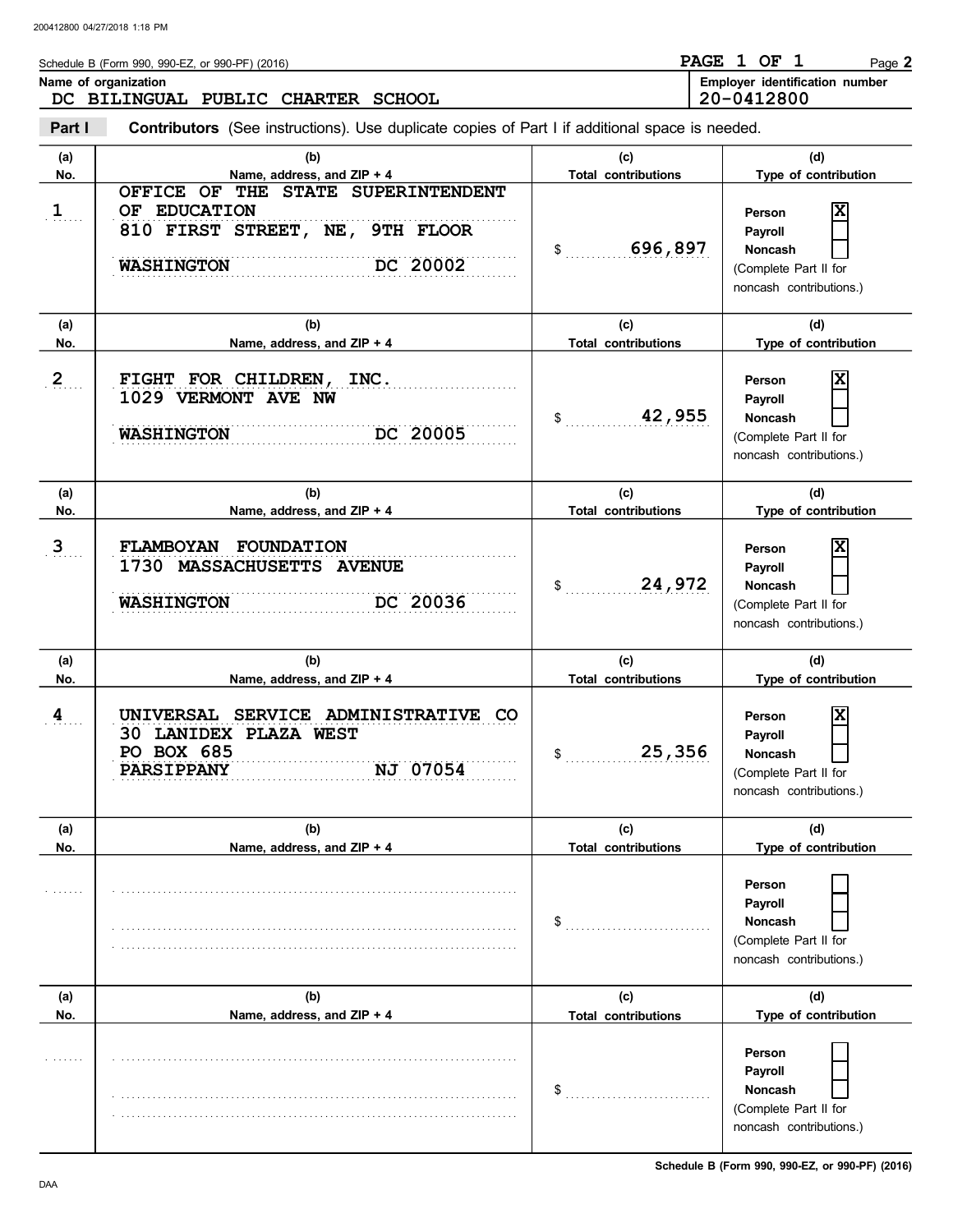Schedule B (Form 990, 990-EZ, or 990-PF) (2016)

PAGE 1 OF 1

**Name of organization**
DC BILINGUAL PUBLIC CHARTER SCHOOL

**Employer identification number**
20-0412800

**Part I** **Contributors** (See instructions). Use duplicate copies of Part I if additional space is needed.

| (a) No. | (b) Name, address, and ZIP + 4 | (c) Total contributions | (d) Type of contribution |
|---|---|---|---|
| 1 | OFFICE OF THE STATE SUPERINTENDENT OF EDUCATION<br>810 FIRST STREET, NE, 9TH FLOOR<br>WASHINGTON DC 20002 | $ 696,897 | Person [X]<br>Payroll [ ]<br>Noncash [ ]<br>(Complete Part II for noncash contributions.) |
| 2 | FIGHT FOR CHILDREN, INC.<br>1029 VERMONT AVE NW<br>WASHINGTON DC 20005 | $ 42,955 | Person [X]<br>Payroll [ ]<br>Noncash [ ]<br>(Complete Part II for noncash contributions.) |
| 3 | FLAMBOYAN FOUNDATION<br>1730 MASSACHUSETTS AVENUE<br>WASHINGTON DC 20036 | $ 24,972 | Person [X]<br>Payroll [ ]<br>Noncash [ ]<br>(Complete Part II for noncash contributions.) |
| 4 | UNIVERSAL SERVICE ADMINISTRATIVE CO<br>30 LANIDEX PLAZA WEST<br>PO BOX 685<br>PARSIPPANY NJ 07054 | $ 25,356 | Person [X]<br>Payroll [ ]<br>Noncash [ ]<br>(Complete Part II for noncash contributions.) |
| | | $ | Person [ ]<br>Payroll [ ]<br>Noncash [ ]<br>(Complete Part II for noncash contributions.) |
| | | $ | Person [ ]<br>Payroll [ ]<br>Noncash [ ]<br>(Complete Part II for noncash contributions.) |

Schedule B (Form 990, 990-EZ, or 990-PF) (2016)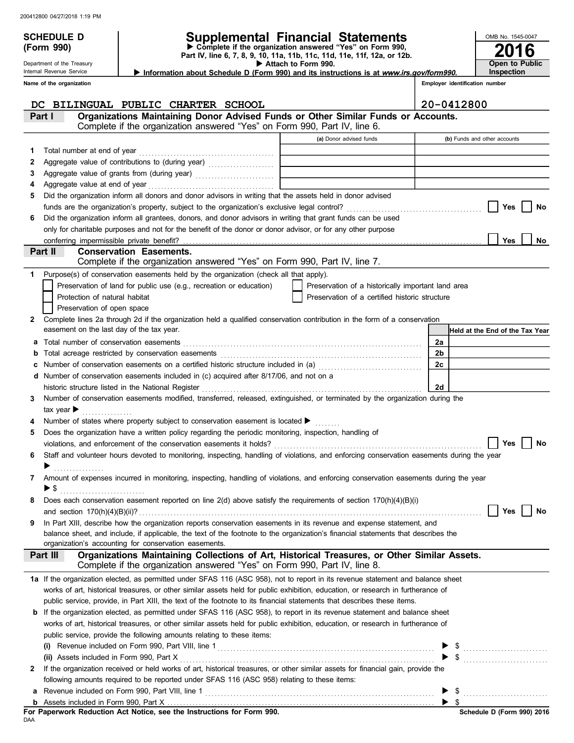200412800 04/27/2018 1:19 PM

**SCHEDULE D (Form 990)**

Department of the Treasury
Internal Revenue Service

# Supplemental Financial Statements

▶ Complete if the organization answered "Yes" on Form 990, Part IV, line 6, 7, 8, 9, 10, 11a, 11b, 11c, 11d, 11e, 11f, 12a, or 12b.
▶ Attach to Form 990.
▶ Information about Schedule D (Form 990) and its instructions is at *www.irs.gov/form990.*

OMB No. 1545-0047

**2016**

**Open to Public Inspection**

| Name of the organization | Employer identification number |
|---|---|
| DC BILINGUAL PUBLIC CHARTER SCHOOL | 20-0412800 |

## Part I Organizations Maintaining Donor Advised Funds or Other Similar Funds or Accounts.

Complete if the organization answered "Yes" on Form 990, Part IV, line 6.

| | | (a) Donor advised funds | (b) Funds and other accounts |
|---|---|---|---|
| 1 | Total number at end of year | | |
| 2 | Aggregate value of contributions to (during year) | | |
| 3 | Aggregate value of grants from (during year) | | |
| 4 | Aggregate value at end of year | | |

5 Did the organization inform all donors and donor advisors in writing that the assets held in donor advised funds are the organization's property, subject to the organization's exclusive legal control? ☐ Yes ☐ No

6 Did the organization inform all grantees, donors, and donor advisors in writing that grant funds can be used only for charitable purposes and not for the benefit of the donor or donor advisor, or for any other purpose conferring impermissible private benefit? ☐ Yes ☐ No

## Part II Conservation Easements.

Complete if the organization answered "Yes" on Form 990, Part IV, line 7.

1 Purpose(s) of conservation easements held by the organization (check all that apply).

☐ Preservation of land for public use (e.g., recreation or education)
☐ Protection of natural habitat
☐ Preservation of open space
☐ Preservation of a historically important land area
☐ Preservation of a certified historic structure

2 Complete lines 2a through 2d if the organization held a qualified conservation contribution in the form of a conservation easement on the last day of the tax year.

| | | | Held at the End of the Tax Year |
|---|---|---|---|
| a | Total number of conservation easements | 2a | |
| b | Total acreage restricted by conservation easements | 2b | |
| c | Number of conservation easements on a certified historic structure included in (a) | 2c | |
| d | Number of conservation easements included in (c) acquired after 8/17/06, and not on a historic structure listed in the National Register | 2d | |

3 Number of conservation easements modified, transferred, released, extinguished, or terminated by the organization during the tax year ▶

4 Number of states where property subject to conservation easement is located ▶

5 Does the organization have a written policy regarding the periodic monitoring, inspection, handling of violations, and enforcement of the conservation easements it holds? ☐ Yes ☐ No

6 Staff and volunteer hours devoted to monitoring, inspecting, handling of violations, and enforcing conservation easements during the year ▶

7 Amount of expenses incurred in monitoring, inspecting, handling of violations, and enforcing conservation easements during the year ▶ $

8 Does each conservation easement reported on line 2(d) above satisfy the requirements of section 170(h)(4)(B)(i) and section 170(h)(4)(B)(ii)? ☐ Yes ☐ No

9 In Part XIII, describe how the organization reports conservation easements in its revenue and expense statement, and balance sheet, and include, if applicable, the text of the footnote to the organization's financial statements that describes the organization's accounting for conservation easements.

## Part III Organizations Maintaining Collections of Art, Historical Treasures, or Other Similar Assets.

Complete if the organization answered "Yes" on Form 990, Part IV, line 8.

**1a** If the organization elected, as permitted under SFAS 116 (ASC 958), not to report in its revenue statement and balance sheet works of art, historical treasures, or other similar assets held for public exhibition, education, or research in furtherance of public service, provide, in Part XIII, the text of the footnote to its financial statements that describes these items.

**b** If the organization elected, as permitted under SFAS 116 (ASC 958), to report in its revenue statement and balance sheet works of art, historical treasures, or other similar assets held for public exhibition, education, or research in furtherance of public service, provide the following amounts relating to these items:

**(i)** Revenue included on Form 990, Part VIII, line 1 ▶ $

**(ii)** Assets included in Form 990, Part X ▶ $

**2** If the organization received or held works of art, historical treasures, or other similar assets for financial gain, provide the following amounts required to be reported under SFAS 116 (ASC 958) relating to these items:

**a** Revenue included on Form 990, Part VIII, line 1 ▶ $

**b** Assets included in Form 990, Part X ▶ $

**For Paperwork Reduction Act Notice, see the Instructions for Form 990.**

DAA

**Schedule D (Form 990) 2016**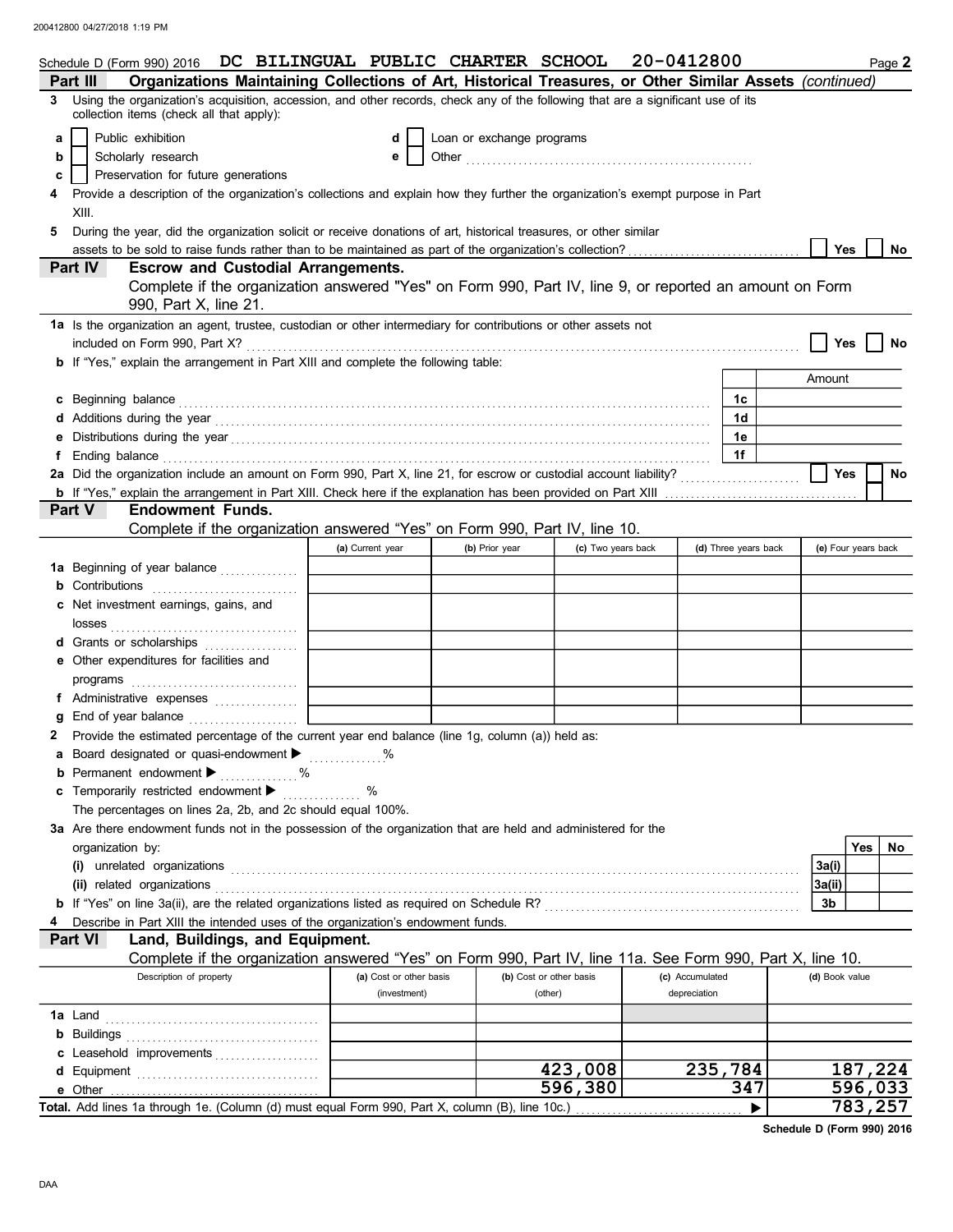Schedule D (Form 990) 2016 DC BILINGUAL PUBLIC CHARTER SCHOOL 20-0412800 Page 2

**Part III** **Organizations Maintaining Collections of Art, Historical Treasures, or Other Similar Assets** *(continued)*

3 Using the organization's acquisition, accession, and other records, check any of the following that are a significant use of its collection items (check all that apply):

- a ☐ Public exhibition
- b ☐ Scholarly research
- c ☐ Preservation for future generations
- d ☐ Loan or exchange programs
- e ☐ Other ..............................

4 Provide a description of the organization's collections and explain how they further the organization's exempt purpose in Part XIII.

5 During the year, did the organization solicit or receive donations of art, historical treasures, or other similar assets to be sold to raise funds rather than to be maintained as part of the organization's collection? ☐ Yes ☐ No

**Part IV** **Escrow and Custodial Arrangements.**
Complete if the organization answered "Yes" on Form 990, Part IV, line 9, or reported an amount on Form 990, Part X, line 21.

1a Is the organization an agent, trustee, custodian or other intermediary for contributions or other assets not included on Form 990, Part X? ☐ Yes ☐ No

b If "Yes," explain the arrangement in Part XIII and complete the following table:

| | | Amount |
|---|---|---|
| c Beginning balance | 1c | |
| d Additions during the year | 1d | |
| e Distributions during the year | 1e | |
| f Ending balance | 1f | |

2a Did the organization include an amount on Form 990, Part X, line 21, for escrow or custodial account liability? ☐ Yes ☐ No

b If "Yes," explain the arrangement in Part XIII. Check here if the explanation has been provided on Part XIII ☐

**Part V** **Endowment Funds.**
Complete if the organization answered "Yes" on Form 990, Part IV, line 10.

| | (a) Current year | (b) Prior year | (c) Two years back | (d) Three years back | (e) Four years back |
|---|---|---|---|---|---|
| 1a Beginning of year balance | | | | | |
| b Contributions | | | | | |
| c Net investment earnings, gains, and losses | | | | | |
| d Grants or scholarships | | | | | |
| e Other expenditures for facilities and programs | | | | | |
| f Administrative expenses | | | | | |
| g End of year balance | | | | | |

2 Provide the estimated percentage of the current year end balance (line 1g, column (a)) held as:

a Board designated or quasi-endowment ▶ ........ %

b Permanent endowment ▶ ........ %

c Temporarily restricted endowment ▶ ........ %

The percentages on lines 2a, 2b, and 2c should equal 100%.

3a Are there endowment funds not in the possession of the organization that are held and administered for the organization by:

| | | Yes | No |
|---|---|---|---|
| (i) unrelated organizations | 3a(i) | | |
| (ii) related organizations | 3a(ii) | | |
| b If "Yes" on line 3a(ii), are the related organizations listed as required on Schedule R? | 3b | | |

4 Describe in Part XIII the intended uses of the organization's endowment funds.

**Part VI** **Land, Buildings, and Equipment.**
Complete if the organization answered "Yes" on Form 990, Part IV, line 11a. See Form 990, Part X, line 10.

| Description of property | (a) Cost or other basis (investment) | (b) Cost or other basis (other) | (c) Accumulated depreciation | (d) Book value |
|---|---|---|---|---|
| 1a Land | | | | |
| b Buildings | | | | |
| c Leasehold improvements | | | | |
| d Equipment | | 423,008 | 235,784 | 187,224 |
| e Other | | 596,380 | 347 | 596,033 |
| Total. Add lines 1a through 1e. (Column (d) must equal Form 990, Part X, column (B), line 10c.) ▶ | | | | 783,257 |

Schedule D (Form 990) 2016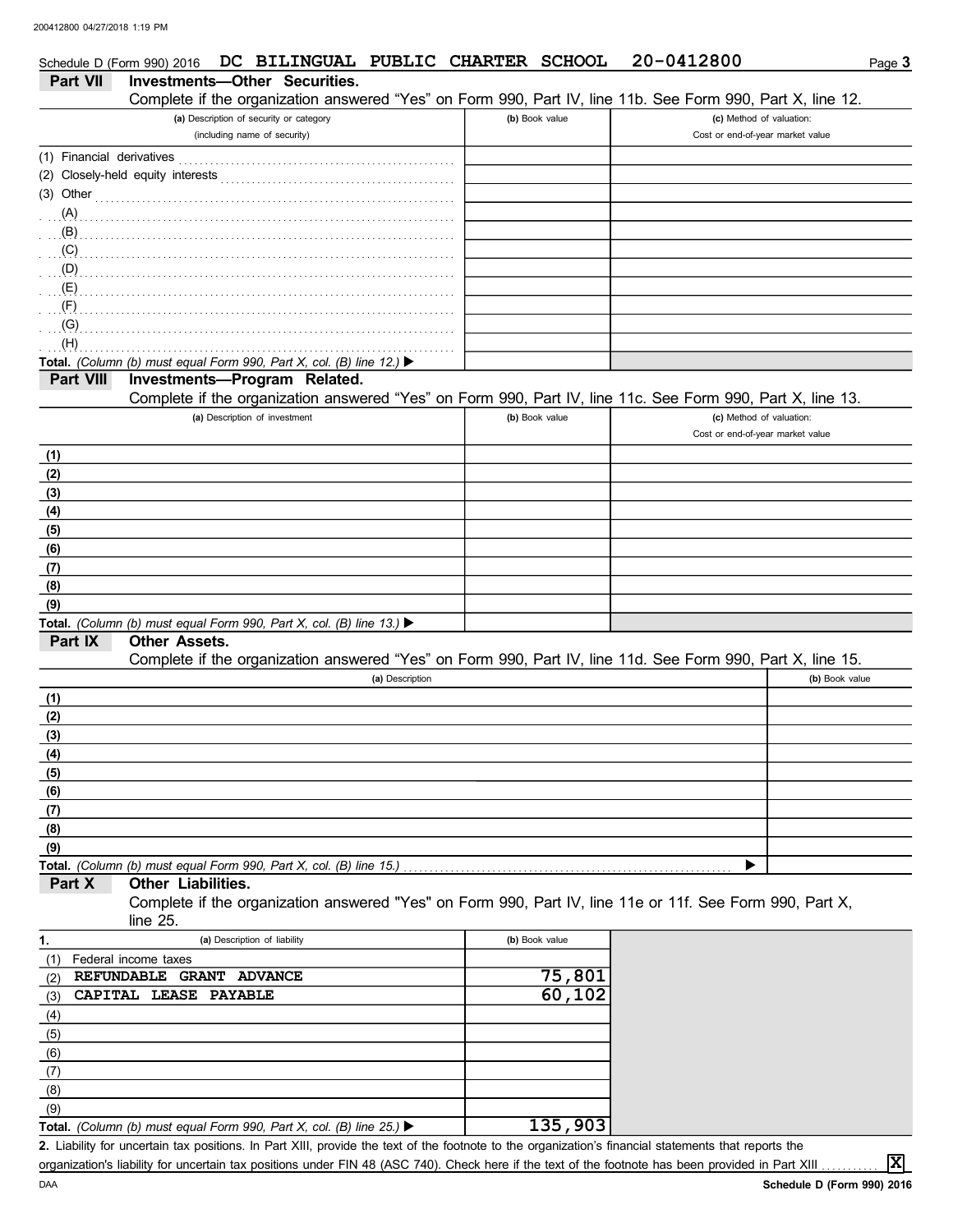Schedule D (Form 990) 2016 DC BILINGUAL PUBLIC CHARTER SCHOOL 20-0412800 Page **3**

## Part VII Investments—Other Securities.

Complete if the organization answered "Yes" on Form 990, Part IV, line 11b. See Form 990, Part X, line 12.

| (a) Description of security or category (including name of security) | (b) Book value | (c) Method of valuation: Cost or end-of-year market value |
|---|---|---|
| (1) Financial derivatives | | |
| (2) Closely-held equity interests | | |
| (3) Other | | |
| (A) | | |
| (B) | | |
| (C) | | |
| (D) | | |
| (E) | | |
| (F) | | |
| (G) | | |
| (H) | | |
| **Total.** *(Column (b) must equal Form 990, Part X, col. (B) line 12.)* ▶ | | |

## Part VIII Investments—Program Related.

Complete if the organization answered "Yes" on Form 990, Part IV, line 11c. See Form 990, Part X, line 13.

| (a) Description of investment | (b) Book value | (c) Method of valuation: Cost or end-of-year market value |
|---|---|---|
| (1) | | |
| (2) | | |
| (3) | | |
| (4) | | |
| (5) | | |
| (6) | | |
| (7) | | |
| (8) | | |
| (9) | | |
| **Total.** *(Column (b) must equal Form 990, Part X, col. (B) line 13.)* ▶ | | |

## Part IX Other Assets.

Complete if the organization answered "Yes" on Form 990, Part IV, line 11d. See Form 990, Part X, line 15.

| (a) Description | (b) Book value |
|---|---|
| (1) | |
| (2) | |
| (3) | |
| (4) | |
| (5) | |
| (6) | |
| (7) | |
| (8) | |
| (9) | |
| **Total.** *(Column (b) must equal Form 990, Part X, col. (B) line 15.)* ▶ | |

## Part X Other Liabilities.

Complete if the organization answered "Yes" on Form 990, Part IV, line 11e or 11f. See Form 990, Part X, line 25.

| 1. (a) Description of liability | (b) Book value |
|---|---|
| (1) Federal income taxes | |
| (2) REFUNDABLE GRANT ADVANCE | 75,801 |
| (3) CAPITAL LEASE PAYABLE | 60,102 |
| (4) | |
| (5) | |
| (6) | |
| (7) | |
| (8) | |
| (9) | |
| **Total.** *(Column (b) must equal Form 990, Part X, col. (B) line 25.)* ▶ | 135,903 |

**2.** Liability for uncertain tax positions. In Part XIII, provide the text of the footnote to the organization's financial statements that reports the organization's liability for uncertain tax positions under FIN 48 (ASC 740). Check here if the text of the footnote has been provided in Part XIII ☒

DAA **Schedule D (Form 990) 2016**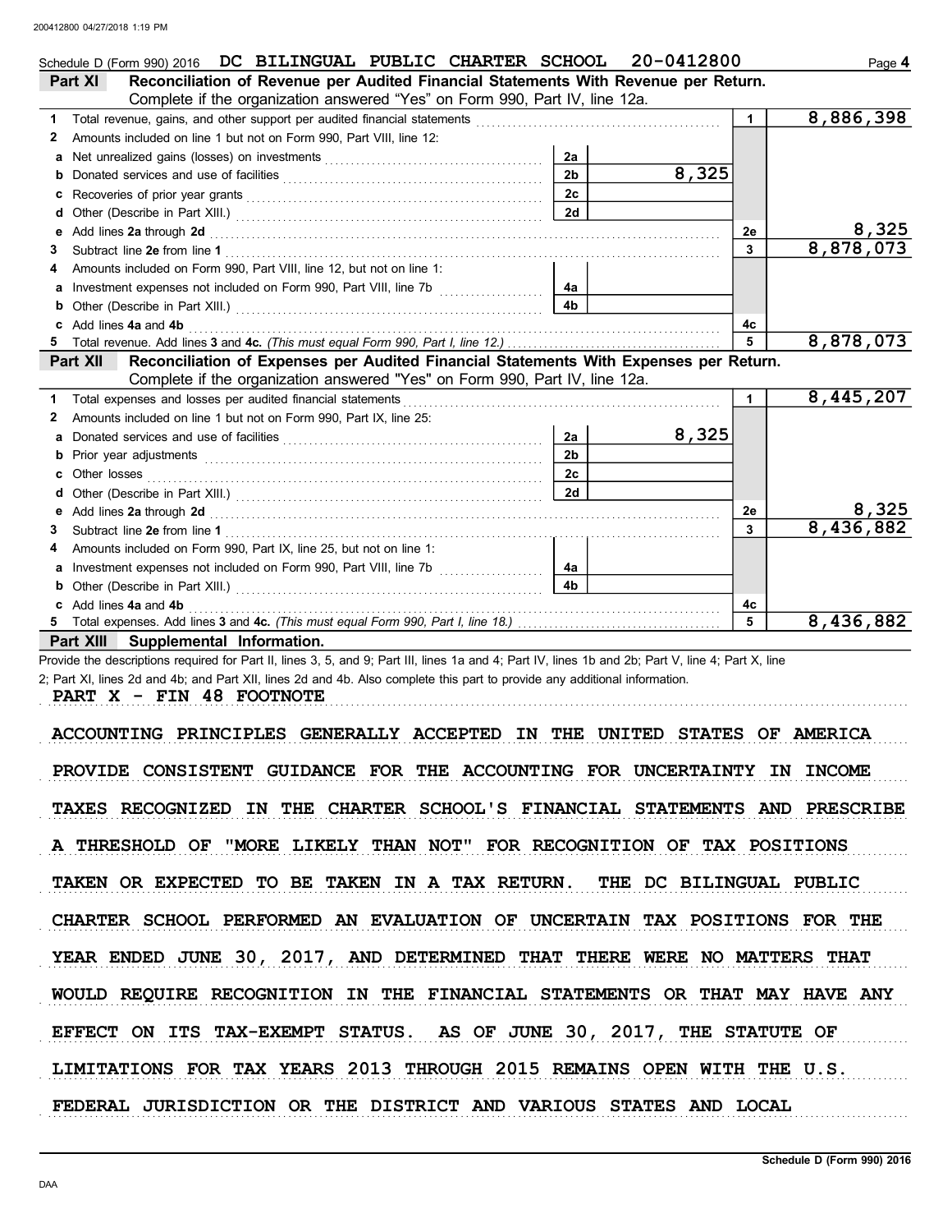Schedule D (Form 990) 2016 DC BILINGUAL PUBLIC CHARTER SCHOOL 20-0412800 Page **4**

**Part XI Reconciliation of Revenue per Audited Financial Statements With Revenue per Return.**
Complete if the organization answered "Yes" on Form 990, Part IV, line 12a.

| | | | | | |
|---|---|---|---|---|---|
| **1** | Total revenue, gains, and other support per audited financial statements | | | 1 | 8,886,398 |
| **2** | Amounts included on line 1 but not on Form 990, Part VIII, line 12: | | | | |
| **a** | Net unrealized gains (losses) on investments | 2a | | | |
| **b** | Donated services and use of facilities | 2b | 8,325 | | |
| **c** | Recoveries of prior year grants | 2c | | | |
| **d** | Other (Describe in Part XIII.) | 2d | | | |
| **e** | Add lines 2a through 2d | | | 2e | 8,325 |
| **3** | Subtract line 2e from line 1 | | | 3 | 8,878,073 |
| **4** | Amounts included on Form 990, Part VIII, line 12, but not on line 1: | | | | |
| **a** | Investment expenses not included on Form 990, Part VIII, line 7b | 4a | | | |
| **b** | Other (Describe in Part XIII.) | 4b | | | |
| **c** | Add lines 4a and 4b | | | 4c | |
| **5** | Total revenue. Add lines 3 and 4c. *(This must equal Form 990, Part I, line 12.)* | | | 5 | 8,878,073 |

**Part XII Reconciliation of Expenses per Audited Financial Statements With Expenses per Return.**
Complete if the organization answered "Yes" on Form 990, Part IV, line 12a.

| | | | | | |
|---|---|---|---|---|---|
| **1** | Total expenses and losses per audited financial statements | | | 1 | 8,445,207 |
| **2** | Amounts included on line 1 but not on Form 990, Part IX, line 25: | | | | |
| **a** | Donated services and use of facilities | 2a | 8,325 | | |
| **b** | Prior year adjustments | 2b | | | |
| **c** | Other losses | 2c | | | |
| **d** | Other (Describe in Part XIII.) | 2d | | | |
| **e** | Add lines 2a through 2d | | | 2e | 8,325 |
| **3** | Subtract line 2e from line 1 | | | 3 | 8,436,882 |
| **4** | Amounts included on Form 990, Part IX, line 25, but not on line 1: | | | | |
| **a** | Investment expenses not included on Form 990, Part VIII, line 7b | 4a | | | |
| **b** | Other (Describe in Part XIII.) | 4b | | | |
| **c** | Add lines 4a and 4b | | | 4c | |
| **5** | Total expenses. Add lines 3 and 4c. *(This must equal Form 990, Part I, line 18.)* | | | 5 | 8,436,882 |

**Part XIII Supplemental Information.**

Provide the descriptions required for Part II, lines 3, 5, and 9; Part III, lines 1a and 4; Part IV, lines 1b and 2b; Part V, line 4; Part X, line 2; Part XI, lines 2d and 4b; and Part XII, lines 2d and 4b. Also complete this part to provide any additional information.

PART X - FIN 48 FOOTNOTE

ACCOUNTING PRINCIPLES GENERALLY ACCEPTED IN THE UNITED STATES OF AMERICA PROVIDE CONSISTENT GUIDANCE FOR THE ACCOUNTING FOR UNCERTAINTY IN INCOME TAXES RECOGNIZED IN THE CHARTER SCHOOL'S FINANCIAL STATEMENTS AND PRESCRIBE A THRESHOLD OF "MORE LIKELY THAN NOT" FOR RECOGNITION OF TAX POSITIONS TAKEN OR EXPECTED TO BE TAKEN IN A TAX RETURN. THE DC BILINGUAL PUBLIC CHARTER SCHOOL PERFORMED AN EVALUATION OF UNCERTAIN TAX POSITIONS FOR THE YEAR ENDED JUNE 30, 2017, AND DETERMINED THAT THERE WERE NO MATTERS THAT WOULD REQUIRE RECOGNITION IN THE FINANCIAL STATEMENTS OR THAT MAY HAVE ANY EFFECT ON ITS TAX-EXEMPT STATUS. AS OF JUNE 30, 2017, THE STATUTE OF LIMITATIONS FOR TAX YEARS 2013 THROUGH 2015 REMAINS OPEN WITH THE U.S. FEDERAL JURISDICTION OR THE DISTRICT AND VARIOUS STATES AND LOCAL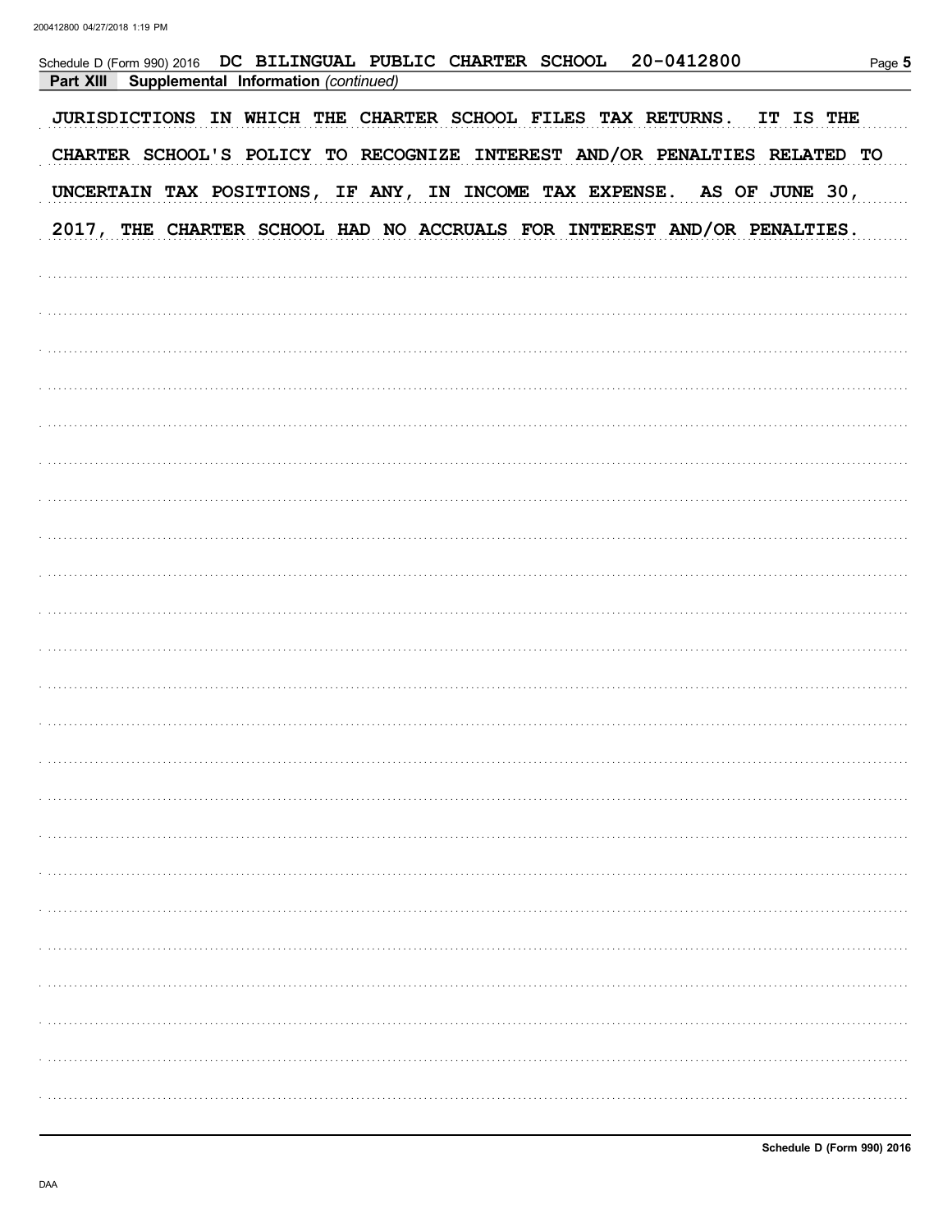Schedule D (Form 990) 2016 DC BILINGUAL PUBLIC CHARTER SCHOOL 20-0412800

**Part XIII Supplemental Information** *(continued)*

JURISDICTIONS IN WHICH THE CHARTER SCHOOL FILES TAX RETURNS. IT IS THE CHARTER SCHOOL'S POLICY TO RECOGNIZE INTEREST AND/OR PENALTIES RELATED TO UNCERTAIN TAX POSITIONS, IF ANY, IN INCOME TAX EXPENSE. AS OF JUNE 30, 2017, THE CHARTER SCHOOL HAD NO ACCRUALS FOR INTEREST AND/OR PENALTIES.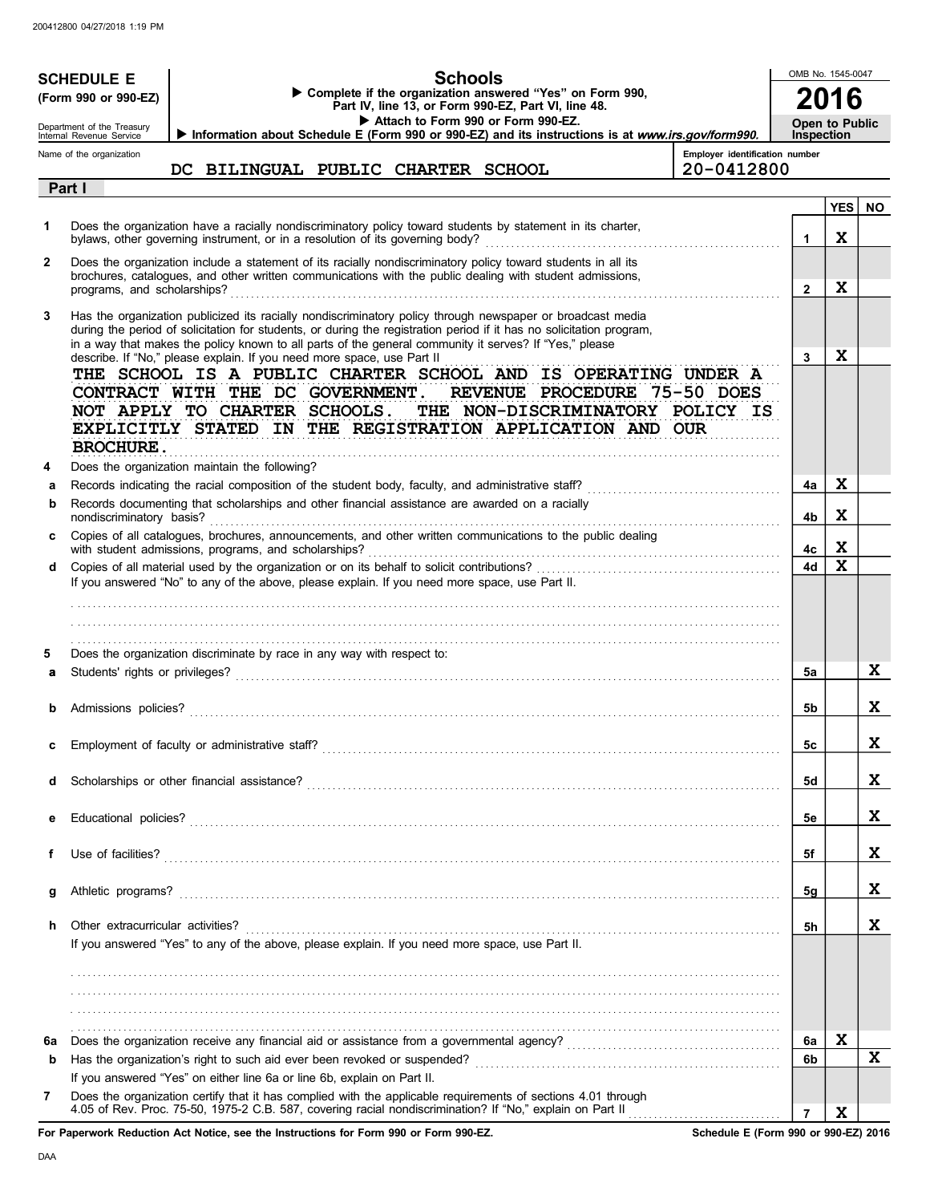200412800 04/27/2018 1:19 PM

**SCHEDULE E**
**(Form 990 or 990-EZ)**

Department of the Treasury
Internal Revenue Service

# Schools

▶ Complete if the organization answered "Yes" on Form 990, Part IV, line 13, or Form 990-EZ, Part VI, line 48.
▶ Attach to Form 990 or Form 990-EZ.
▶ Information about Schedule E (Form 990 or 990-EZ) and its instructions is at *www.irs.gov/form990.*

OMB No. 1545-0047
**2016**
**Open to Public Inspection**

Name of the organization: DC BILINGUAL PUBLIC CHARTER SCHOOL
Employer identification number: 20-0412800

## Part I

| | | | YES | NO |
|---|---|---|---|---|
| **1** | Does the organization have a racially nondiscriminatory policy toward students by statement in its charter, bylaws, other governing instrument, or in a resolution of its governing body? | **1** | X | |
| **2** | Does the organization include a statement of its racially nondiscriminatory policy toward students in all its brochures, catalogues, and other written communications with the public dealing with student admissions, programs, and scholarships? | **2** | X | |
| **3** | Has the organization publicized its racially nondiscriminatory policy through newspaper or broadcast media during the period of solicitation for students, or during the registration period if it has no solicitation program, in a way that makes the policy known to all parts of the general community it serves? If "Yes," please describe. If "No," please explain. If you need more space, use Part II | **3** | X | |

THE SCHOOL IS A PUBLIC CHARTER SCHOOL AND IS OPERATING UNDER A CONTRACT WITH THE DC GOVERNMENT. REVENUE PROCEDURE 75-50 DOES NOT APPLY TO CHARTER SCHOOLS. THE NON-DISCRIMINATORY POLICY IS EXPLICITLY STATED IN THE REGISTRATION APPLICATION AND OUR BROCHURE.

| | | | YES | NO |
|---|---|---|---|---|
| **4** | Does the organization maintain the following? | | | |
| **a** | Records indicating the racial composition of the student body, faculty, and administrative staff? | **4a** | X | |
| **b** | Records documenting that scholarships and other financial assistance are awarded on a racially nondiscriminatory basis? | **4b** | X | |
| **c** | Copies of all catalogues, brochures, announcements, and other written communications to the public dealing with student admissions, programs, and scholarships? | **4c** | X | |
| **d** | Copies of all material used by the organization or on its behalf to solicit contributions? | **4d** | X | |

If you answered "No" to any of the above, please explain. If you need more space, use Part II.

| | | | YES | NO |
|---|---|---|---|---|
| **5** | Does the organization discriminate by race in any way with respect to: | | | |
| **a** | Students' rights or privileges? | **5a** | | X |
| **b** | Admissions policies? | **5b** | | X |
| **c** | Employment of faculty or administrative staff? | **5c** | | X |
| **d** | Scholarships or other financial assistance? | **5d** | | X |
| **e** | Educational policies? | **5e** | | X |
| **f** | Use of facilities? | **5f** | | X |
| **g** | Athletic programs? | **5g** | | X |
| **h** | Other extracurricular activities? | **5h** | | X |

If you answered "Yes" to any of the above, please explain. If you need more space, use Part II.

| | | | YES | NO |
|---|---|---|---|---|
| **6a** | Does the organization receive any financial aid or assistance from a governmental agency? | **6a** | X | |
| **b** | Has the organization's right to such aid ever been revoked or suspended? | **6b** | | X |
| | If you answered "Yes" on either line 6a or line 6b, explain on Part II. | | | |
| **7** | Does the organization certify that it has complied with the applicable requirements of sections 4.01 through 4.05 of Rev. Proc. 75-50, 1975-2 C.B. 587, covering racial nondiscrimination? If "No," explain on Part II | **7** | X | |

**For Paperwork Reduction Act Notice, see the Instructions for Form 990 or Form 990-EZ.** **Schedule E (Form 990 or 990-EZ) 2016**

DAA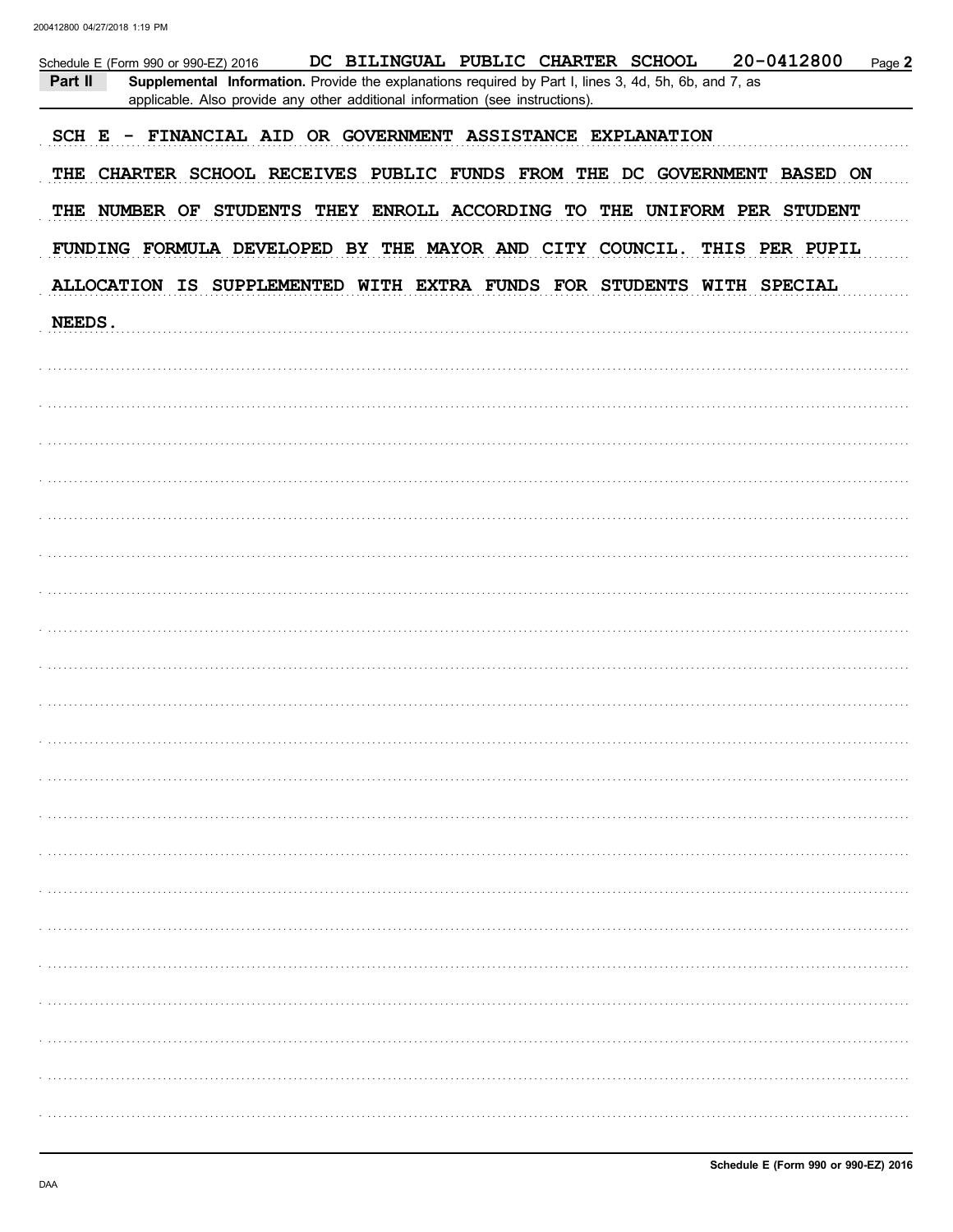Schedule E (Form 990 or 990-EZ) 2016 DC BILINGUAL PUBLIC CHARTER SCHOOL 20-0412800 Page **2**

**Part II** **Supplemental Information.** Provide the explanations required by Part I, lines 3, 4d, 5h, 6b, and 7, as applicable. Also provide any other additional information (see instructions).

SCH E - FINANCIAL AID OR GOVERNMENT ASSISTANCE EXPLANATION

THE CHARTER SCHOOL RECEIVES PUBLIC FUNDS FROM THE DC GOVERNMENT BASED ON THE NUMBER OF STUDENTS THEY ENROLL ACCORDING TO THE UNIFORM PER STUDENT FUNDING FORMULA DEVELOPED BY THE MAYOR AND CITY COUNCIL. THIS PER PUPIL ALLOCATION IS SUPPLEMENTED WITH EXTRA FUNDS FOR STUDENTS WITH SPECIAL NEEDS.

**Schedule E (Form 990 or 990-EZ) 2016**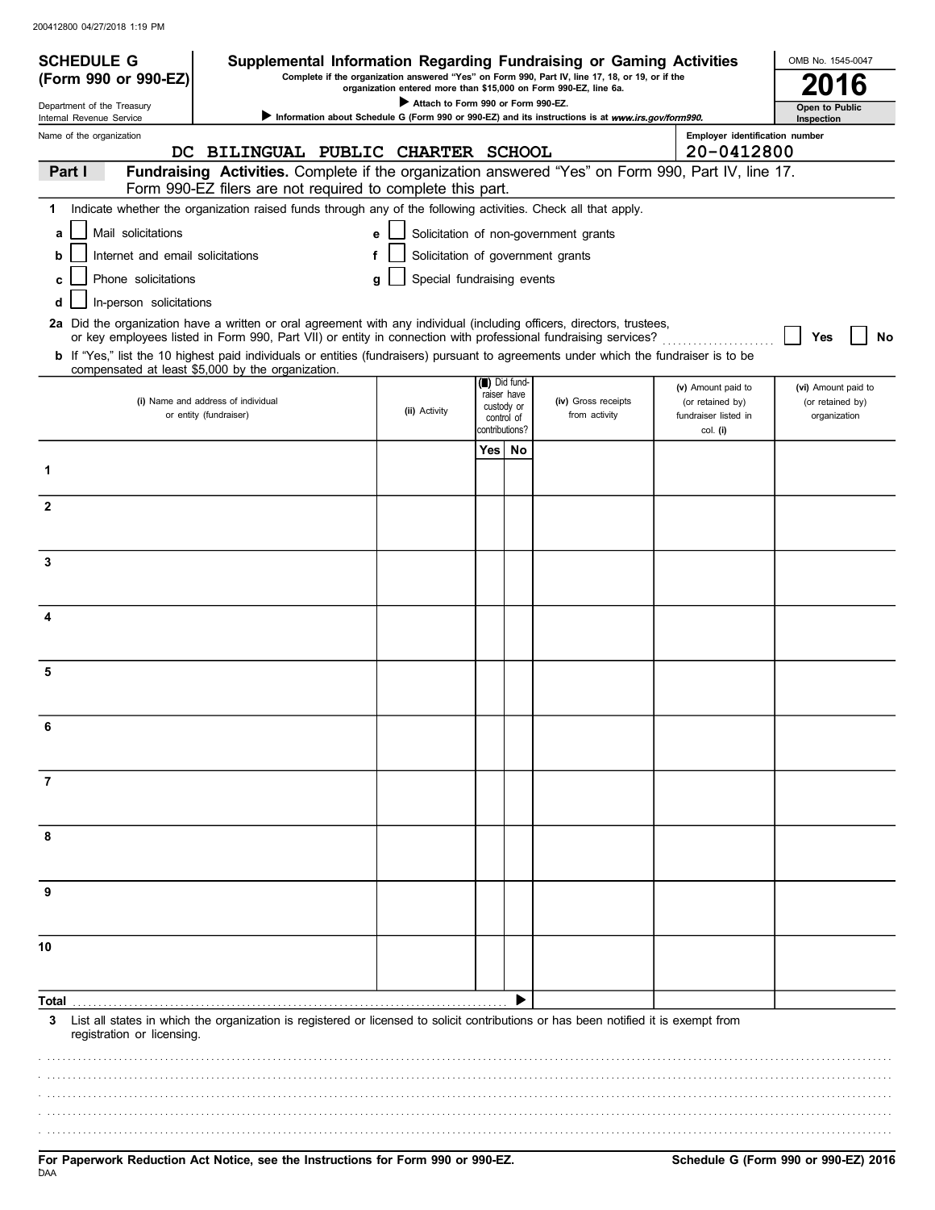**SCHEDULE G (Form 990 or 990-EZ)**

Department of the Treasury
Internal Revenue Service

# Supplemental Information Regarding Fundraising or Gaming Activities

**Complete if the organization answered "Yes" on Form 990, Part IV, line 17, 18, or 19, or if the organization entered more than $15,000 on Form 990-EZ, line 6a.**

▶ **Attach to Form 990 or Form 990-EZ.**

▶ **Information about Schedule G (Form 990 or 990-EZ) and its instructions is at *www.irs.gov/form990*.**

OMB No. 1545-0047

**2016**

**Open to Public Inspection**

Name of the organization: DC BILINGUAL PUBLIC CHARTER SCHOOL

Employer identification number: 20-0412800

**Part I — Fundraising Activities.** Complete if the organization answered "Yes" on Form 990, Part IV, line 17. Form 990-EZ filers are not required to complete this part.

**1** Indicate whether the organization raised funds through any of the following activities. Check all that apply.

- **a** ☐ Mail solicitations
- **b** ☐ Internet and email solicitations
- **c** ☐ Phone solicitations
- **d** ☐ In-person solicitations
- **e** ☐ Solicitation of non-government grants
- **f** ☐ Solicitation of government grants
- **g** ☐ Special fundraising events

**2a** Did the organization have a written or oral agreement with any individual (including officers, directors, trustees, or key employees listed in Form 990, Part VII) or entity in connection with professional fundraising services? ☐ **Yes** ☐ **No**

**b** If "Yes," list the 10 highest paid individuals or entities (fundraisers) pursuant to agreements under which the fundraiser is to be compensated at least $5,000 by the organization.

| | (i) Name and address of individual or entity (fundraiser) | (ii) Activity | (iii) Did fundraiser have custody or control of contributions? Yes | No | (iv) Gross receipts from activity | (v) Amount paid to (or retained by) fundraiser listed in col. (i) | (vi) Amount paid to (or retained by) organization |
|---|---|---|---|---|---|---|---|
| 1 | | | | | | | |
| 2 | | | | | | | |
| 3 | | | | | | | |
| 4 | | | | | | | |
| 5 | | | | | | | |
| 6 | | | | | | | |
| 7 | | | | | | | |
| 8 | | | | | | | |
| 9 | | | | | | | |
| 10 | | | | | | | |
| **Total** ▶ | | | | | | | |

**3** List all states in which the organization is registered or licensed to solicit contributions or has been notified it is exempt from registration or licensing.

**For Paperwork Reduction Act Notice, see the Instructions for Form 990 or 990-EZ.**

DAA

**Schedule G (Form 990 or 990-EZ) 2016**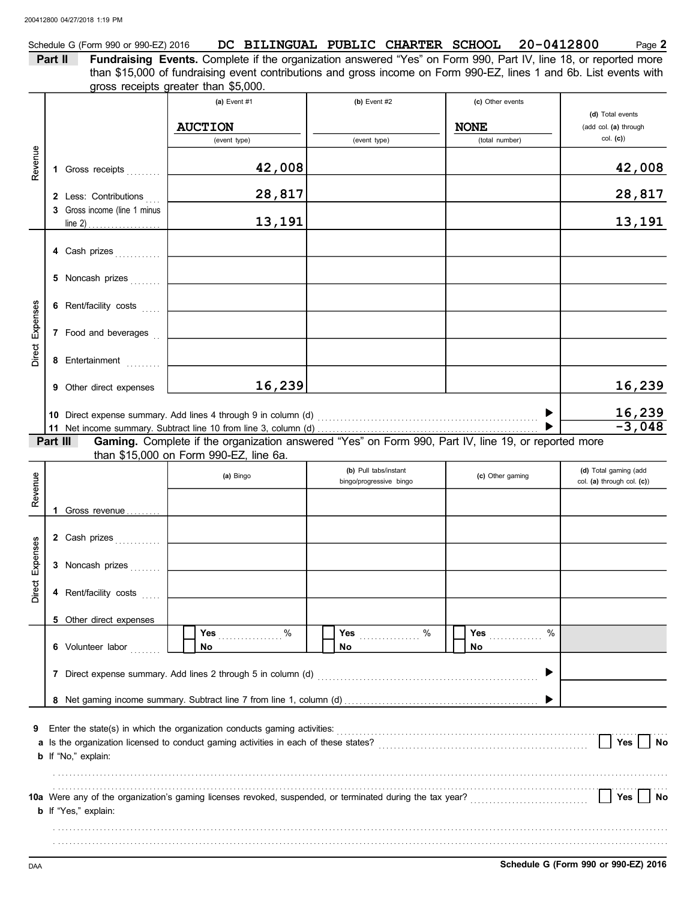Schedule G (Form 990 or 990-EZ) 2016 **DC BILINGUAL PUBLIC CHARTER SCHOOL 20-0412800** Page **2**

**Part II** **Fundraising Events.** Complete if the organization answered "Yes" on Form 990, Part IV, line 18, or reported more than $15,000 of fundraising event contributions and gross income on Form 990-EZ, lines 1 and 6b. List events with gross receipts greater than $5,000.

| | | (a) Event #1 | (b) Event #2 | (c) Other events | (d) Total events (add col. (a) through col. (c)) |
|---|---|---|---|---|---|
| | | AUCTION (event type) | (event type) | NONE (total number) | |
| Revenue | 1 Gross receipts | 42,008 | | | 42,008 |
| | 2 Less: Contributions | 28,817 | | | 28,817 |
| | 3 Gross income (line 1 minus line 2) | 13,191 | | | 13,191 |
| Direct Expenses | 4 Cash prizes | | | | |
| | 5 Noncash prizes | | | | |
| | 6 Rent/facility costs | | | | |
| | 7 Food and beverages | | | | |
| | 8 Entertainment | | | | |
| | 9 Other direct expenses | 16,239 | | | 16,239 |
| | 10 Direct expense summary. Add lines 4 through 9 in column (d) | | | ▶ | 16,239 |
| | 11 Net income summary. Subtract line 10 from line 3, column (d) | | | ▶ | -3,048 |

**Part III** **Gaming.** Complete if the organization answered "Yes" on Form 990, Part IV, line 19, or reported more than $15,000 on Form 990-EZ, line 6a.

| | | (a) Bingo | (b) Pull tabs/instant bingo/progressive bingo | (c) Other gaming | (d) Total gaming (add col. (a) through col. (c)) |
|---|---|---|---|---|---|
| Revenue | 1 Gross revenue | | | | |
| Direct Expenses | 2 Cash prizes | | | | |
| | 3 Noncash prizes | | | | |
| | 4 Rent/facility costs | | | | |
| | 5 Other direct expenses | | | | |
| | 6 Volunteer labor | ☐ Yes ____ % ☐ No | ☐ Yes ____ % ☐ No | ☐ Yes ____ % ☐ No | |
| | 7 Direct expense summary. Add lines 2 through 5 in column (d) | | | ▶ | |
| | 8 Net gaming income summary. Subtract line 7 from line 1, column (d) | | | ▶ | |

**9** Enter the state(s) in which the organization conducts gaming activities:

**a** Is the organization licensed to conduct gaming activities in each of these states? ☐ Yes ☐ No

**b** If "No," explain:

**10a** Were any of the organization's gaming licenses revoked, suspended, or terminated during the tax year? ☐ Yes ☐ No

**b** If "Yes," explain:

**Schedule G (Form 990 or 990-EZ) 2016**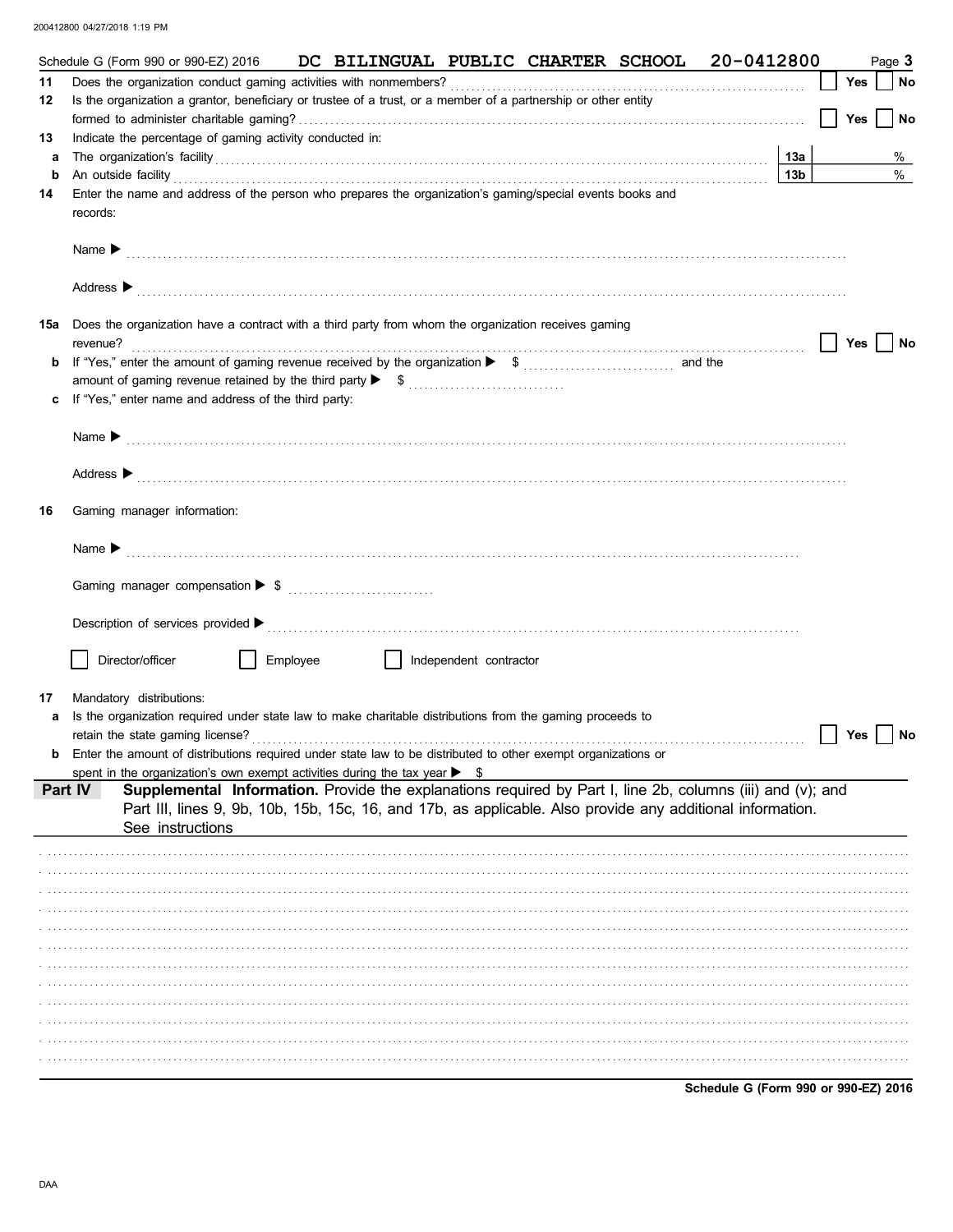Schedule G (Form 990 or 990-EZ) 2016 DC BILINGUAL PUBLIC CHARTER SCHOOL 20-0412800 Page 3

**11** Does the organization conduct gaming activities with nonmembers? ☐ Yes ☐ No

**12** Is the organization a grantor, beneficiary or trustee of a trust, or a member of a partnership or other entity formed to administer charitable gaming? ☐ Yes ☐ No

**13** Indicate the percentage of gaming activity conducted in:

**a** The organization's facility **13a** %

**b** An outside facility **13b** %

**14** Enter the name and address of the person who prepares the organization's gaming/special events books and records:

Name ▶

Address ▶

**15a** Does the organization have a contract with a third party from whom the organization receives gaming revenue? ☐ Yes ☐ No

**b** If "Yes," enter the amount of gaming revenue received by the organization ▶ $ and the amount of gaming revenue retained by the third party ▶ $

**c** If "Yes," enter name and address of the third party:

Name ▶

Address ▶

**16** Gaming manager information:

Name ▶

Gaming manager compensation ▶ $

Description of services provided ▶

☐ Director/officer ☐ Employee ☐ Independent contractor

**17** Mandatory distributions:

**a** Is the organization required under state law to make charitable distributions from the gaming proceeds to retain the state gaming license? ☐ Yes ☐ No

**b** Enter the amount of distributions required under state law to be distributed to other exempt organizations or spent in the organization's own exempt activities during the tax year ▶ $

**Part IV** **Supplemental Information.** Provide the explanations required by Part I, line 2b, columns (iii) and (v); and Part III, lines 9, 9b, 10b, 15b, 15c, 16, and 17b, as applicable. Also provide any additional information. See instructions

**Schedule G (Form 990 or 990-EZ) 2016**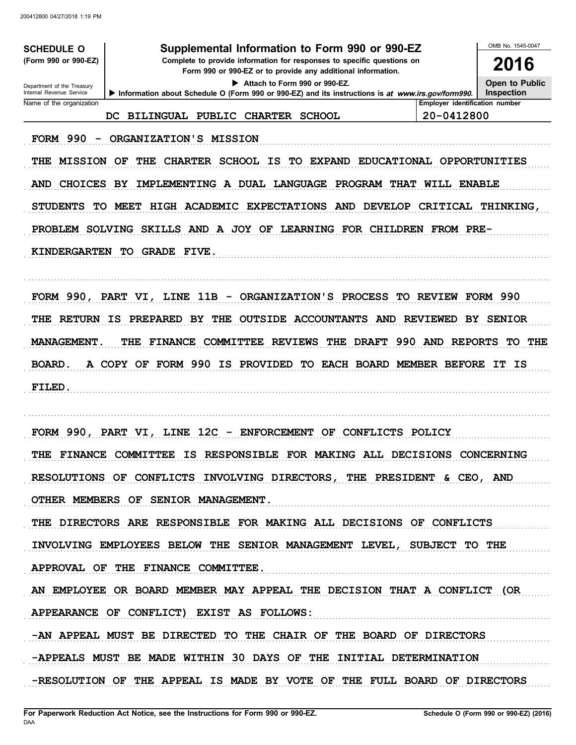**SCHEDULE O** (Form 990 or 990-EZ)

Department of the Treasury
Internal Revenue Service

# Supplemental Information to Form 990 or 990-EZ

**Complete to provide information for responses to specific questions on Form 990 or 990-EZ or to provide any additional information.**

▶ Attach to Form 990 or 990-EZ.

▶ Information about Schedule O (Form 990 or 990-EZ) and its instructions is at *www.irs.gov/form990.*

OMB No. 1545-0047

**2016**

**Open to Public Inspection**

| Name of the organization | Employer identification number |
|---|---|
| DC BILINGUAL PUBLIC CHARTER SCHOOL | 20-0412800 |

FORM 990 - ORGANIZATION'S MISSION

THE MISSION OF THE CHARTER SCHOOL IS TO EXPAND EDUCATIONAL OPPORTUNITIES AND CHOICES BY IMPLEMENTING A DUAL LANGUAGE PROGRAM THAT WILL ENABLE STUDENTS TO MEET HIGH ACADEMIC EXPECTATIONS AND DEVELOP CRITICAL THINKING, PROBLEM SOLVING SKILLS AND A JOY OF LEARNING FOR CHILDREN FROM PRE-KINDERGARTEN TO GRADE FIVE.

FORM 990, PART VI, LINE 11B - ORGANIZATION'S PROCESS TO REVIEW FORM 990

THE RETURN IS PREPARED BY THE OUTSIDE ACCOUNTANTS AND REVIEWED BY SENIOR MANAGEMENT. THE FINANCE COMMITTEE REVIEWS THE DRAFT 990 AND REPORTS TO THE BOARD. A COPY OF FORM 990 IS PROVIDED TO EACH BOARD MEMBER BEFORE IT IS FILED.

FORM 990, PART VI, LINE 12C - ENFORCEMENT OF CONFLICTS POLICY

THE FINANCE COMMITTEE IS RESPONSIBLE FOR MAKING ALL DECISIONS CONCERNING RESOLUTIONS OF CONFLICTS INVOLVING DIRECTORS, THE PRESIDENT & CEO, AND OTHER MEMBERS OF SENIOR MANAGEMENT.

THE DIRECTORS ARE RESPONSIBLE FOR MAKING ALL DECISIONS OF CONFLICTS INVOLVING EMPLOYEES BELOW THE SENIOR MANAGEMENT LEVEL, SUBJECT TO THE APPROVAL OF THE FINANCE COMMITTEE.

AN EMPLOYEE OR BOARD MEMBER MAY APPEAL THE DECISION THAT A CONFLICT (OR APPEARANCE OF CONFLICT) EXIST AS FOLLOWS:

-AN APPEAL MUST BE DIRECTED TO THE CHAIR OF THE BOARD OF DIRECTORS

-APPEALS MUST BE MADE WITHIN 30 DAYS OF THE INITIAL DETERMINATION

-RESOLUTION OF THE APPEAL IS MADE BY VOTE OF THE FULL BOARD OF DIRECTORS

For Paperwork Reduction Act Notice, see the Instructions for Form 990 or 990-EZ.

Schedule O (Form 990 or 990-EZ) (2016)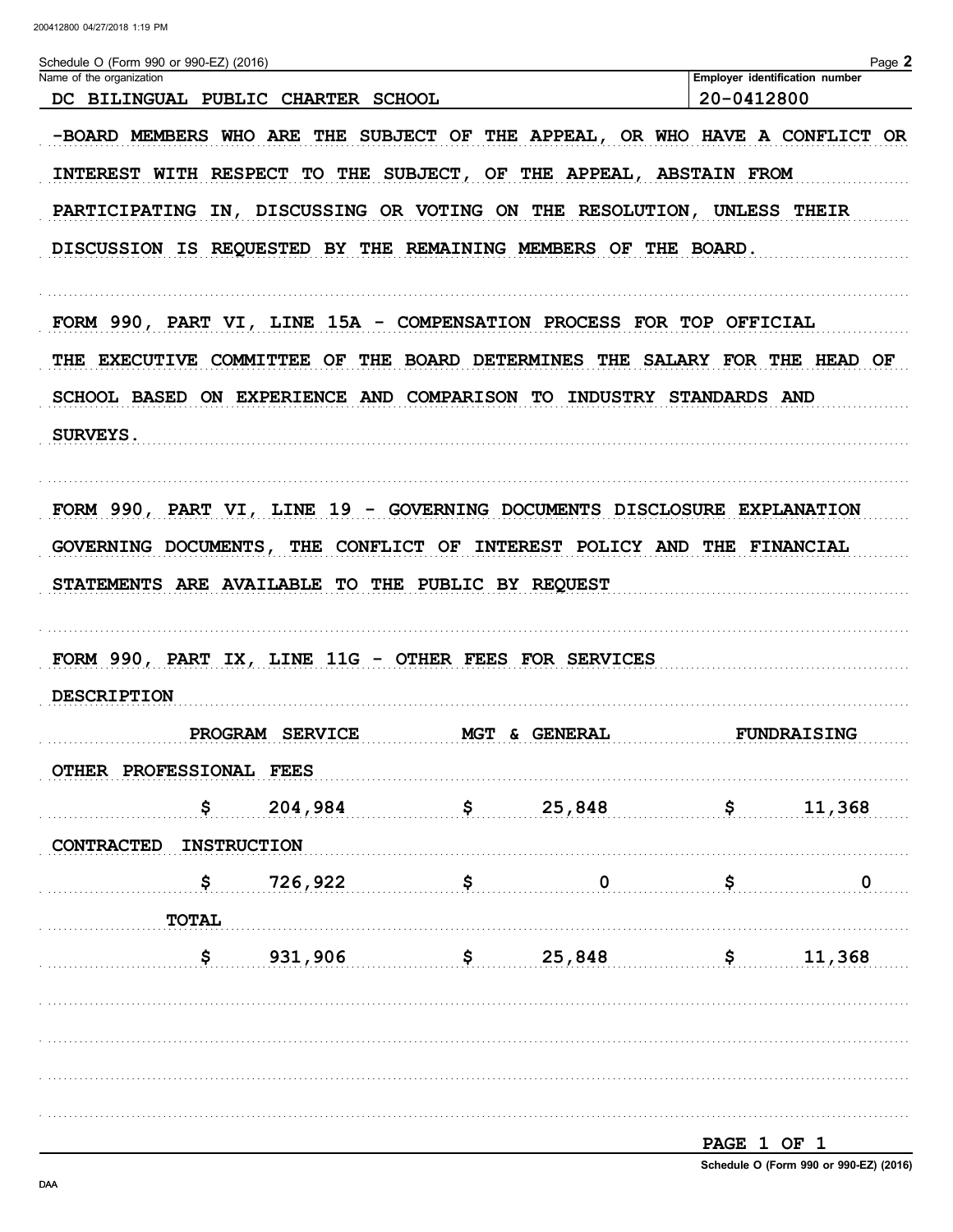Schedule O (Form 990 or 990-EZ) (2016) Page 2

| Name of the organization | Employer identification number |
|---|---|
| DC BILINGUAL PUBLIC CHARTER SCHOOL | 20-0412800 |

-BOARD MEMBERS WHO ARE THE SUBJECT OF THE APPEAL, OR WHO HAVE A CONFLICT OR INTEREST WITH RESPECT TO THE SUBJECT, OF THE APPEAL, ABSTAIN FROM PARTICIPATING IN, DISCUSSING OR VOTING ON THE RESOLUTION, UNLESS THEIR DISCUSSION IS REQUESTED BY THE REMAINING MEMBERS OF THE BOARD.

FORM 990, PART VI, LINE 15A - COMPENSATION PROCESS FOR TOP OFFICIAL

THE EXECUTIVE COMMITTEE OF THE BOARD DETERMINES THE SALARY FOR THE HEAD OF SCHOOL BASED ON EXPERIENCE AND COMPARISON TO INDUSTRY STANDARDS AND SURVEYS.

FORM 990, PART VI, LINE 19 - GOVERNING DOCUMENTS DISCLOSURE EXPLANATION

GOVERNING DOCUMENTS, THE CONFLICT OF INTEREST POLICY AND THE FINANCIAL STATEMENTS ARE AVAILABLE TO THE PUBLIC BY REQUEST

FORM 990, PART IX, LINE 11G - OTHER FEES FOR SERVICES

| DESCRIPTION | PROGRAM SERVICE | MGT & GENERAL | FUNDRAISING |
|---|---|---|---|
| OTHER PROFESSIONAL FEES | $ 204,984 | $ 25,848 | $ 11,368 |
| CONTRACTED INSTRUCTION | $ 726,922 | $ 0 | $ 0 |
| TOTAL | $ 931,906 | $ 25,848 | $ 11,368 |

Schedule O (Form 990 or 990-EZ) (2016)